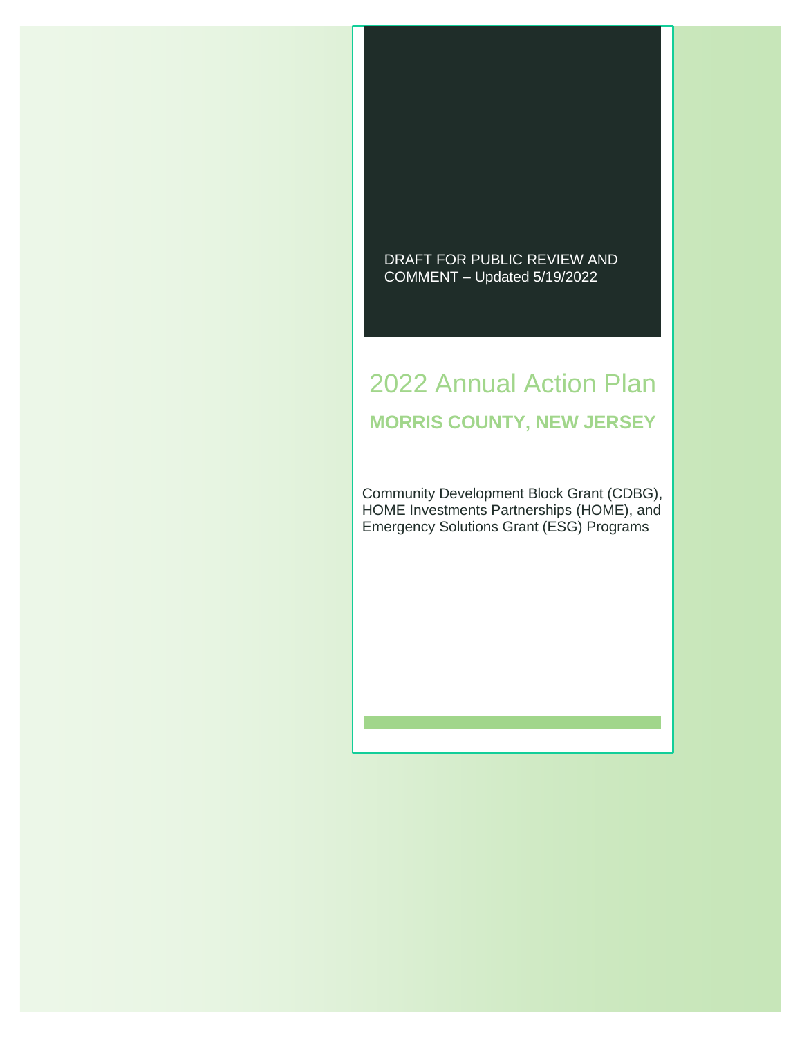DRAFT FOR PUBLIC REVIEW AND COMMENT – Updated 5/19/2022

# 2022 Annual Action Plan

## MORRIS COUNTY, NEW JERSEY

Community Development Block Grant (CDBG), HOME Investments Partnerships (HOME), and Emergency Solutions Grant (ESG) Programs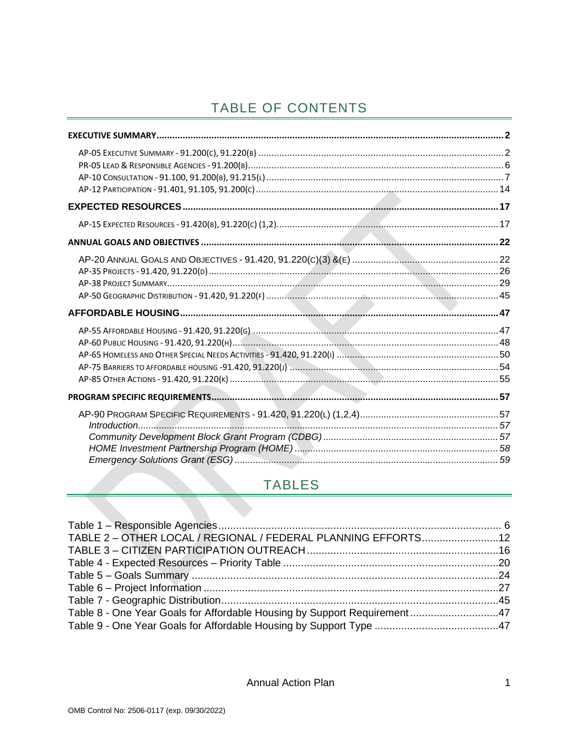# TABLE OF CONTENTS

**EXECUTIVE SUMMARY** ... 2

- AP-05 Executive Summary - 91.200(c), 91.220(b) ... 2
- PR-05 Lead & Responsible Agencies - 91.200(b) ... 6
- AP-10 Consultation - 91.100, 91.200(b), 91.215(l) ... 7
- AP-12 Participation - 91.401, 91.105, 91.200(c) ... 14

**EXPECTED RESOURCES** ... 17

- AP-15 Expected Resources - 91.420(b), 91.220(c) (1,2) ... 17

**ANNUAL GOALS AND OBJECTIVES** ... 22

- AP-20 Annual Goals and Objectives - 91.420, 91.220(c)(3) &(e) ... 22
- AP-35 Projects - 91.420, 91.220(d) ... 26
- AP-38 Project Summary ... 29
- AP-50 Geographic Distribution - 91.420, 91.220(f) ... 45

**AFFORDABLE HOUSING** ... 47

- AP-55 Affordable Housing - 91.420, 91.220(g) ... 47
- AP-60 Public Housing - 91.420, 91.220(h) ... 48
- AP-65 Homeless and Other Special Needs Activities - 91.420, 91.220(i) ... 50
- AP-75 Barriers to affordable housing -91.420, 91.220(j) ... 54
- AP-85 Other Actions - 91.420, 91.220(k) ... 55

**PROGRAM SPECIFIC REQUIREMENTS** ... 57

- AP-90 Program Specific Requirements - 91.420, 91.220(l) (1,2,4) ... 57
  - *Introduction* ... 57
  - *Community Development Block Grant Program (CDBG)* ... 57
  - *HOME Investment Partnership Program (HOME)* ... 58
  - *Emergency Solutions Grant (ESG)* ... 59

# TABLES

- Table 1 – Responsible Agencies ... 6
- TABLE 2 – OTHER LOCAL / REGIONAL / FEDERAL PLANNING EFFORTS ... 12
- TABLE 3 – CITIZEN PARTICIPATION OUTREACH ... 16
- Table 4 - Expected Resources – Priority Table ... 20
- Table 5 – Goals Summary ... 24
- Table 6 – Project Information ... 27
- Table 7 - Geographic Distribution ... 45
- Table 8 - One Year Goals for Affordable Housing by Support Requirement ... 47
- Table 9 - One Year Goals for Affordable Housing by Support Type ... 47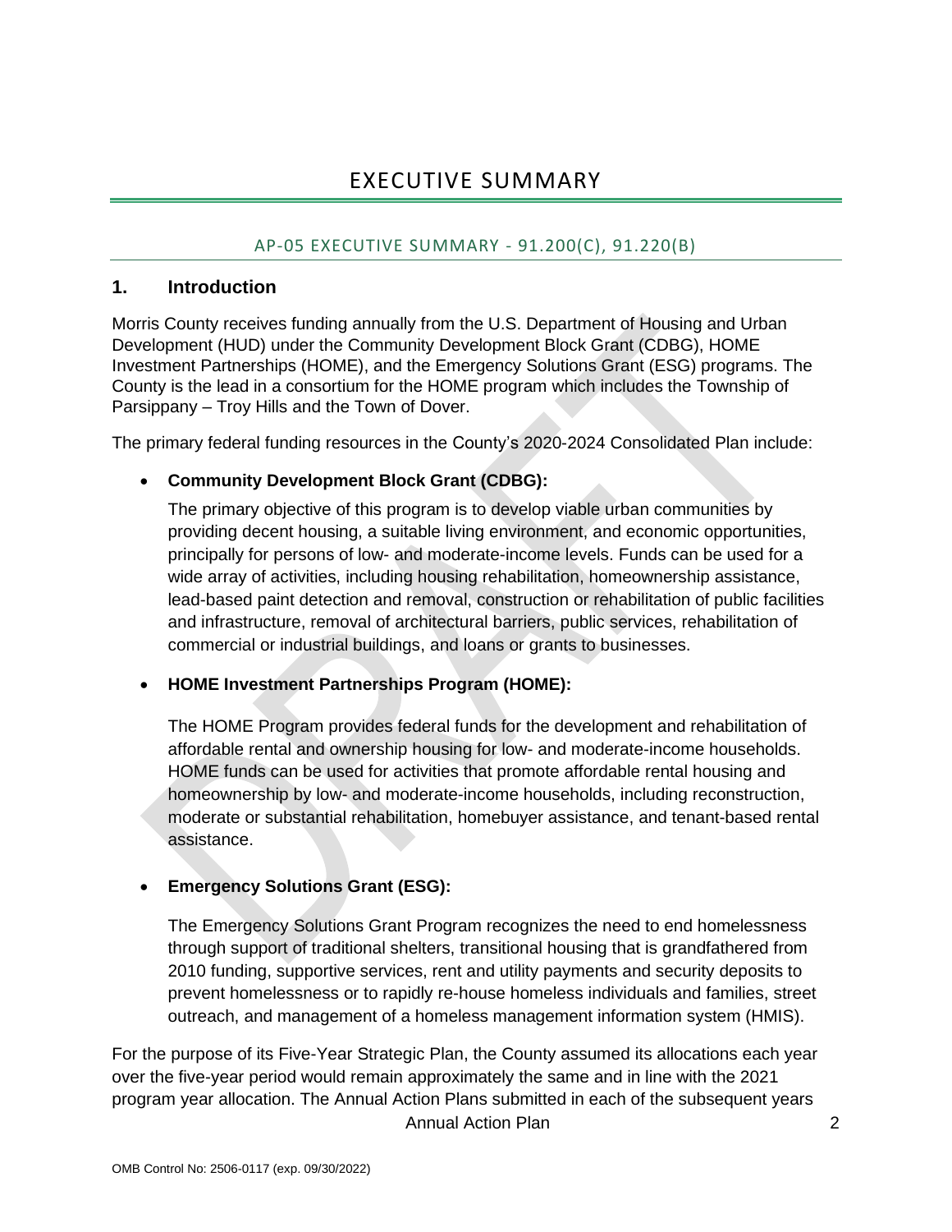# EXECUTIVE SUMMARY

## AP-05 EXECUTIVE SUMMARY - 91.200(C), 91.220(B)

### 1. Introduction

Morris County receives funding annually from the U.S. Department of Housing and Urban Development (HUD) under the Community Development Block Grant (CDBG), HOME Investment Partnerships (HOME), and the Emergency Solutions Grant (ESG) programs. The County is the lead in a consortium for the HOME program which includes the Township of Parsippany – Troy Hills and the Town of Dover.

The primary federal funding resources in the County's 2020-2024 Consolidated Plan include:

- **Community Development Block Grant (CDBG):**

  The primary objective of this program is to develop viable urban communities by providing decent housing, a suitable living environment, and economic opportunities, principally for persons of low- and moderate-income levels. Funds can be used for a wide array of activities, including housing rehabilitation, homeownership assistance, lead-based paint detection and removal, construction or rehabilitation of public facilities and infrastructure, removal of architectural barriers, public services, rehabilitation of commercial or industrial buildings, and loans or grants to businesses.

- **HOME Investment Partnerships Program (HOME):**

  The HOME Program provides federal funds for the development and rehabilitation of affordable rental and ownership housing for low- and moderate-income households. HOME funds can be used for activities that promote affordable rental housing and homeownership by low- and moderate-income households, including reconstruction, moderate or substantial rehabilitation, homebuyer assistance, and tenant-based rental assistance.

- **Emergency Solutions Grant (ESG):**

  The Emergency Solutions Grant Program recognizes the need to end homelessness through support of traditional shelters, transitional housing that is grandfathered from 2010 funding, supportive services, rent and utility payments and security deposits to prevent homelessness or to rapidly re-house homeless individuals and families, street outreach, and management of a homeless management information system (HMIS).

For the purpose of its Five-Year Strategic Plan, the County assumed its allocations each year over the five-year period would remain approximately the same and in line with the 2021 program year allocation. The Annual Action Plans submitted in each of the subsequent years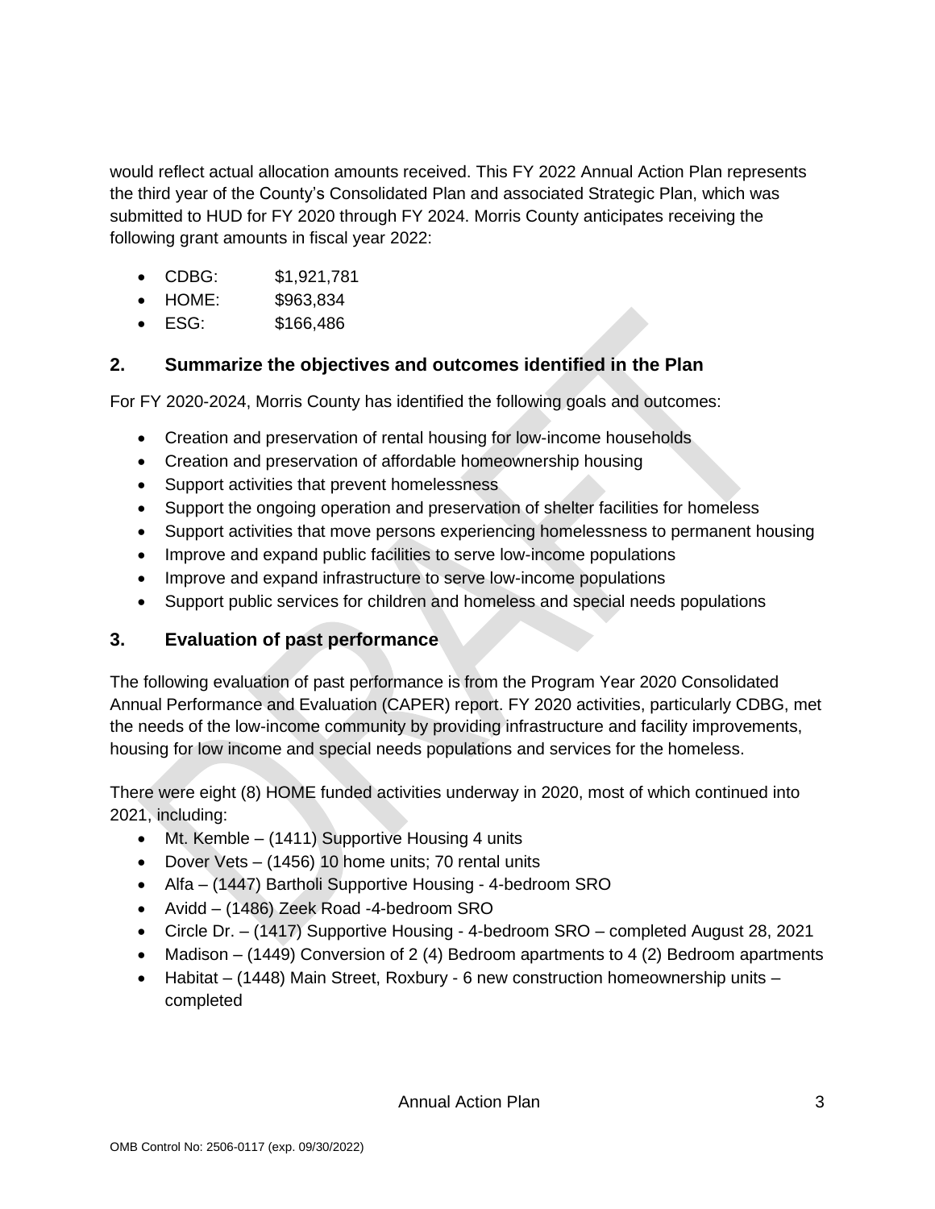would reflect actual allocation amounts received. This FY 2022 Annual Action Plan represents the third year of the County's Consolidated Plan and associated Strategic Plan, which was submitted to HUD for FY 2020 through FY 2024. Morris County anticipates receiving the following grant amounts in fiscal year 2022:

- CDBG: $1,921,781
- HOME: $963,834
- ESG: $166,486

## 2. Summarize the objectives and outcomes identified in the Plan

For FY 2020-2024, Morris County has identified the following goals and outcomes:

- Creation and preservation of rental housing for low-income households
- Creation and preservation of affordable homeownership housing
- Support activities that prevent homelessness
- Support the ongoing operation and preservation of shelter facilities for homeless
- Support activities that move persons experiencing homelessness to permanent housing
- Improve and expand public facilities to serve low-income populations
- Improve and expand infrastructure to serve low-income populations
- Support public services for children and homeless and special needs populations

## 3. Evaluation of past performance

The following evaluation of past performance is from the Program Year 2020 Consolidated Annual Performance and Evaluation (CAPER) report. FY 2020 activities, particularly CDBG, met the needs of the low-income community by providing infrastructure and facility improvements, housing for low income and special needs populations and services for the homeless.

There were eight (8) HOME funded activities underway in 2020, most of which continued into 2021, including:

- Mt. Kemble – (1411) Supportive Housing 4 units
- Dover Vets – (1456) 10 home units; 70 rental units
- Alfa – (1447) Bartholi Supportive Housing - 4-bedroom SRO
- Avidd – (1486) Zeek Road -4-bedroom SRO
- Circle Dr. – (1417) Supportive Housing - 4-bedroom SRO – completed August 28, 2021
- Madison – (1449) Conversion of 2 (4) Bedroom apartments to 4 (2) Bedroom apartments
- Habitat – (1448) Main Street, Roxbury - 6 new construction homeownership units – completed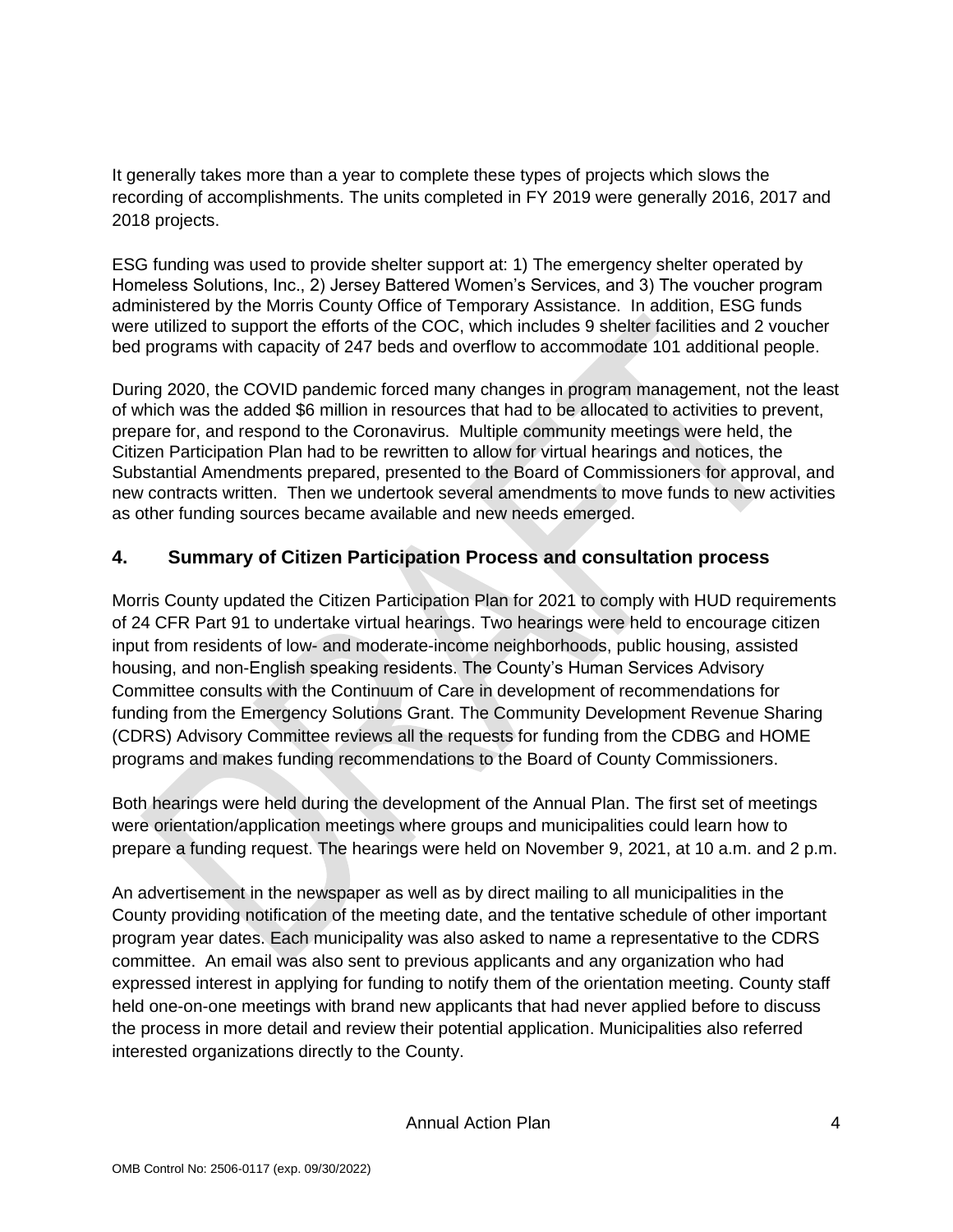It generally takes more than a year to complete these types of projects which slows the recording of accomplishments. The units completed in FY 2019 were generally 2016, 2017 and 2018 projects.

ESG funding was used to provide shelter support at: 1) The emergency shelter operated by Homeless Solutions, Inc., 2) Jersey Battered Women's Services, and 3) The voucher program administered by the Morris County Office of Temporary Assistance. In addition, ESG funds were utilized to support the efforts of the COC, which includes 9 shelter facilities and 2 voucher bed programs with capacity of 247 beds and overflow to accommodate 101 additional people.

During 2020, the COVID pandemic forced many changes in program management, not the least of which was the added $6 million in resources that had to be allocated to activities to prevent, prepare for, and respond to the Coronavirus. Multiple community meetings were held, the Citizen Participation Plan had to be rewritten to allow for virtual hearings and notices, the Substantial Amendments prepared, presented to the Board of Commissioners for approval, and new contracts written. Then we undertook several amendments to move funds to new activities as other funding sources became available and new needs emerged.

## 4. Summary of Citizen Participation Process and consultation process

Morris County updated the Citizen Participation Plan for 2021 to comply with HUD requirements of 24 CFR Part 91 to undertake virtual hearings. Two hearings were held to encourage citizen input from residents of low- and moderate-income neighborhoods, public housing, assisted housing, and non-English speaking residents. The County's Human Services Advisory Committee consults with the Continuum of Care in development of recommendations for funding from the Emergency Solutions Grant. The Community Development Revenue Sharing (CDRS) Advisory Committee reviews all the requests for funding from the CDBG and HOME programs and makes funding recommendations to the Board of County Commissioners.

Both hearings were held during the development of the Annual Plan. The first set of meetings were orientation/application meetings where groups and municipalities could learn how to prepare a funding request. The hearings were held on November 9, 2021, at 10 a.m. and 2 p.m.

An advertisement in the newspaper as well as by direct mailing to all municipalities in the County providing notification of the meeting date, and the tentative schedule of other important program year dates. Each municipality was also asked to name a representative to the CDRS committee. An email was also sent to previous applicants and any organization who had expressed interest in applying for funding to notify them of the orientation meeting. County staff held one-on-one meetings with brand new applicants that had never applied before to discuss the process in more detail and review their potential application. Municipalities also referred interested organizations directly to the County.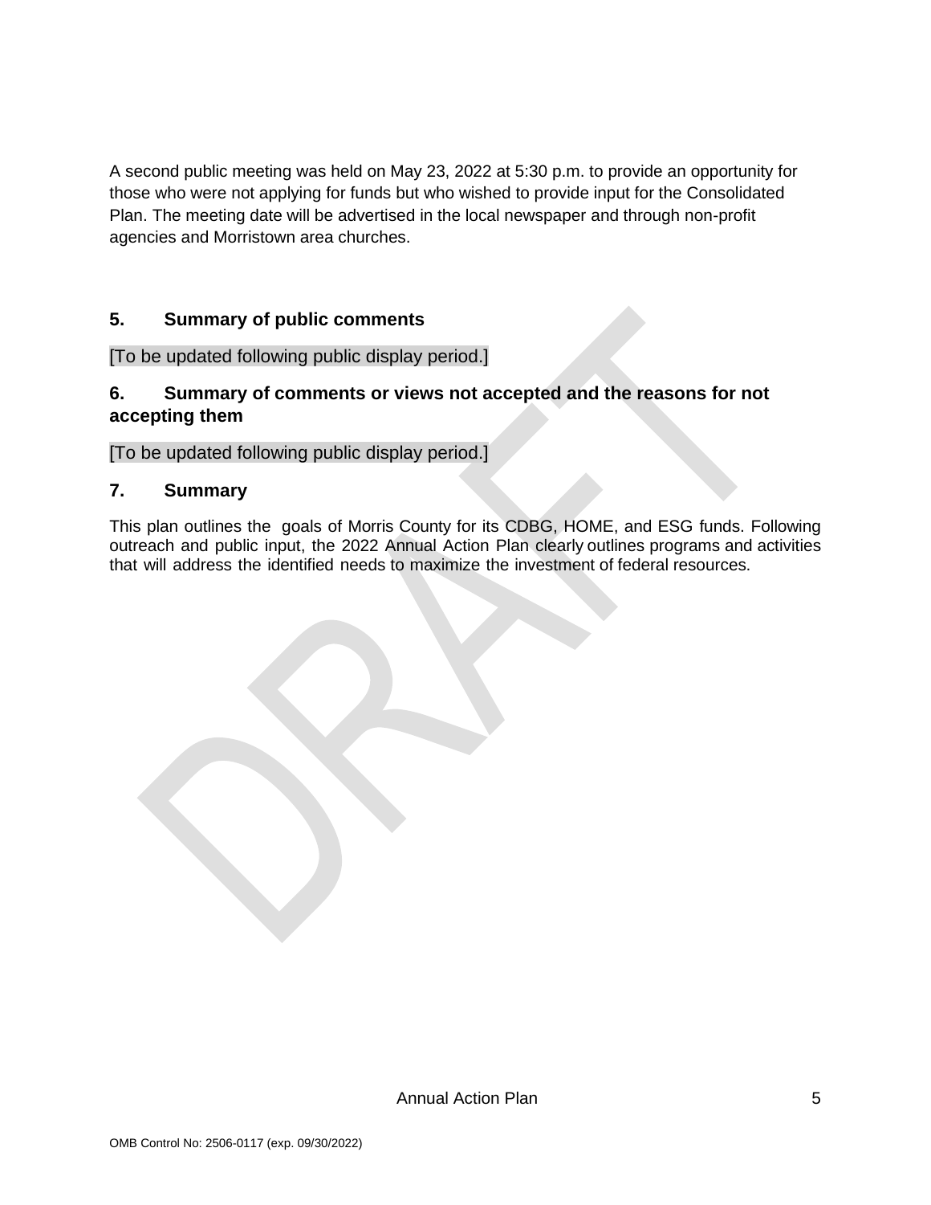A second public meeting was held on May 23, 2022 at 5:30 p.m. to provide an opportunity for those who were not applying for funds but who wished to provide input for the Consolidated Plan. The meeting date will be advertised in the local newspaper and through non-profit agencies and Morristown area churches.

### 5. Summary of public comments

[To be updated following public display period.]

### 6. Summary of comments or views not accepted and the reasons for not accepting them

[To be updated following public display period.]

### 7. Summary

This plan outlines the goals of Morris County for its CDBG, HOME, and ESG funds. Following outreach and public input, the 2022 Annual Action Plan clearly outlines programs and activities that will address the identified needs to maximize the investment of federal resources.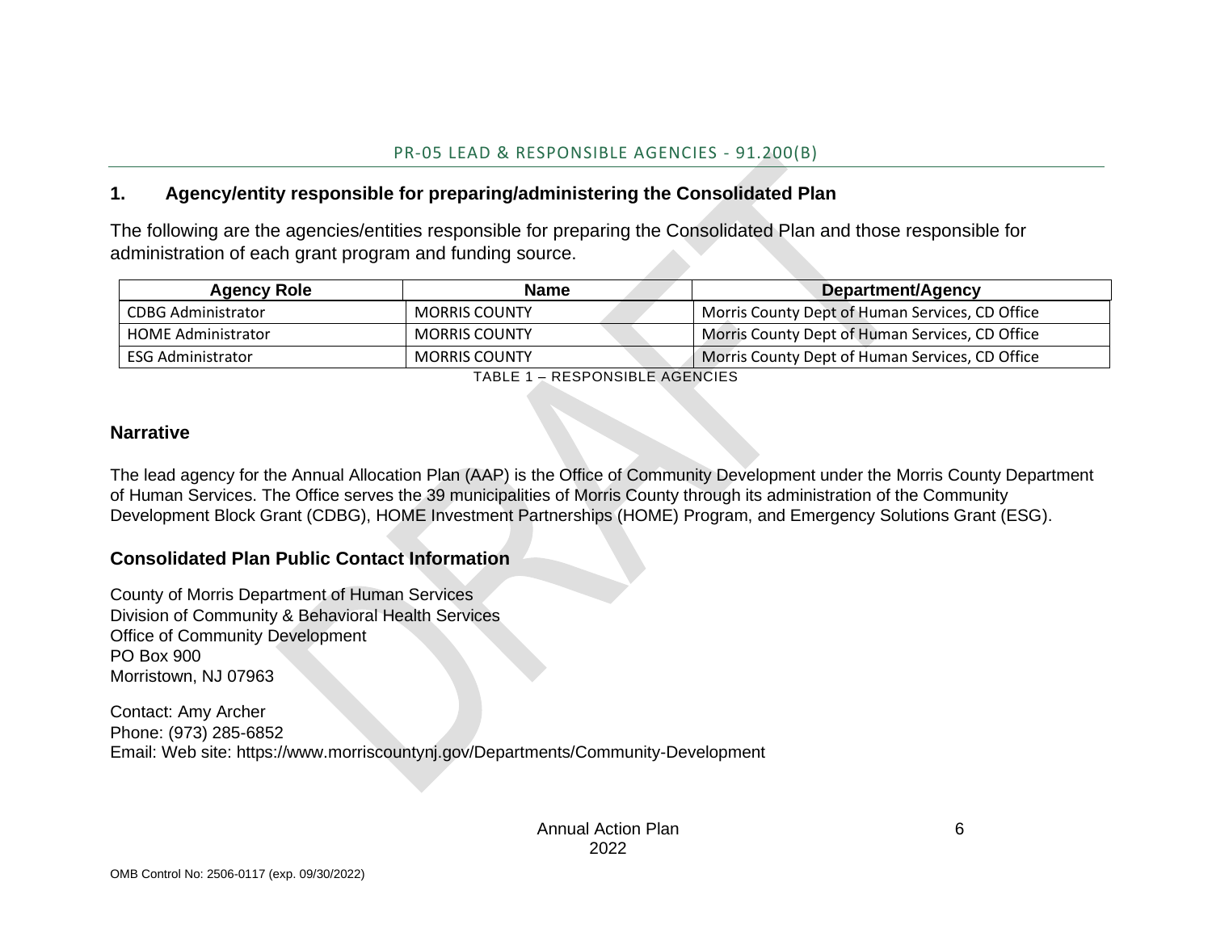## PR-05 LEAD & RESPONSIBLE AGENCIES - 91.200(B)

### 1. Agency/entity responsible for preparing/administering the Consolidated Plan

The following are the agencies/entities responsible for preparing the Consolidated Plan and those responsible for administration of each grant program and funding source.

| Agency Role | Name | Department/Agency |
|---|---|---|
| CDBG Administrator | MORRIS COUNTY | Morris County Dept of Human Services, CD Office |
| HOME Administrator | MORRIS COUNTY | Morris County Dept of Human Services, CD Office |
| ESG Administrator | MORRIS COUNTY | Morris County Dept of Human Services, CD Office |

TABLE 1 – RESPONSIBLE AGENCIES

### Narrative

The lead agency for the Annual Allocation Plan (AAP) is the Office of Community Development under the Morris County Department of Human Services. The Office serves the 39 municipalities of Morris County through its administration of the Community Development Block Grant (CDBG), HOME Investment Partnerships (HOME) Program, and Emergency Solutions Grant (ESG).

### Consolidated Plan Public Contact Information

County of Morris Department of Human Services
Division of Community & Behavioral Health Services
Office of Community Development
PO Box 900
Morristown, NJ 07963

Contact: Amy Archer
Phone: (973) 285-6852
Email: Web site: https://www.morriscountynj.gov/Departments/Community-Development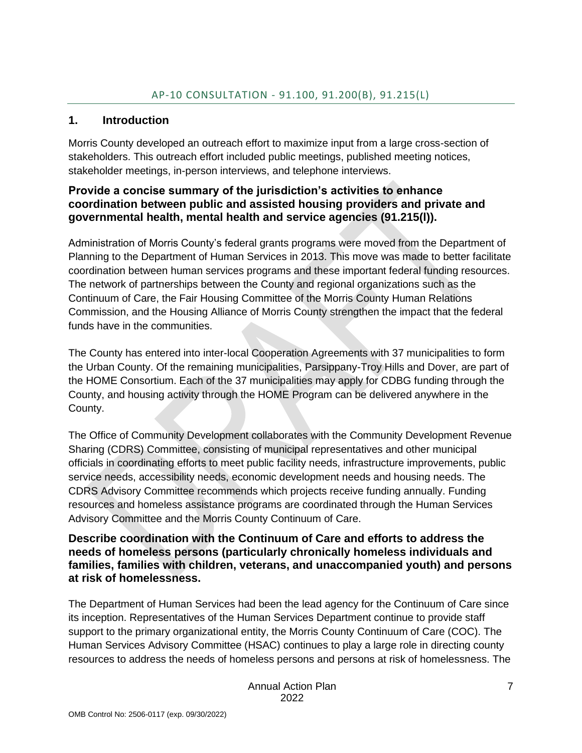## AP-10 CONSULTATION - 91.100, 91.200(B), 91.215(L)

### 1. Introduction

Morris County developed an outreach effort to maximize input from a large cross-section of stakeholders. This outreach effort included public meetings, published meeting notices, stakeholder meetings, in-person interviews, and telephone interviews.

**Provide a concise summary of the jurisdiction's activities to enhance coordination between public and assisted housing providers and private and governmental health, mental health and service agencies (91.215(l)).**

Administration of Morris County's federal grants programs were moved from the Department of Planning to the Department of Human Services in 2013. This move was made to better facilitate coordination between human services programs and these important federal funding resources. The network of partnerships between the County and regional organizations such as the Continuum of Care, the Fair Housing Committee of the Morris County Human Relations Commission, and the Housing Alliance of Morris County strengthen the impact that the federal funds have in the communities.

The County has entered into inter-local Cooperation Agreements with 37 municipalities to form the Urban County. Of the remaining municipalities, Parsippany-Troy Hills and Dover, are part of the HOME Consortium. Each of the 37 municipalities may apply for CDBG funding through the County, and housing activity through the HOME Program can be delivered anywhere in the County.

The Office of Community Development collaborates with the Community Development Revenue Sharing (CDRS) Committee, consisting of municipal representatives and other municipal officials in coordinating efforts to meet public facility needs, infrastructure improvements, public service needs, accessibility needs, economic development needs and housing needs. The CDRS Advisory Committee recommends which projects receive funding annually. Funding resources and homeless assistance programs are coordinated through the Human Services Advisory Committee and the Morris County Continuum of Care.

**Describe coordination with the Continuum of Care and efforts to address the needs of homeless persons (particularly chronically homeless individuals and families, families with children, veterans, and unaccompanied youth) and persons at risk of homelessness.**

The Department of Human Services had been the lead agency for the Continuum of Care since its inception. Representatives of the Human Services Department continue to provide staff support to the primary organizational entity, the Morris County Continuum of Care (COC). The Human Services Advisory Committee (HSAC) continues to play a large role in directing county resources to address the needs of homeless persons and persons at risk of homelessness. The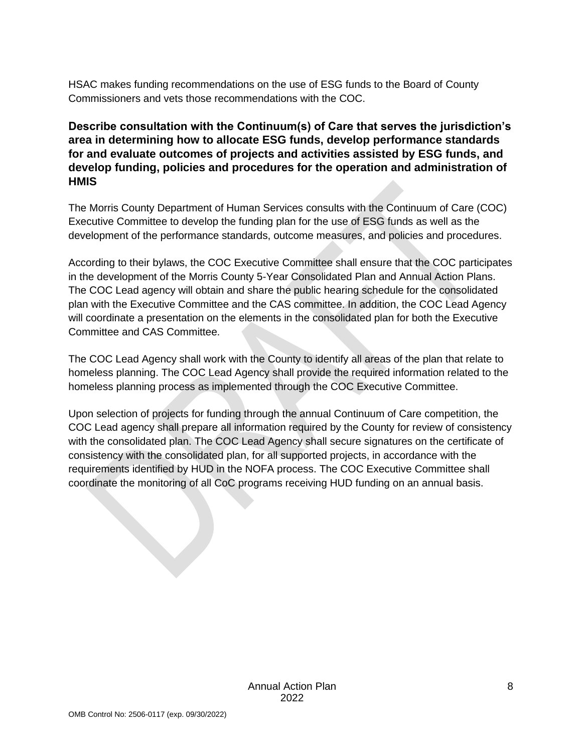HSAC makes funding recommendations on the use of ESG funds to the Board of County Commissioners and vets those recommendations with the COC.

**Describe consultation with the Continuum(s) of Care that serves the jurisdiction's area in determining how to allocate ESG funds, develop performance standards for and evaluate outcomes of projects and activities assisted by ESG funds, and develop funding, policies and procedures for the operation and administration of HMIS**

The Morris County Department of Human Services consults with the Continuum of Care (COC) Executive Committee to develop the funding plan for the use of ESG funds as well as the development of the performance standards, outcome measures, and policies and procedures.

According to their bylaws, the COC Executive Committee shall ensure that the COC participates in the development of the Morris County 5-Year Consolidated Plan and Annual Action Plans. The COC Lead agency will obtain and share the public hearing schedule for the consolidated plan with the Executive Committee and the CAS committee. In addition, the COC Lead Agency will coordinate a presentation on the elements in the consolidated plan for both the Executive Committee and CAS Committee.

The COC Lead Agency shall work with the County to identify all areas of the plan that relate to homeless planning. The COC Lead Agency shall provide the required information related to the homeless planning process as implemented through the COC Executive Committee.

Upon selection of projects for funding through the annual Continuum of Care competition, the COC Lead agency shall prepare all information required by the County for review of consistency with the consolidated plan. The COC Lead Agency shall secure signatures on the certificate of consistency with the consolidated plan, for all supported projects, in accordance with the requirements identified by HUD in the NOFA process. The COC Executive Committee shall coordinate the monitoring of all CoC programs receiving HUD funding on an annual basis.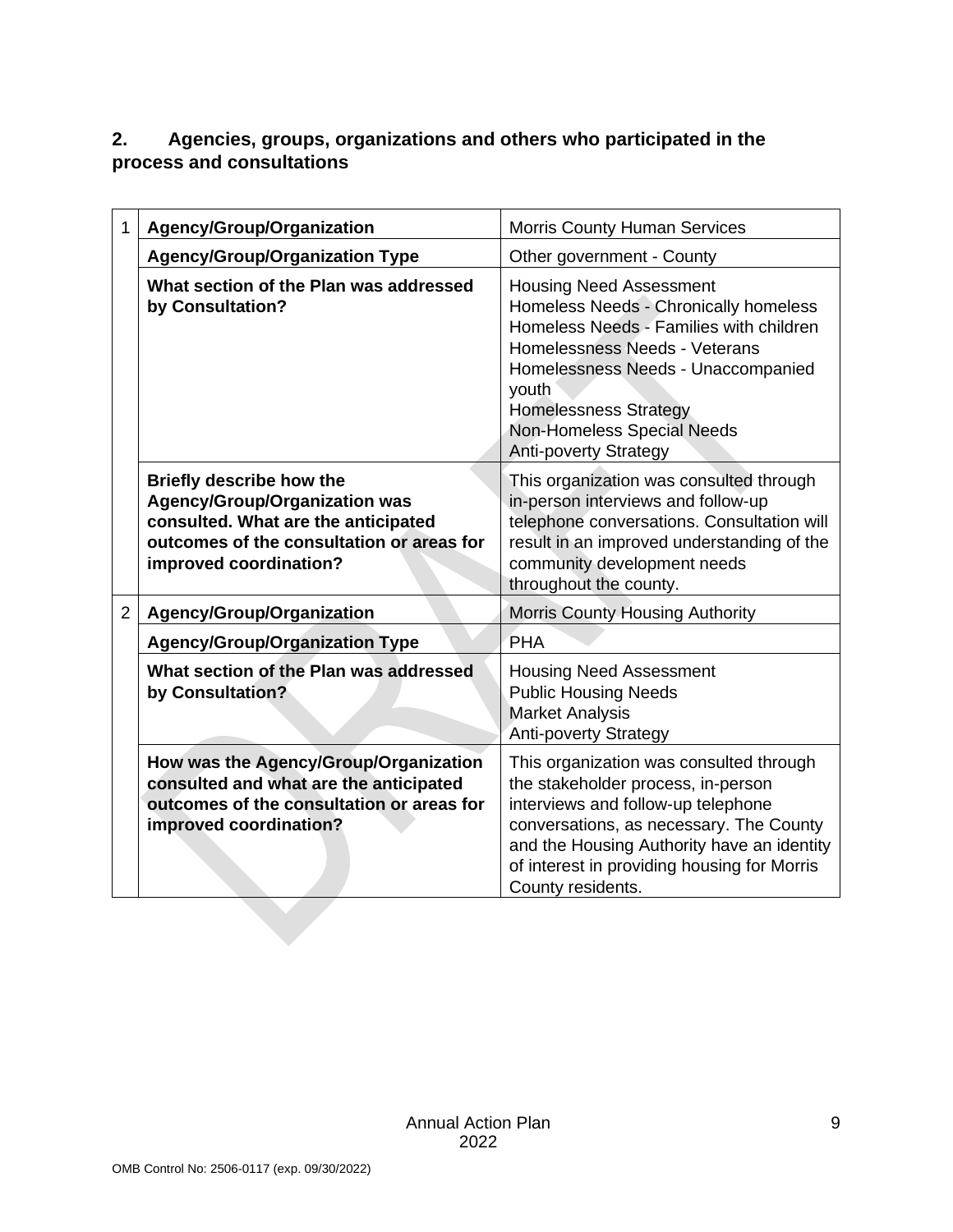## 2. Agencies, groups, organizations and others who participated in the process and consultations

| | | |
|---|---|---|
| 1 | **Agency/Group/Organization** | Morris County Human Services |
| | **Agency/Group/Organization Type** | Other government - County |
| | **What section of the Plan was addressed by Consultation?** | Housing Need Assessment<br>Homeless Needs - Chronically homeless<br>Homeless Needs - Families with children<br>Homelessness Needs - Veterans<br>Homelessness Needs - Unaccompanied youth<br>Homelessness Strategy<br>Non-Homeless Special Needs<br>Anti-poverty Strategy |
| | **Briefly describe how the Agency/Group/Organization was consulted. What are the anticipated outcomes of the consultation or areas for improved coordination?** | This organization was consulted through in-person interviews and follow-up telephone conversations. Consultation will result in an improved understanding of the community development needs throughout the county. |
| 2 | **Agency/Group/Organization** | Morris County Housing Authority |
| | **Agency/Group/Organization Type** | PHA |
| | **What section of the Plan was addressed by Consultation?** | Housing Need Assessment<br>Public Housing Needs<br>Market Analysis<br>Anti-poverty Strategy |
| | **How was the Agency/Group/Organization consulted and what are the anticipated outcomes of the consultation or areas for improved coordination?** | This organization was consulted through the stakeholder process, in-person interviews and follow-up telephone conversations, as necessary. The County and the Housing Authority have an identity of interest in providing housing for Morris County residents. |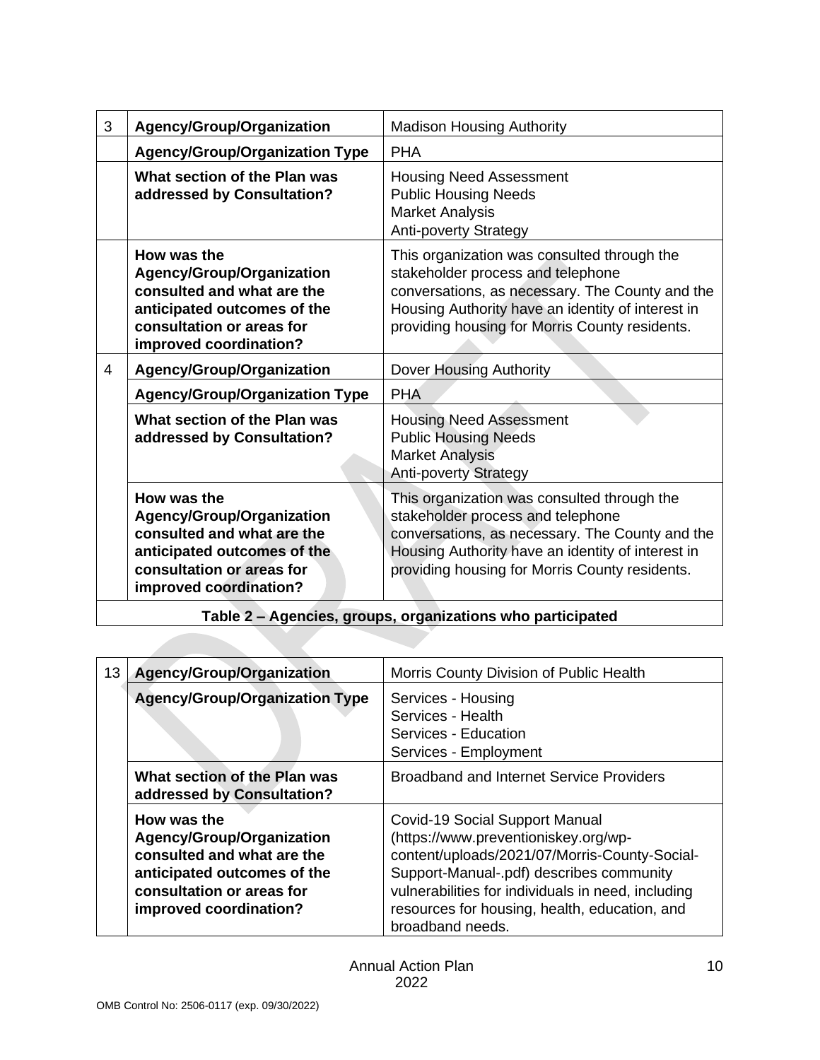| | | |
|---|---|---|
| 3 | **Agency/Group/Organization** | Madison Housing Authority |
| | **Agency/Group/Organization Type** | PHA |
| | **What section of the Plan was addressed by Consultation?** | Housing Need Assessment<br>Public Housing Needs<br>Market Analysis<br>Anti-poverty Strategy |
| | **How was the Agency/Group/Organization consulted and what are the anticipated outcomes of the consultation or areas for improved coordination?** | This organization was consulted through the stakeholder process and telephone conversations, as necessary. The County and the Housing Authority have an identity of interest in providing housing for Morris County residents. |
| 4 | **Agency/Group/Organization** | Dover Housing Authority |
| | **Agency/Group/Organization Type** | PHA |
| | **What section of the Plan was addressed by Consultation?** | Housing Need Assessment<br>Public Housing Needs<br>Market Analysis<br>Anti-poverty Strategy |
| | **How was the Agency/Group/Organization consulted and what are the anticipated outcomes of the consultation or areas for improved coordination?** | This organization was consulted through the stakeholder process and telephone conversations, as necessary. The County and the Housing Authority have an identity of interest in providing housing for Morris County residents. |

**Table 2 – Agencies, groups, organizations who participated**

| | | |
|---|---|---|
| 13 | **Agency/Group/Organization** | Morris County Division of Public Health |
| | **Agency/Group/Organization Type** | Services - Housing<br>Services - Health<br>Services - Education<br>Services - Employment |
| | **What section of the Plan was addressed by Consultation?** | Broadband and Internet Service Providers |
| | **How was the Agency/Group/Organization consulted and what are the anticipated outcomes of the consultation or areas for improved coordination?** | Covid-19 Social Support Manual (https://www.preventioniskey.org/wp-content/uploads/2021/07/Morris-County-Social-Support-Manual-.pdf) describes community vulnerabilities for individuals in need, including resources for housing, health, education, and broadband needs. |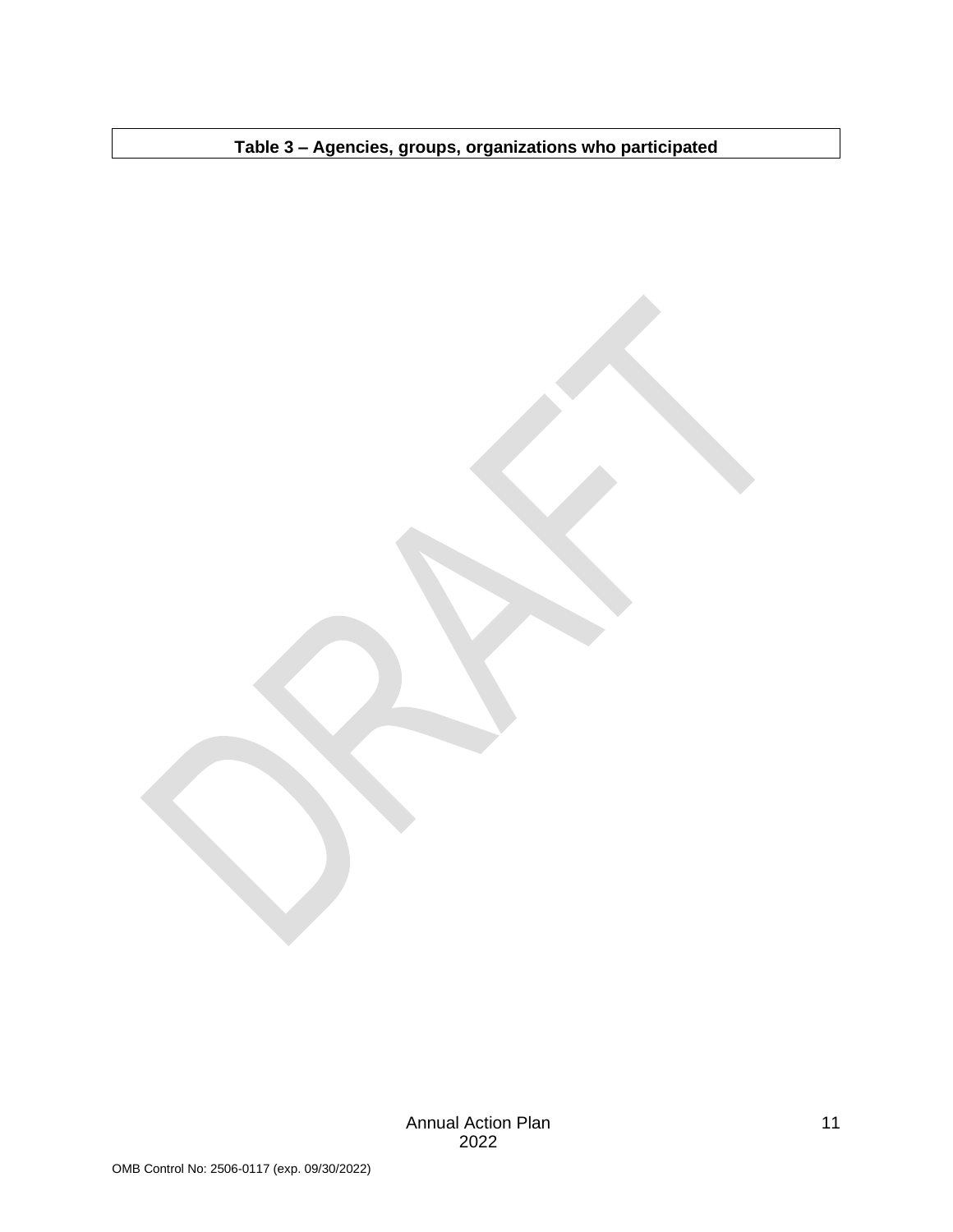| Table 3 – Agencies, groups, organizations who participated |
| --- |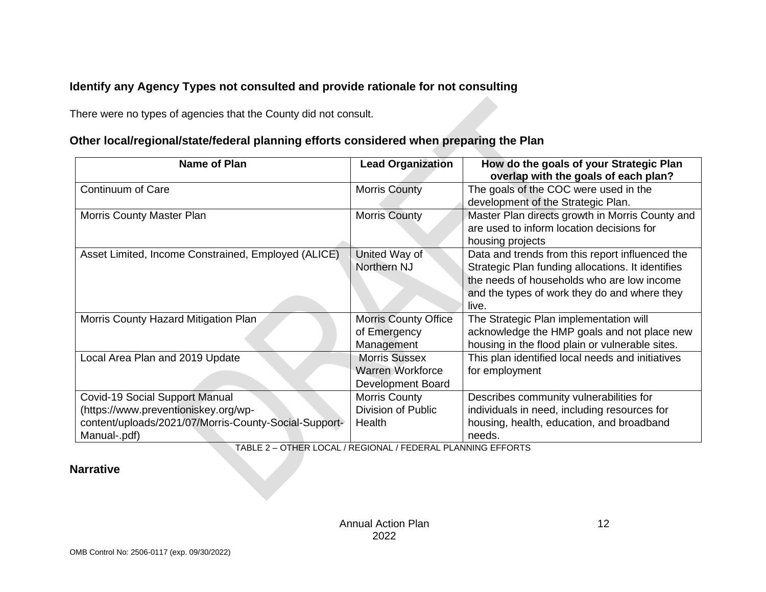### Identify any Agency Types not consulted and provide rationale for not consulting

There were no types of agencies that the County did not consult.

### Other local/regional/state/federal planning efforts considered when preparing the Plan

| Name of Plan | Lead Organization | How do the goals of your Strategic Plan overlap with the goals of each plan? |
|---|---|---|
| Continuum of Care | Morris County | The goals of the COC were used in the development of the Strategic Plan. |
| Morris County Master Plan | Morris County | Master Plan directs growth in Morris County and are used to inform location decisions for housing projects |
| Asset Limited, Income Constrained, Employed (ALICE) | United Way of Northern NJ | Data and trends from this report influenced the Strategic Plan funding allocations. It identifies the needs of households who are low income and the types of work they do and where they live. |
| Morris County Hazard Mitigation Plan | Morris County Office of Emergency Management | The Strategic Plan implementation will acknowledge the HMP goals and not place new housing in the flood plain or vulnerable sites. |
| Local Area Plan and 2019 Update | Morris Sussex Warren Workforce Development Board | This plan identified local needs and initiatives for employment |
| Covid-19 Social Support Manual (https://www.preventioniskey.org/wp-content/uploads/2021/07/Morris-County-Social-Support-Manual-.pdf) | Morris County Division of Public Health | Describes community vulnerabilities for individuals in need, including resources for housing, health, education, and broadband needs. |

TABLE 2 – OTHER LOCAL / REGIONAL / FEDERAL PLANNING EFFORTS

### Narrative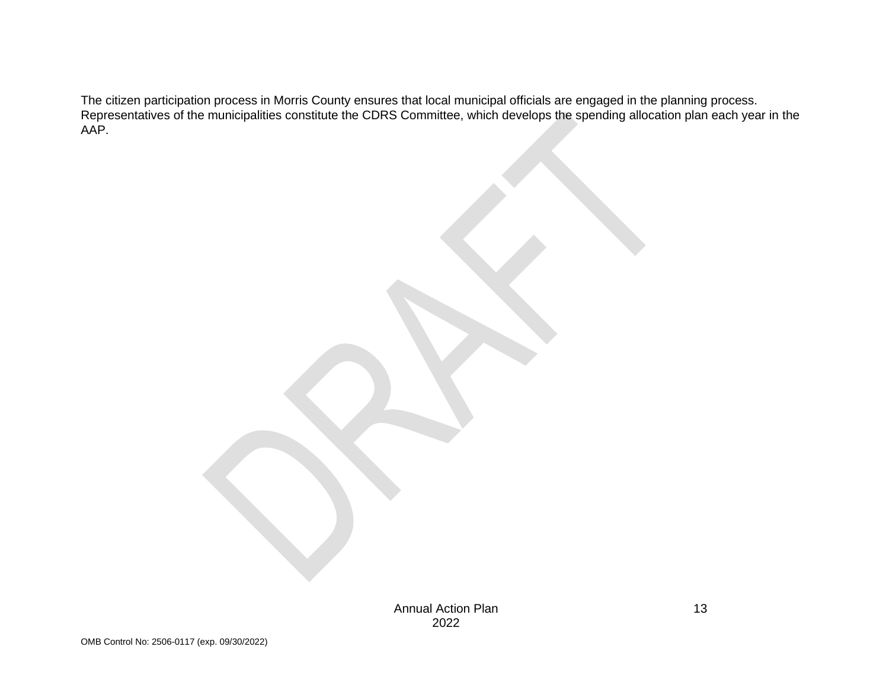The citizen participation process in Morris County ensures that local municipal officials are engaged in the planning process. Representatives of the municipalities constitute the CDRS Committee, which develops the spending allocation plan each year in the AAP.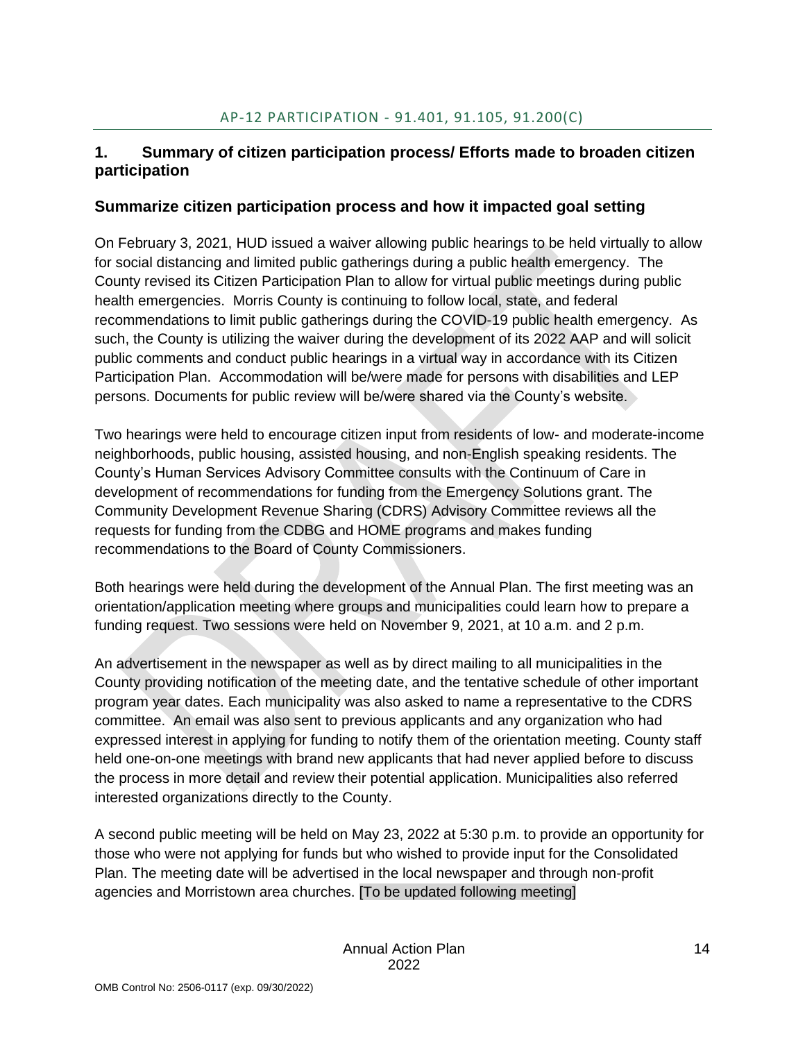## AP-12 PARTICIPATION - 91.401, 91.105, 91.200(C)

### 1. Summary of citizen participation process/ Efforts made to broaden citizen participation

### Summarize citizen participation process and how it impacted goal setting

On February 3, 2021, HUD issued a waiver allowing public hearings to be held virtually to allow for social distancing and limited public gatherings during a public health emergency. The County revised its Citizen Participation Plan to allow for virtual public meetings during public health emergencies. Morris County is continuing to follow local, state, and federal recommendations to limit public gatherings during the COVID-19 public health emergency. As such, the County is utilizing the waiver during the development of its 2022 AAP and will solicit public comments and conduct public hearings in a virtual way in accordance with its Citizen Participation Plan. Accommodation will be/were made for persons with disabilities and LEP persons. Documents for public review will be/were shared via the County's website.

Two hearings were held to encourage citizen input from residents of low- and moderate-income neighborhoods, public housing, assisted housing, and non-English speaking residents. The County's Human Services Advisory Committee consults with the Continuum of Care in development of recommendations for funding from the Emergency Solutions grant. The Community Development Revenue Sharing (CDRS) Advisory Committee reviews all the requests for funding from the CDBG and HOME programs and makes funding recommendations to the Board of County Commissioners.

Both hearings were held during the development of the Annual Plan. The first meeting was an orientation/application meeting where groups and municipalities could learn how to prepare a funding request. Two sessions were held on November 9, 2021, at 10 a.m. and 2 p.m.

An advertisement in the newspaper as well as by direct mailing to all municipalities in the County providing notification of the meeting date, and the tentative schedule of other important program year dates. Each municipality was also asked to name a representative to the CDRS committee. An email was also sent to previous applicants and any organization who had expressed interest in applying for funding to notify them of the orientation meeting. County staff held one-on-one meetings with brand new applicants that had never applied before to discuss the process in more detail and review their potential application. Municipalities also referred interested organizations directly to the County.

A second public meeting will be held on May 23, 2022 at 5:30 p.m. to provide an opportunity for those who were not applying for funds but who wished to provide input for the Consolidated Plan. The meeting date will be advertised in the local newspaper and through non-profit agencies and Morristown area churches. [To be updated following meeting]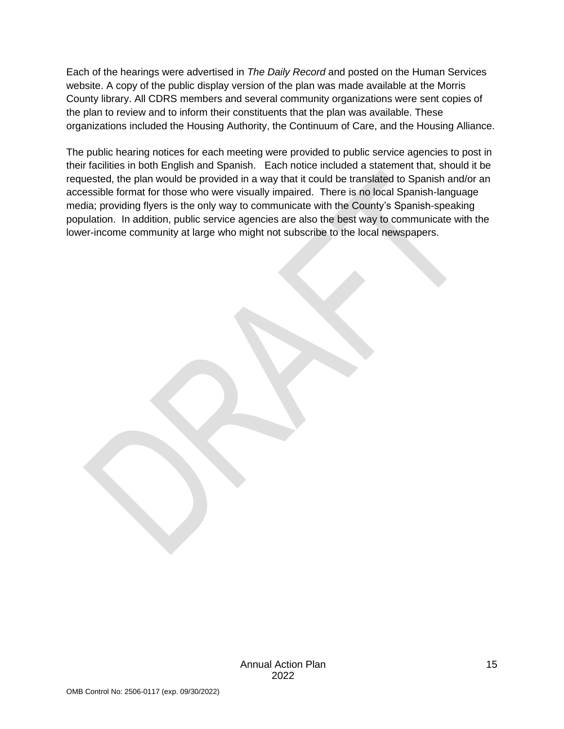Each of the hearings were advertised in *The Daily Record* and posted on the Human Services website. A copy of the public display version of the plan was made available at the Morris County library. All CDRS members and several community organizations were sent copies of the plan to review and to inform their constituents that the plan was available. These organizations included the Housing Authority, the Continuum of Care, and the Housing Alliance.

The public hearing notices for each meeting were provided to public service agencies to post in their facilities in both English and Spanish. Each notice included a statement that, should it be requested, the plan would be provided in a way that it could be translated to Spanish and/or an accessible format for those who were visually impaired. There is no local Spanish-language media; providing flyers is the only way to communicate with the County's Spanish-speaking population. In addition, public service agencies are also the best way to communicate with the lower-income community at large who might not subscribe to the local newspapers.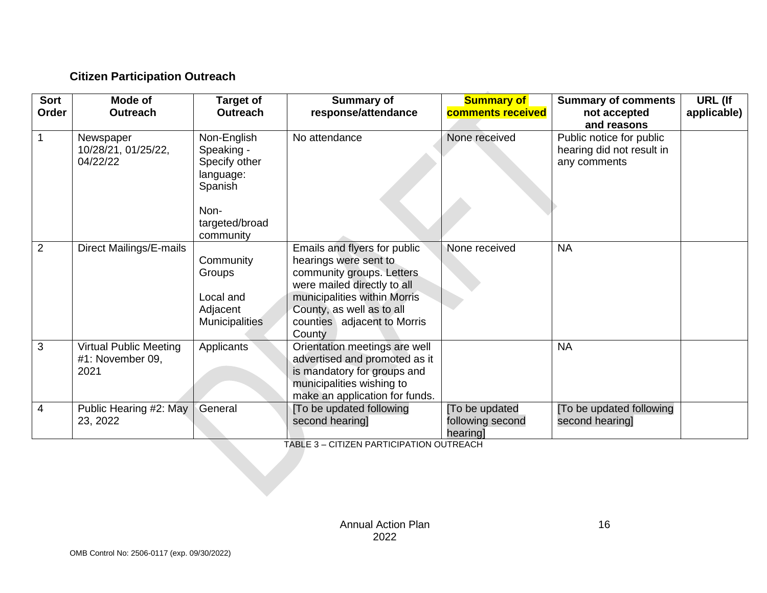### Citizen Participation Outreach

| Sort Order | Mode of Outreach | Target of Outreach | Summary of response/attendance | Summary of comments received | Summary of comments not accepted and reasons | URL (If applicable) |
|---|---|---|---|---|---|---|
| 1 | Newspaper 10/28/21, 01/25/22, 04/22/22 | Non-English Speaking - Specify other language: Spanish<br><br>Non-targeted/broad community | No attendance | None received | Public notice for public hearing did not result in any comments | |
| 2 | Direct Mailings/E-mails | Community Groups<br><br>Local and Adjacent Municipalities | Emails and flyers for public hearings were sent to community groups. Letters were mailed directly to all municipalities within Morris County, as well as to all counties adjacent to Morris County | None received | NA | |
| 3 | Virtual Public Meeting #1: November 09, 2021 | Applicants | Orientation meetings are well advertised and promoted as it is mandatory for groups and municipalities wishing to make an application for funds. | | NA | |
| 4 | Public Hearing #2: May 23, 2022 | General | [To be updated following second hearing] | [To be updated following second hearing] | [To be updated following second hearing] | |

TABLE 3 – CITIZEN PARTICIPATION OUTREACH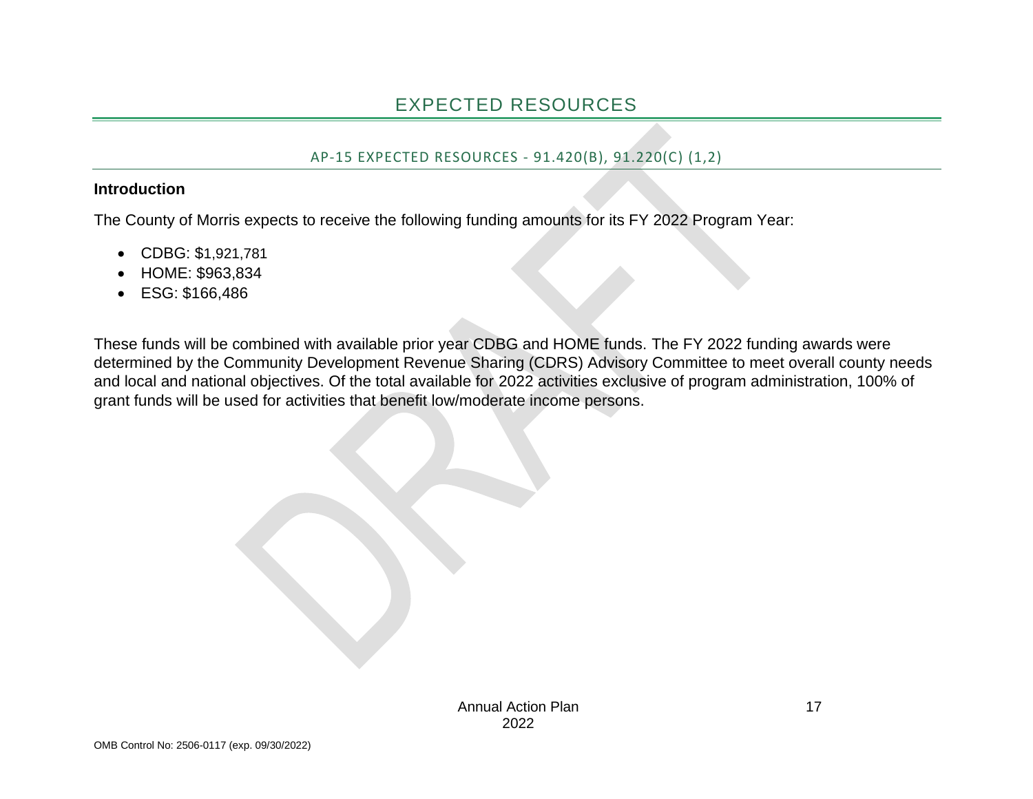# EXPECTED RESOURCES

## AP-15 EXPECTED RESOURCES - 91.420(B), 91.220(C) (1,2)

**Introduction**

The County of Morris expects to receive the following funding amounts for its FY 2022 Program Year:

- CDBG: $1,921,781
- HOME: $963,834
- ESG: $166,486

These funds will be combined with available prior year CDBG and HOME funds. The FY 2022 funding awards were determined by the Community Development Revenue Sharing (CDRS) Advisory Committee to meet overall county needs and local and national objectives. Of the total available for 2022 activities exclusive of program administration, 100% of grant funds will be used for activities that benefit low/moderate income persons.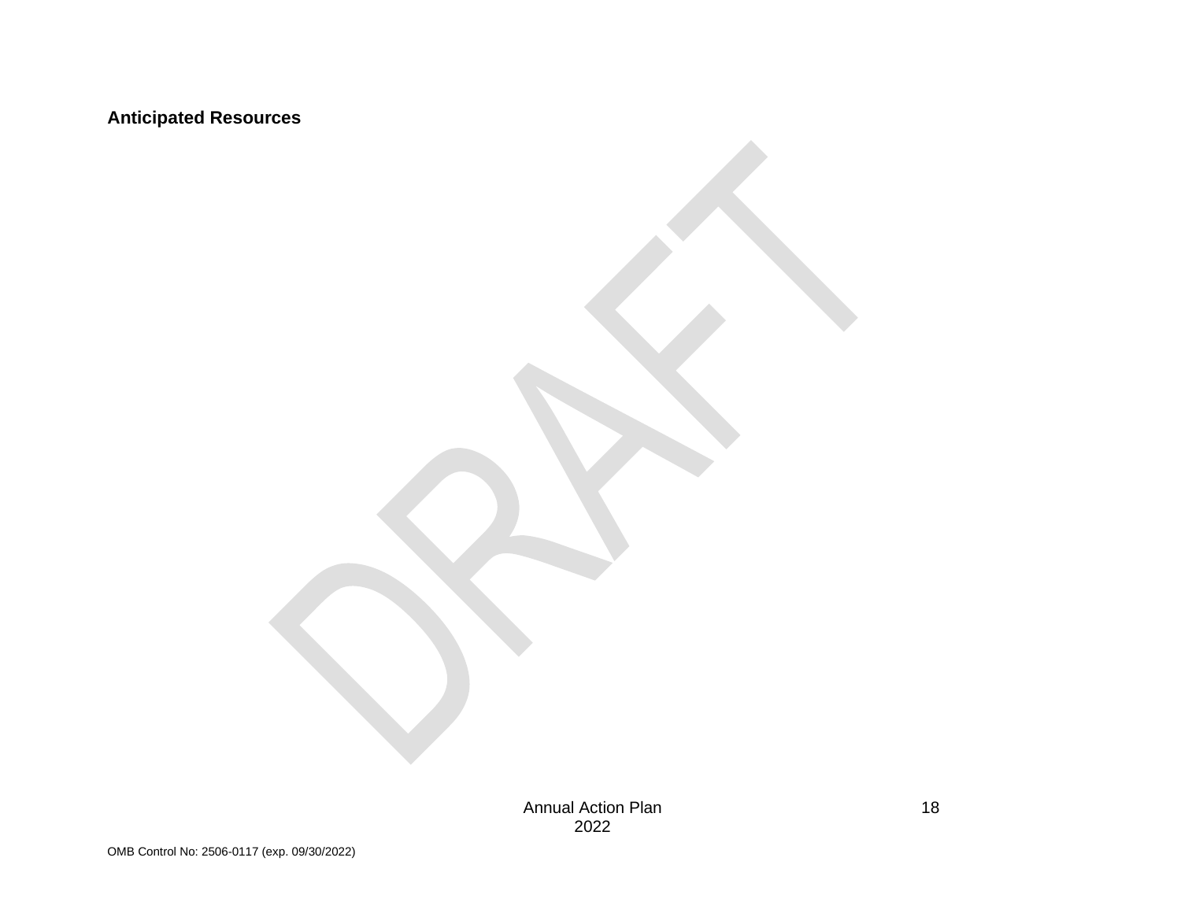**Anticipated Resources**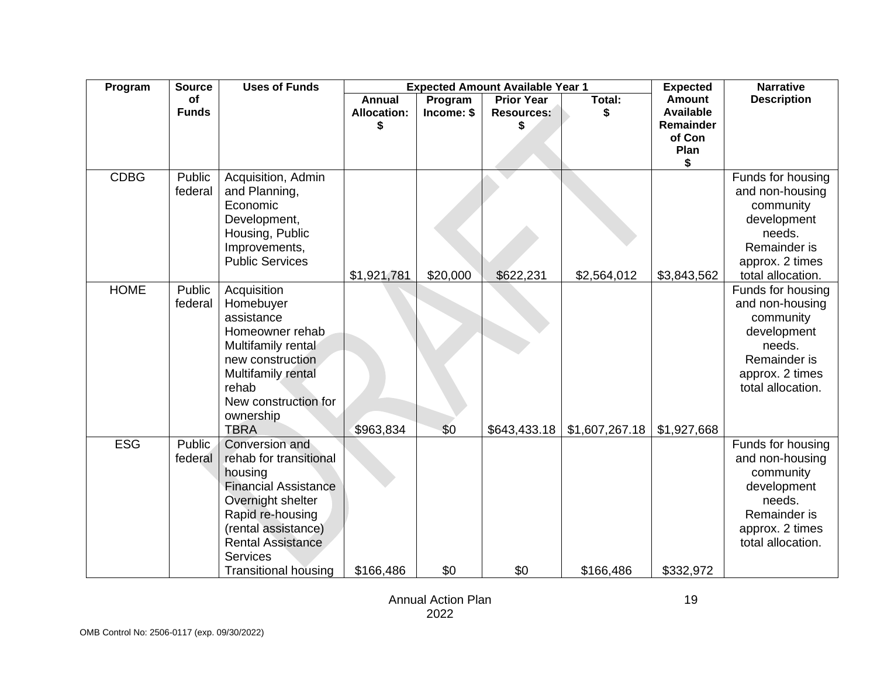| Program | Source of Funds | Uses of Funds | Expected Amount Available Year 1 | | | | Expected Amount Available Remainder of Con Plan $ | Narrative Description |
|---|---|---|---|---|---|---|---|---|
| | | | Annual Allocation: $ | Program Income: $ | Prior Year Resources: $ | Total: $ | | |
| CDBG | Public federal | Acquisition, Admin and Planning, Economic Development, Housing, Public Improvements, Public Services | $1,921,781 | $20,000 | $622,231 | $2,564,012 | $3,843,562 | Funds for housing and non-housing community development needs. Remainder is approx. 2 times total allocation. |
| HOME | Public federal | Acquisition Homebuyer assistance Homeowner rehab Multifamily rental new construction Multifamily rental rehab New construction for ownership TBRA | $963,834 | $0 | $643,433.18 | $1,607,267.18 | $1,927,668 | Funds for housing and non-housing community development needs. Remainder is approx. 2 times total allocation. |
| ESG | Public federal | Conversion and rehab for transitional housing Financial Assistance Overnight shelter Rapid re-housing (rental assistance) Rental Assistance Services Transitional housing | $166,486 | $0 | $0 | $166,486 | $332,972 | Funds for housing and non-housing community development needs. Remainder is approx. 2 times total allocation. |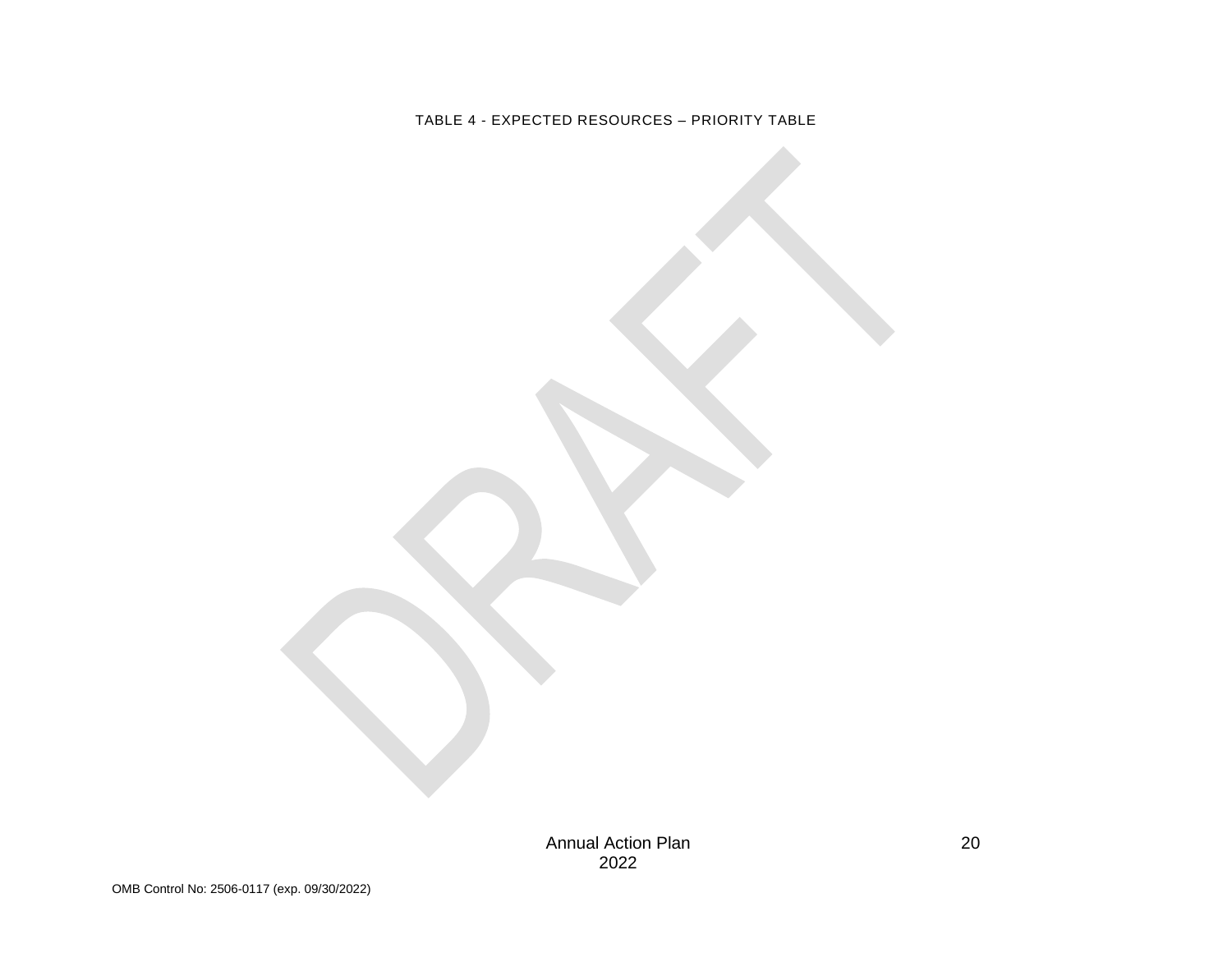TABLE 4 - EXPECTED RESOURCES – PRIORITY TABLE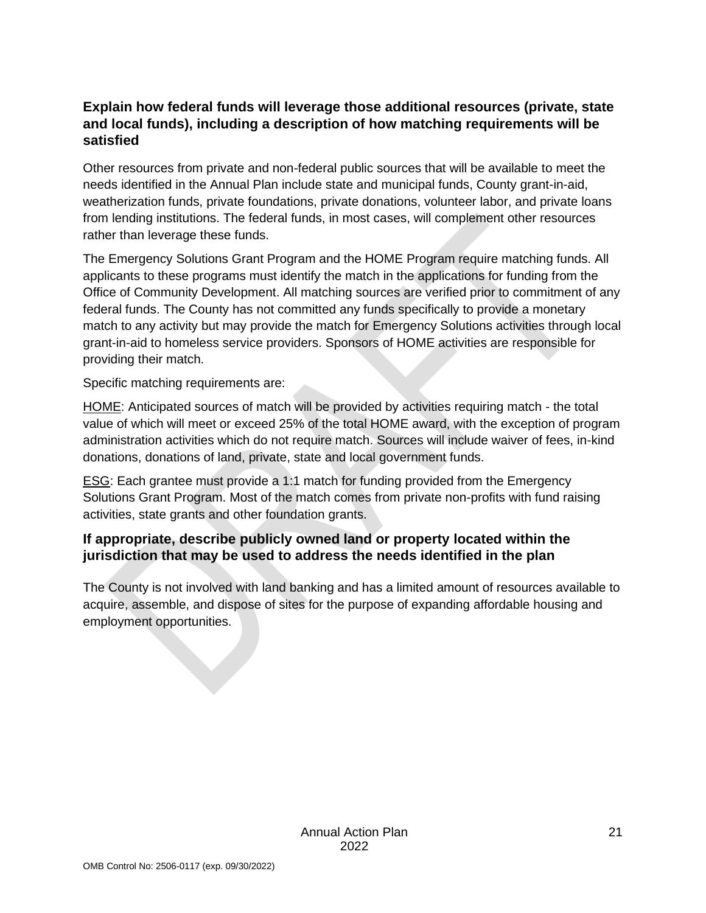### Explain how federal funds will leverage those additional resources (private, state and local funds), including a description of how matching requirements will be satisfied

Other resources from private and non-federal public sources that will be available to meet the needs identified in the Annual Plan include state and municipal funds, County grant-in-aid, weatherization funds, private foundations, private donations, volunteer labor, and private loans from lending institutions. The federal funds, in most cases, will complement other resources rather than leverage these funds.

The Emergency Solutions Grant Program and the HOME Program require matching funds. All applicants to these programs must identify the match in the applications for funding from the Office of Community Development. All matching sources are verified prior to commitment of any federal funds. The County has not committed any funds specifically to provide a monetary match to any activity but may provide the match for Emergency Solutions activities through local grant-in-aid to homeless service providers. Sponsors of HOME activities are responsible for providing their match.

Specific matching requirements are:

HOME: Anticipated sources of match will be provided by activities requiring match - the total value of which will meet or exceed 25% of the total HOME award, with the exception of program administration activities which do not require match. Sources will include waiver of fees, in-kind donations, donations of land, private, state and local government funds.

ESG: Each grantee must provide a 1:1 match for funding provided from the Emergency Solutions Grant Program. Most of the match comes from private non-profits with fund raising activities, state grants and other foundation grants.

### If appropriate, describe publicly owned land or property located within the jurisdiction that may be used to address the needs identified in the plan

The County is not involved with land banking and has a limited amount of resources available to acquire, assemble, and dispose of sites for the purpose of expanding affordable housing and employment opportunities.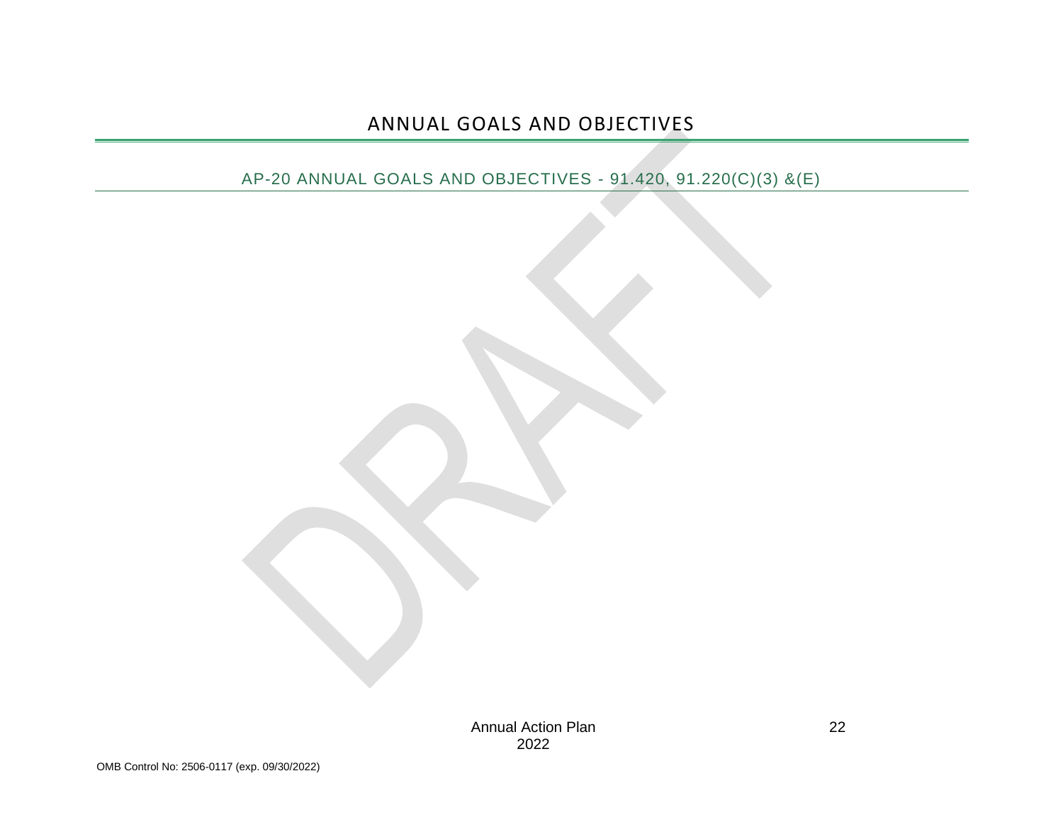# ANNUAL GOALS AND OBJECTIVES

## AP-20 ANNUAL GOALS AND OBJECTIVES - 91.420, 91.220(C)(3) &(E)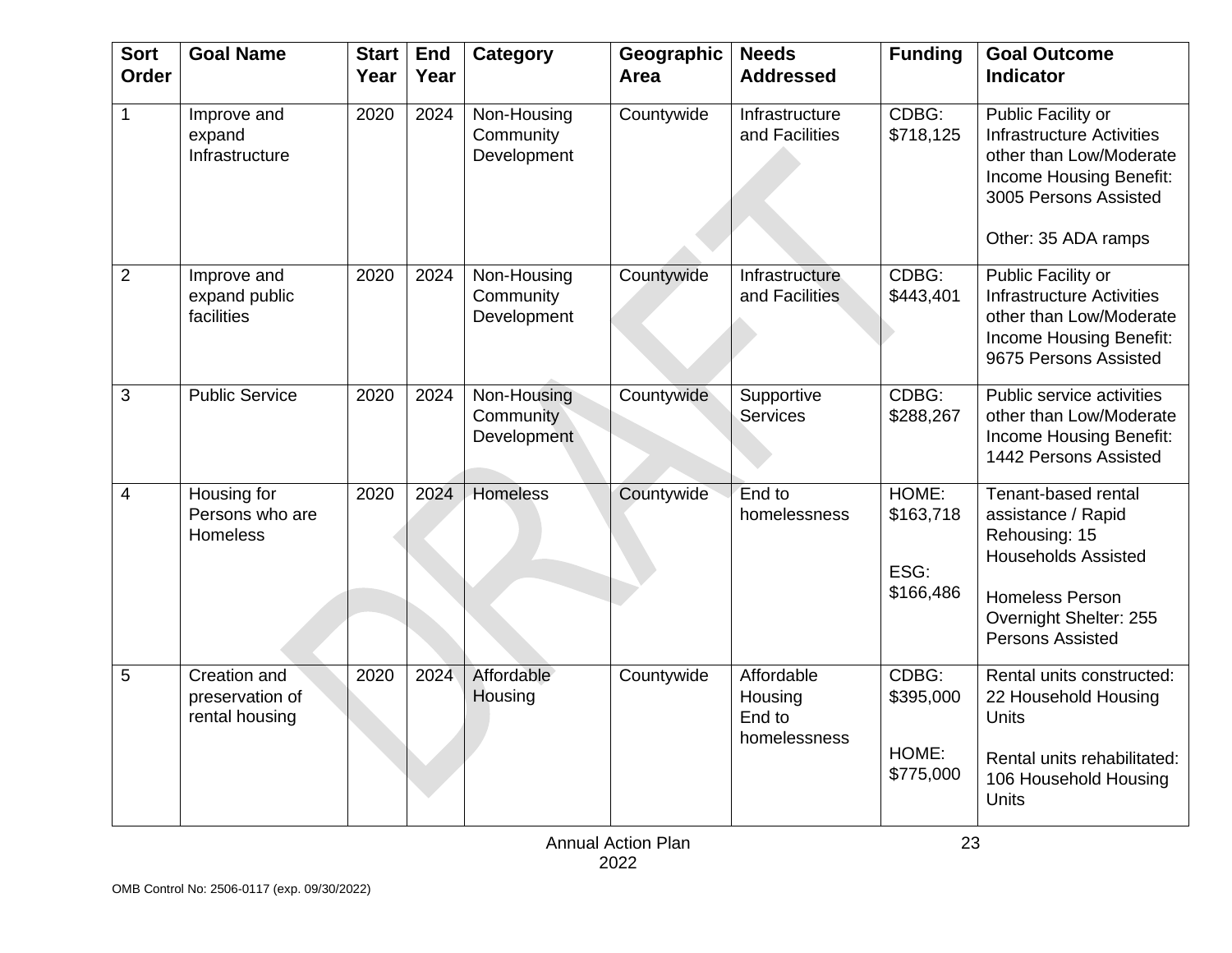| Sort Order | Goal Name | Start Year | End Year | Category | Geographic Area | Needs Addressed | Funding | Goal Outcome Indicator |
|---|---|---|---|---|---|---|---|---|
| 1 | Improve and expand Infrastructure | 2020 | 2024 | Non-Housing Community Development | Countywide | Infrastructure and Facilities | CDBG: $718,125 | Public Facility or Infrastructure Activities other than Low/Moderate Income Housing Benefit: 3005 Persons Assisted<br><br>Other: 35 ADA ramps |
| 2 | Improve and expand public facilities | 2020 | 2024 | Non-Housing Community Development | Countywide | Infrastructure and Facilities | CDBG: $443,401 | Public Facility or Infrastructure Activities other than Low/Moderate Income Housing Benefit: 9675 Persons Assisted |
| 3 | Public Service | 2020 | 2024 | Non-Housing Community Development | Countywide | Supportive Services | CDBG: $288,267 | Public service activities other than Low/Moderate Income Housing Benefit: 1442 Persons Assisted |
| 4 | Housing for Persons who are Homeless | 2020 | 2024 | Homeless | Countywide | End to homelessness | HOME: $163,718<br><br>ESG: $166,486 | Tenant-based rental assistance / Rapid Rehousing: 15 Households Assisted<br><br>Homeless Person Overnight Shelter: 255 Persons Assisted |
| 5 | Creation and preservation of rental housing | 2020 | 2024 | Affordable Housing | Countywide | Affordable Housing<br>End to homelessness | CDBG: $395,000<br><br>HOME: $775,000 | Rental units constructed: 22 Household Housing Units<br><br>Rental units rehabilitated: 106 Household Housing Units |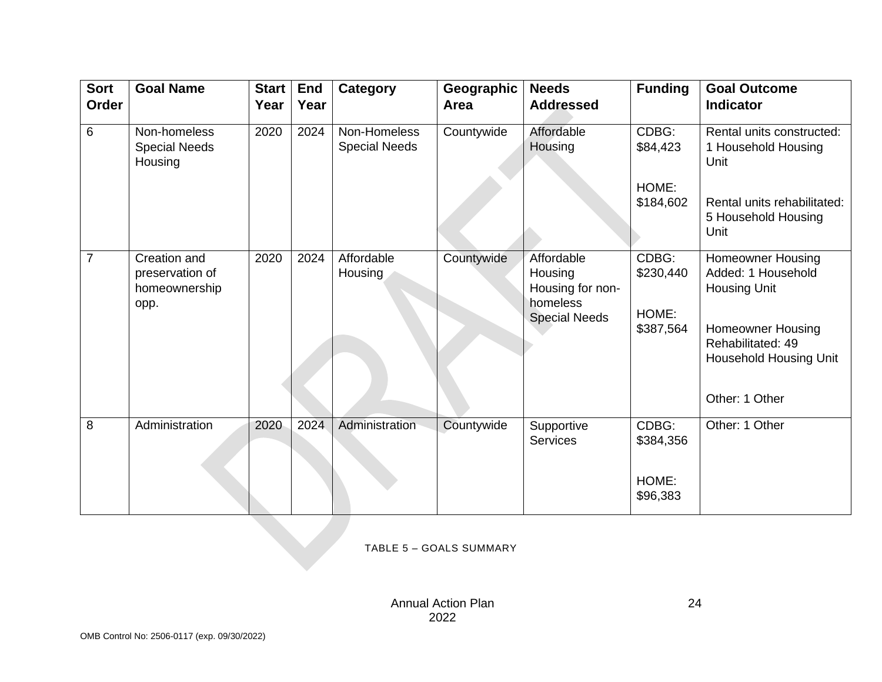| Sort Order | Goal Name | Start Year | End Year | Category | Geographic Area | Needs Addressed | Funding | Goal Outcome Indicator |
|---|---|---|---|---|---|---|---|---|
| 6 | Non-homeless Special Needs Housing | 2020 | 2024 | Non-Homeless Special Needs | Countywide | Affordable Housing | CDBG: $84,423<br><br>HOME: $184,602 | Rental units constructed: 1 Household Housing Unit<br><br>Rental units rehabilitated: 5 Household Housing Unit |
| 7 | Creation and preservation of homeownership opp. | 2020 | 2024 | Affordable Housing | Countywide | Affordable Housing<br>Housing for non-homeless Special Needs | CDBG: $230,440<br><br>HOME: $387,564 | Homeowner Housing Added: 1 Household Housing Unit<br><br>Homeowner Housing Rehabilitated: 49 Household Housing Unit<br><br>Other: 1 Other |
| 8 | Administration | 2020 | 2024 | Administration | Countywide | Supportive Services | CDBG: $384,356<br><br>HOME: $96,383 | Other: 1 Other |

TABLE 5 – GOALS SUMMARY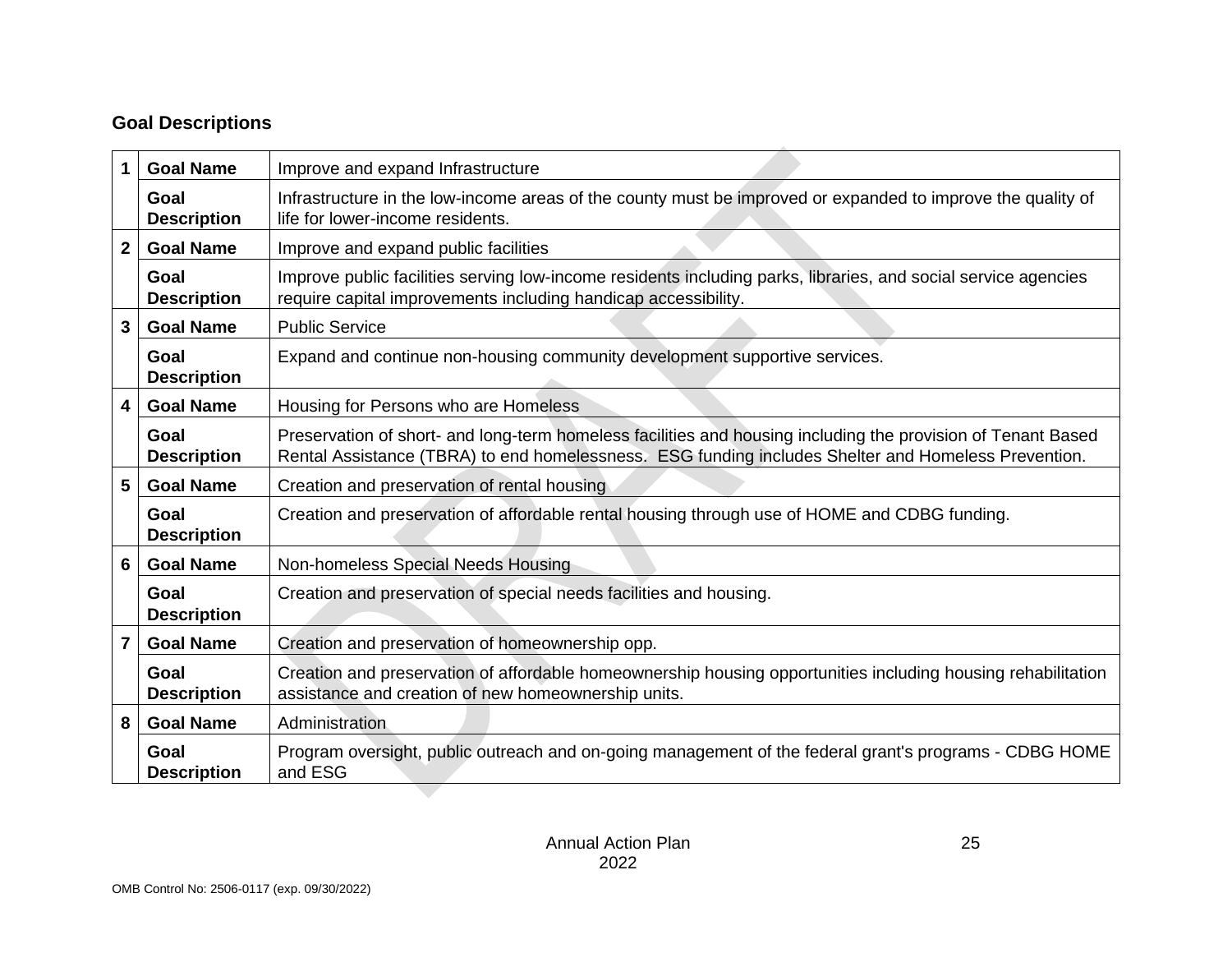## Goal Descriptions

| # | | |
|---|---|---|
| 1 | **Goal Name** | Improve and expand Infrastructure |
| | **Goal Description** | Infrastructure in the low-income areas of the county must be improved or expanded to improve the quality of life for lower-income residents. |
| 2 | **Goal Name** | Improve and expand public facilities |
| | **Goal Description** | Improve public facilities serving low-income residents including parks, libraries, and social service agencies require capital improvements including handicap accessibility. |
| 3 | **Goal Name** | Public Service |
| | **Goal Description** | Expand and continue non-housing community development supportive services. |
| 4 | **Goal Name** | Housing for Persons who are Homeless |
| | **Goal Description** | Preservation of short- and long-term homeless facilities and housing including the provision of Tenant Based Rental Assistance (TBRA) to end homelessness. ESG funding includes Shelter and Homeless Prevention. |
| 5 | **Goal Name** | Creation and preservation of rental housing |
| | **Goal Description** | Creation and preservation of affordable rental housing through use of HOME and CDBG funding. |
| 6 | **Goal Name** | Non-homeless Special Needs Housing |
| | **Goal Description** | Creation and preservation of special needs facilities and housing. |
| 7 | **Goal Name** | Creation and preservation of homeownership opp. |
| | **Goal Description** | Creation and preservation of affordable homeownership housing opportunities including housing rehabilitation assistance and creation of new homeownership units. |
| 8 | **Goal Name** | Administration |
| | **Goal Description** | Program oversight, public outreach and on-going management of the federal grant's programs - CDBG HOME and ESG |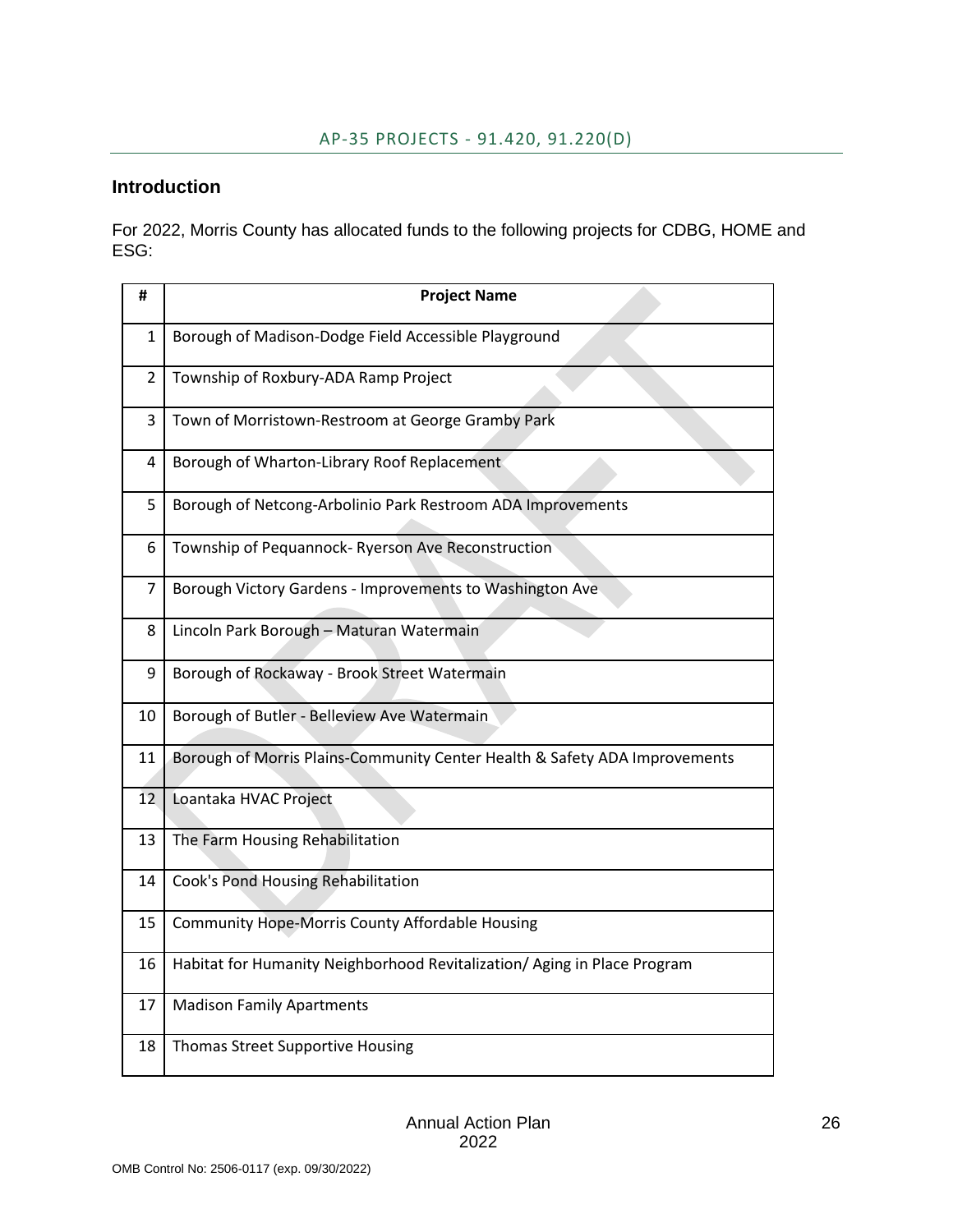## AP-35 PROJECTS - 91.420, 91.220(D)

### Introduction

For 2022, Morris County has allocated funds to the following projects for CDBG, HOME and ESG:

| # | Project Name |
|---|---|
| 1 | Borough of Madison-Dodge Field Accessible Playground |
| 2 | Township of Roxbury-ADA Ramp Project |
| 3 | Town of Morristown-Restroom at George Gramby Park |
| 4 | Borough of Wharton-Library Roof Replacement |
| 5 | Borough of Netcong-Arbolinio Park Restroom ADA Improvements |
| 6 | Township of Pequannock- Ryerson Ave Reconstruction |
| 7 | Borough Victory Gardens - Improvements to Washington Ave |
| 8 | Lincoln Park Borough – Maturan Watermain |
| 9 | Borough of Rockaway - Brook Street Watermain |
| 10 | Borough of Butler - Belleview Ave Watermain |
| 11 | Borough of Morris Plains-Community Center Health & Safety ADA Improvements |
| 12 | Loantaka HVAC Project |
| 13 | The Farm Housing Rehabilitation |
| 14 | Cook's Pond Housing Rehabilitation |
| 15 | Community Hope-Morris County Affordable Housing |
| 16 | Habitat for Humanity Neighborhood Revitalization/ Aging in Place Program |
| 17 | Madison Family Apartments |
| 18 | Thomas Street Supportive Housing |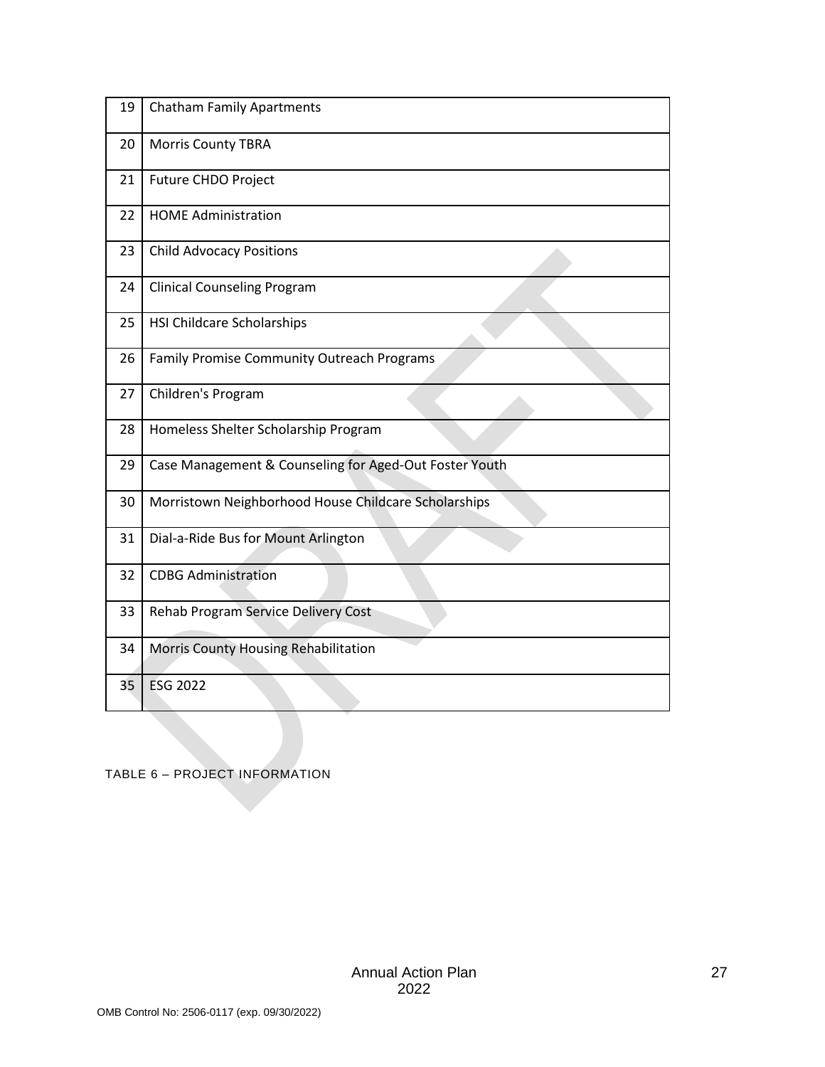| 19 | Chatham Family Apartments |
|---|---|
| 20 | Morris County TBRA |
| 21 | Future CHDO Project |
| 22 | HOME Administration |
| 23 | Child Advocacy Positions |
| 24 | Clinical Counseling Program |
| 25 | HSI Childcare Scholarships |
| 26 | Family Promise Community Outreach Programs |
| 27 | Children's Program |
| 28 | Homeless Shelter Scholarship Program |
| 29 | Case Management & Counseling for Aged-Out Foster Youth |
| 30 | Morristown Neighborhood House Childcare Scholarships |
| 31 | Dial-a-Ride Bus for Mount Arlington |
| 32 | CDBG Administration |
| 33 | Rehab Program Service Delivery Cost |
| 34 | Morris County Housing Rehabilitation |
| 35 | ESG 2022 |

TABLE 6 – PROJECT INFORMATION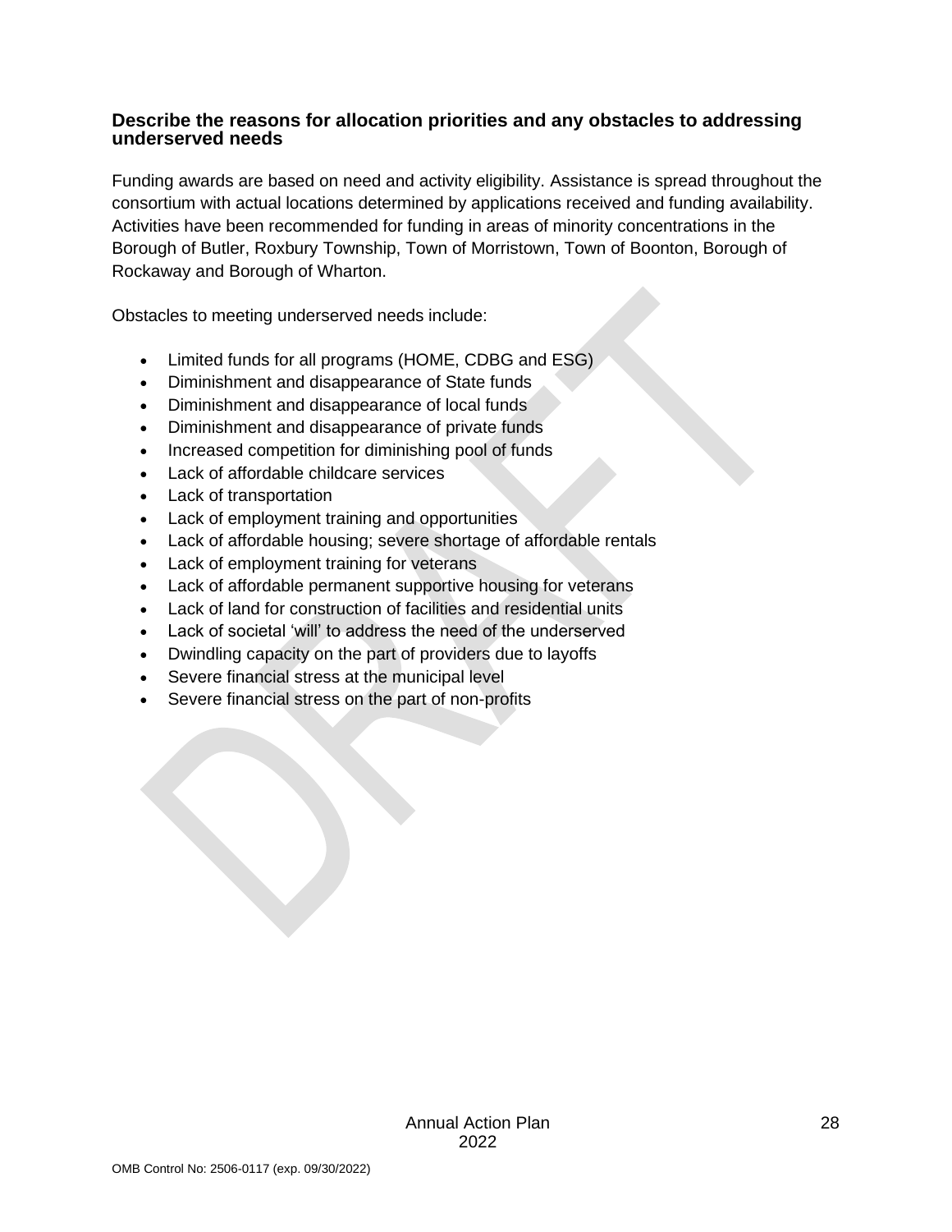### Describe the reasons for allocation priorities and any obstacles to addressing underserved needs

Funding awards are based on need and activity eligibility. Assistance is spread throughout the consortium with actual locations determined by applications received and funding availability. Activities have been recommended for funding in areas of minority concentrations in the Borough of Butler, Roxbury Township, Town of Morristown, Town of Boonton, Borough of Rockaway and Borough of Wharton.

Obstacles to meeting underserved needs include:

- Limited funds for all programs (HOME, CDBG and ESG)
- Diminishment and disappearance of State funds
- Diminishment and disappearance of local funds
- Diminishment and disappearance of private funds
- Increased competition for diminishing pool of funds
- Lack of affordable childcare services
- Lack of transportation
- Lack of employment training and opportunities
- Lack of affordable housing; severe shortage of affordable rentals
- Lack of employment training for veterans
- Lack of affordable permanent supportive housing for veterans
- Lack of land for construction of facilities and residential units
- Lack of societal 'will' to address the need of the underserved
- Dwindling capacity on the part of providers due to layoffs
- Severe financial stress at the municipal level
- Severe financial stress on the part of non-profits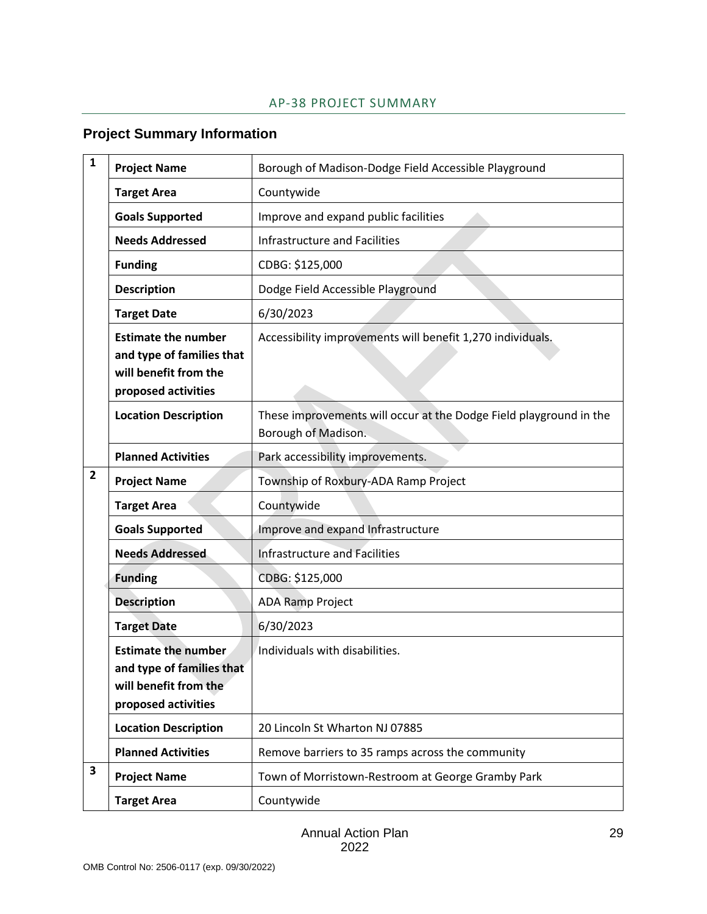## AP-38 PROJECT SUMMARY

### Project Summary Information

| | | |
|---|---|---|
| 1 | **Project Name** | Borough of Madison-Dodge Field Accessible Playground |
| | **Target Area** | Countywide |
| | **Goals Supported** | Improve and expand public facilities |
| | **Needs Addressed** | Infrastructure and Facilities |
| | **Funding** | CDBG: $125,000 |
| | **Description** | Dodge Field Accessible Playground |
| | **Target Date** | 6/30/2023 |
| | **Estimate the number and type of families that will benefit from the proposed activities** | Accessibility improvements will benefit 1,270 individuals. |
| | **Location Description** | These improvements will occur at the Dodge Field playground in the Borough of Madison. |
| | **Planned Activities** | Park accessibility improvements. |
| 2 | **Project Name** | Township of Roxbury-ADA Ramp Project |
| | **Target Area** | Countywide |
| | **Goals Supported** | Improve and expand Infrastructure |
| | **Needs Addressed** | Infrastructure and Facilities |
| | **Funding** | CDBG: $125,000 |
| | **Description** | ADA Ramp Project |
| | **Target Date** | 6/30/2023 |
| | **Estimate the number and type of families that will benefit from the proposed activities** | Individuals with disabilities. |
| | **Location Description** | 20 Lincoln St Wharton NJ 07885 |
| | **Planned Activities** | Remove barriers to 35 ramps across the community |
| 3 | **Project Name** | Town of Morristown-Restroom at George Gramby Park |
| | **Target Area** | Countywide |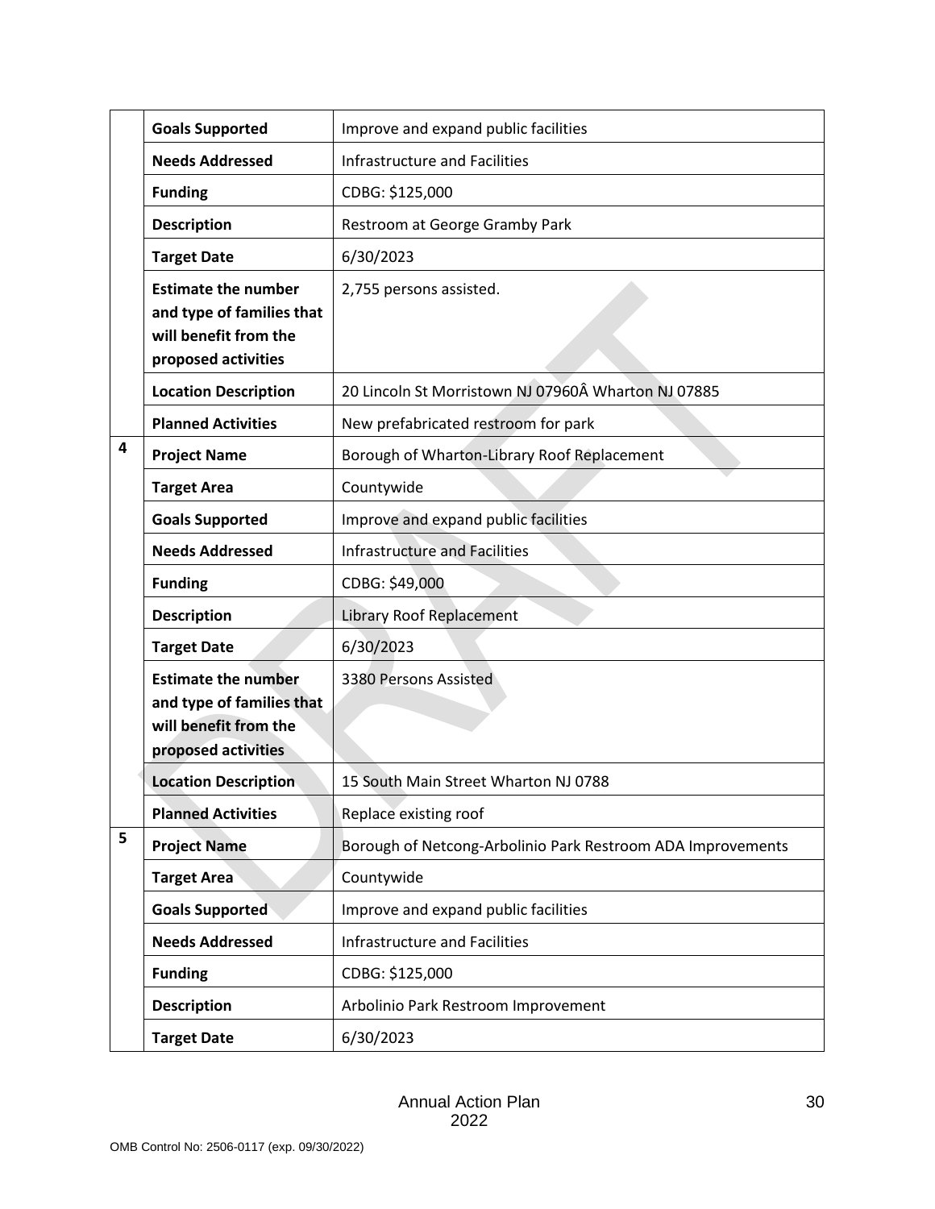| | | |
|---|---|---|
| | **Goals Supported** | Improve and expand public facilities |
| | **Needs Addressed** | Infrastructure and Facilities |
| | **Funding** | CDBG: $125,000 |
| | **Description** | Restroom at George Gramby Park |
| | **Target Date** | 6/30/2023 |
| | **Estimate the number and type of families that will benefit from the proposed activities** | 2,755 persons assisted. |
| | **Location Description** | 20 Lincoln St Morristown NJ 07960Â Wharton NJ 07885 |
| | **Planned Activities** | New prefabricated restroom for park |
| **4** | **Project Name** | Borough of Wharton-Library Roof Replacement |
| | **Target Area** | Countywide |
| | **Goals Supported** | Improve and expand public facilities |
| | **Needs Addressed** | Infrastructure and Facilities |
| | **Funding** | CDBG: $49,000 |
| | **Description** | Library Roof Replacement |
| | **Target Date** | 6/30/2023 |
| | **Estimate the number and type of families that will benefit from the proposed activities** | 3380 Persons Assisted |
| | **Location Description** | 15 South Main Street Wharton NJ 0788 |
| | **Planned Activities** | Replace existing roof |
| **5** | **Project Name** | Borough of Netcong-Arbolinio Park Restroom ADA Improvements |
| | **Target Area** | Countywide |
| | **Goals Supported** | Improve and expand public facilities |
| | **Needs Addressed** | Infrastructure and Facilities |
| | **Funding** | CDBG: $125,000 |
| | **Description** | Arbolinio Park Restroom Improvement |
| | **Target Date** | 6/30/2023 |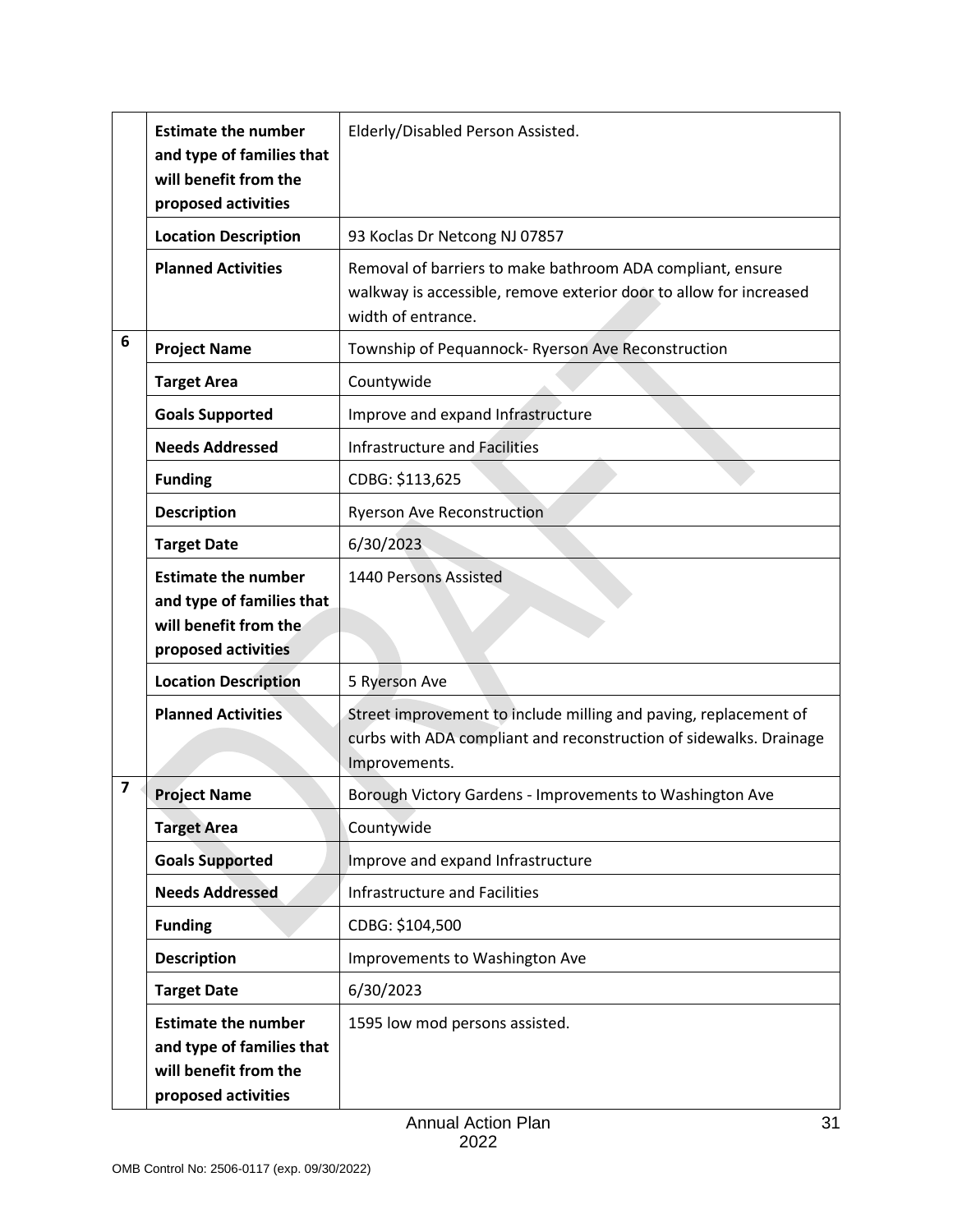| | | |
|---|---|---|
| | **Estimate the number and type of families that will benefit from the proposed activities** | Elderly/Disabled Person Assisted. |
| | **Location Description** | 93 Koclas Dr Netcong NJ 07857 |
| | **Planned Activities** | Removal of barriers to make bathroom ADA compliant, ensure walkway is accessible, remove exterior door to allow for increased width of entrance. |
| 6 | **Project Name** | Township of Pequannock- Ryerson Ave Reconstruction |
| | **Target Area** | Countywide |
| | **Goals Supported** | Improve and expand Infrastructure |
| | **Needs Addressed** | Infrastructure and Facilities |
| | **Funding** | CDBG: $113,625 |
| | **Description** | Ryerson Ave Reconstruction |
| | **Target Date** | 6/30/2023 |
| | **Estimate the number and type of families that will benefit from the proposed activities** | 1440 Persons Assisted |
| | **Location Description** | 5 Ryerson Ave |
| | **Planned Activities** | Street improvement to include milling and paving, replacement of curbs with ADA compliant and reconstruction of sidewalks. Drainage Improvements. |
| 7 | **Project Name** | Borough Victory Gardens - Improvements to Washington Ave |
| | **Target Area** | Countywide |
| | **Goals Supported** | Improve and expand Infrastructure |
| | **Needs Addressed** | Infrastructure and Facilities |
| | **Funding** | CDBG: $104,500 |
| | **Description** | Improvements to Washington Ave |
| | **Target Date** | 6/30/2023 |
| | **Estimate the number and type of families that will benefit from the proposed activities** | 1595 low mod persons assisted. |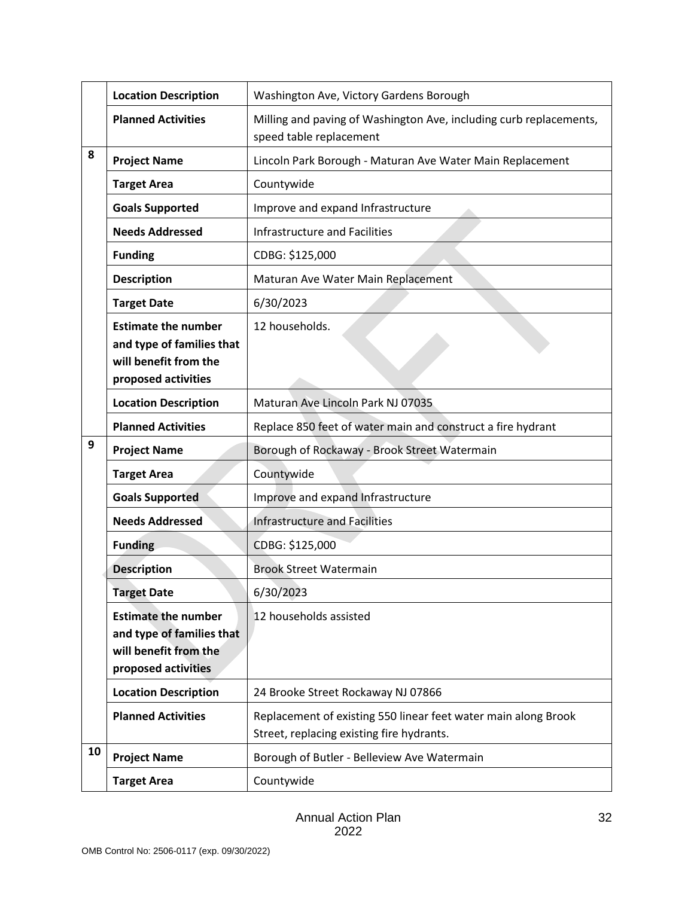| | | |
|---|---|---|
| | **Location Description** | Washington Ave, Victory Gardens Borough |
| | **Planned Activities** | Milling and paving of Washington Ave, including curb replacements, speed table replacement |
| 8 | **Project Name** | Lincoln Park Borough - Maturan Ave Water Main Replacement |
| | **Target Area** | Countywide |
| | **Goals Supported** | Improve and expand Infrastructure |
| | **Needs Addressed** | Infrastructure and Facilities |
| | **Funding** | CDBG: $125,000 |
| | **Description** | Maturan Ave Water Main Replacement |
| | **Target Date** | 6/30/2023 |
| | **Estimate the number and type of families that will benefit from the proposed activities** | 12 households. |
| | **Location Description** | Maturan Ave Lincoln Park NJ 07035 |
| | **Planned Activities** | Replace 850 feet of water main and construct a fire hydrant |
| 9 | **Project Name** | Borough of Rockaway - Brook Street Watermain |
| | **Target Area** | Countywide |
| | **Goals Supported** | Improve and expand Infrastructure |
| | **Needs Addressed** | Infrastructure and Facilities |
| | **Funding** | CDBG: $125,000 |
| | **Description** | Brook Street Watermain |
| | **Target Date** | 6/30/2023 |
| | **Estimate the number and type of families that will benefit from the proposed activities** | 12 households assisted |
| | **Location Description** | 24 Brooke Street Rockaway NJ 07866 |
| | **Planned Activities** | Replacement of existing 550 linear feet water main along Brook Street, replacing existing fire hydrants. |
| 10 | **Project Name** | Borough of Butler - Belleview Ave Watermain |
| | **Target Area** | Countywide |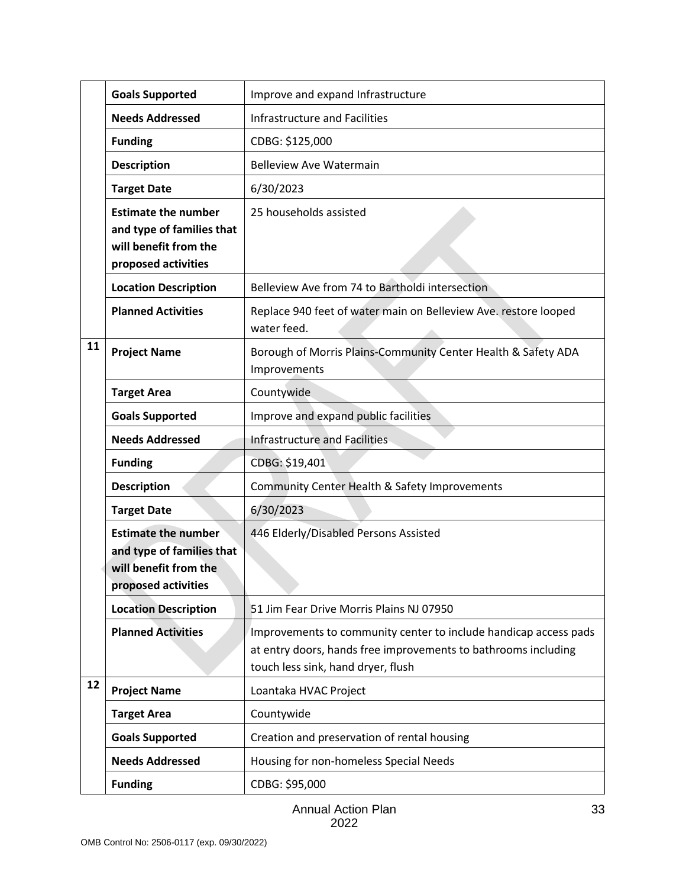| | | |
|---|---|---|
| | **Goals Supported** | Improve and expand Infrastructure |
| | **Needs Addressed** | Infrastructure and Facilities |
| | **Funding** | CDBG: $125,000 |
| | **Description** | Belleview Ave Watermain |
| | **Target Date** | 6/30/2023 |
| | **Estimate the number and type of families that will benefit from the proposed activities** | 25 households assisted |
| | **Location Description** | Belleview Ave from 74 to Bartholdi intersection |
| | **Planned Activities** | Replace 940 feet of water main on Belleview Ave. restore looped water feed. |
| 11 | **Project Name** | Borough of Morris Plains-Community Center Health & Safety ADA Improvements |
| | **Target Area** | Countywide |
| | **Goals Supported** | Improve and expand public facilities |
| | **Needs Addressed** | Infrastructure and Facilities |
| | **Funding** | CDBG: $19,401 |
| | **Description** | Community Center Health & Safety Improvements |
| | **Target Date** | 6/30/2023 |
| | **Estimate the number and type of families that will benefit from the proposed activities** | 446 Elderly/Disabled Persons Assisted |
| | **Location Description** | 51 Jim Fear Drive Morris Plains NJ 07950 |
| | **Planned Activities** | Improvements to community center to include handicap access pads at entry doors, hands free improvements to bathrooms including touch less sink, hand dryer, flush |
| 12 | **Project Name** | Loantaka HVAC Project |
| | **Target Area** | Countywide |
| | **Goals Supported** | Creation and preservation of rental housing |
| | **Needs Addressed** | Housing for non-homeless Special Needs |
| | **Funding** | CDBG: $95,000 |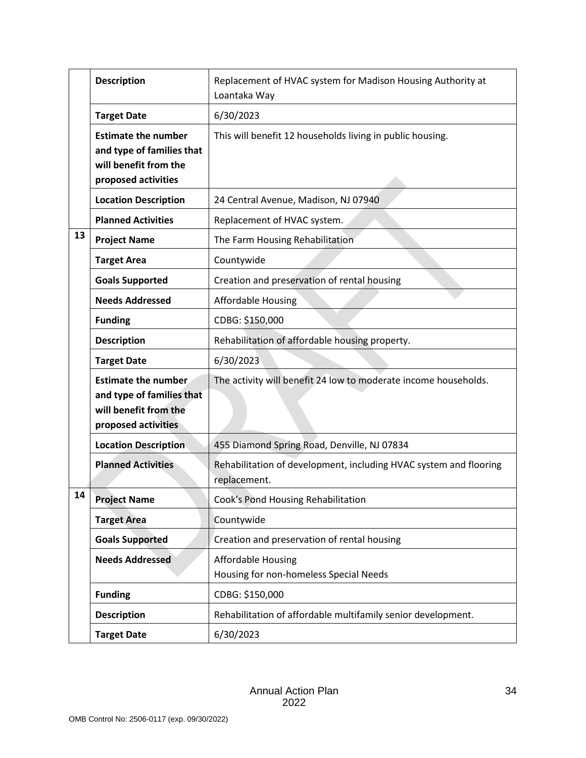|  |  |  |
|---|---|---|
|  | **Description** | Replacement of HVAC system for Madison Housing Authority at Loantaka Way |
|  | **Target Date** | 6/30/2023 |
|  | **Estimate the number and type of families that will benefit from the proposed activities** | This will benefit 12 households living in public housing. |
|  | **Location Description** | 24 Central Avenue, Madison, NJ 07940 |
|  | **Planned Activities** | Replacement of HVAC system. |
| 13 | **Project Name** | The Farm Housing Rehabilitation |
|  | **Target Area** | Countywide |
|  | **Goals Supported** | Creation and preservation of rental housing |
|  | **Needs Addressed** | Affordable Housing |
|  | **Funding** | CDBG: $150,000 |
|  | **Description** | Rehabilitation of affordable housing property. |
|  | **Target Date** | 6/30/2023 |
|  | **Estimate the number and type of families that will benefit from the proposed activities** | The activity will benefit 24 low to moderate income households. |
|  | **Location Description** | 455 Diamond Spring Road, Denville, NJ 07834 |
|  | **Planned Activities** | Rehabilitation of development, including HVAC system and flooring replacement. |
| 14 | **Project Name** | Cook's Pond Housing Rehabilitation |
|  | **Target Area** | Countywide |
|  | **Goals Supported** | Creation and preservation of rental housing |
|  | **Needs Addressed** | Affordable Housing<br>Housing for non-homeless Special Needs |
|  | **Funding** | CDBG: $150,000 |
|  | **Description** | Rehabilitation of affordable multifamily senior development. |
|  | **Target Date** | 6/30/2023 |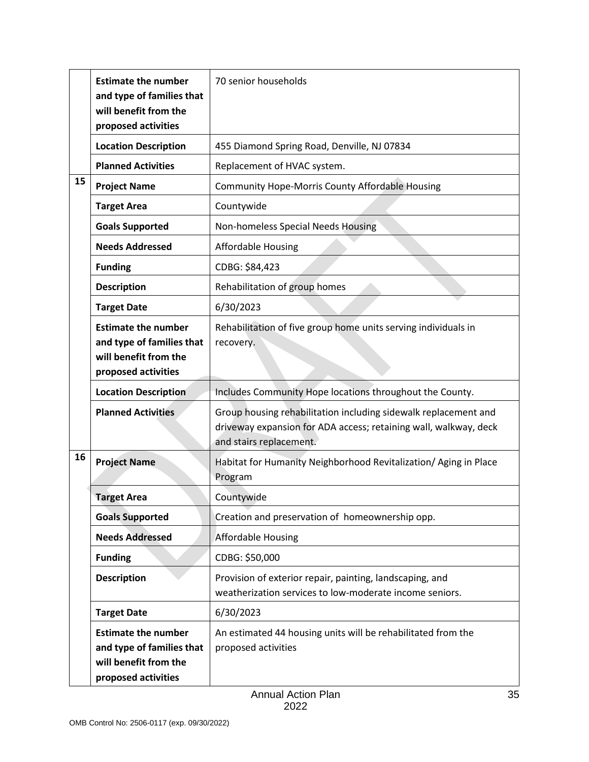| | | |
|---|---|---|
| | **Estimate the number and type of families that will benefit from the proposed activities** | 70 senior households |
| | **Location Description** | 455 Diamond Spring Road, Denville, NJ 07834 |
| | **Planned Activities** | Replacement of HVAC system. |
| 15 | **Project Name** | Community Hope-Morris County Affordable Housing |
| | **Target Area** | Countywide |
| | **Goals Supported** | Non-homeless Special Needs Housing |
| | **Needs Addressed** | Affordable Housing |
| | **Funding** | CDBG: $84,423 |
| | **Description** | Rehabilitation of group homes |
| | **Target Date** | 6/30/2023 |
| | **Estimate the number and type of families that will benefit from the proposed activities** | Rehabilitation of five group home units serving individuals in recovery. |
| | **Location Description** | Includes Community Hope locations throughout the County. |
| | **Planned Activities** | Group housing rehabilitation including sidewalk replacement and driveway expansion for ADA access; retaining wall, walkway, deck and stairs replacement. |
| 16 | **Project Name** | Habitat for Humanity Neighborhood Revitalization/ Aging in Place Program |
| | **Target Area** | Countywide |
| | **Goals Supported** | Creation and preservation of homeownership opp. |
| | **Needs Addressed** | Affordable Housing |
| | **Funding** | CDBG: $50,000 |
| | **Description** | Provision of exterior repair, painting, landscaping, and weatherization services to low-moderate income seniors. |
| | **Target Date** | 6/30/2023 |
| | **Estimate the number and type of families that will benefit from the proposed activities** | An estimated 44 housing units will be rehabilitated from the proposed activities |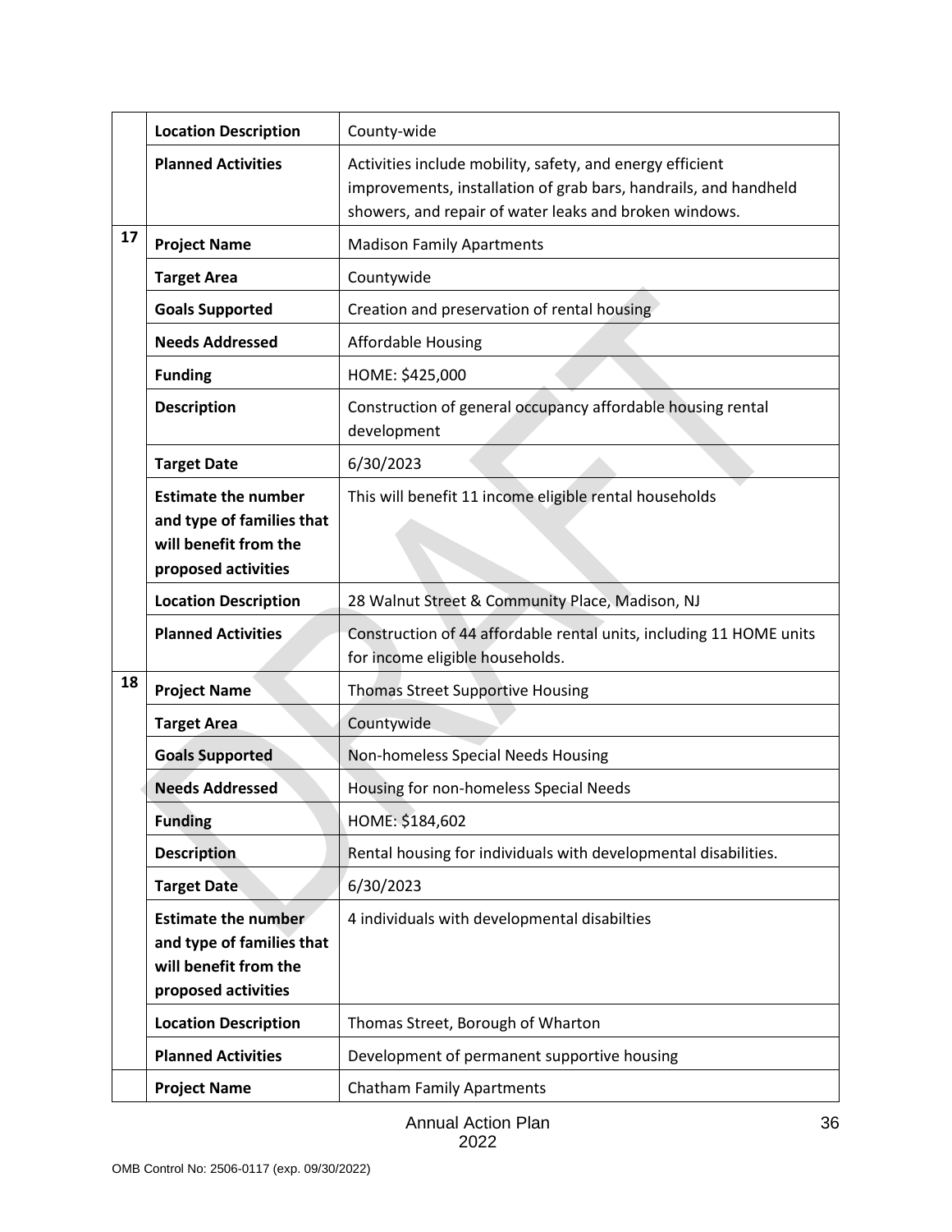| | | |
|---|---|---|
| | **Location Description** | County-wide |
| | **Planned Activities** | Activities include mobility, safety, and energy efficient improvements, installation of grab bars, handrails, and handheld showers, and repair of water leaks and broken windows. |
| 17 | **Project Name** | Madison Family Apartments |
| | **Target Area** | Countywide |
| | **Goals Supported** | Creation and preservation of rental housing |
| | **Needs Addressed** | Affordable Housing |
| | **Funding** | HOME: $425,000 |
| | **Description** | Construction of general occupancy affordable housing rental development |
| | **Target Date** | 6/30/2023 |
| | **Estimate the number and type of families that will benefit from the proposed activities** | This will benefit 11 income eligible rental households |
| | **Location Description** | 28 Walnut Street & Community Place, Madison, NJ |
| | **Planned Activities** | Construction of 44 affordable rental units, including 11 HOME units for income eligible households. |
| 18 | **Project Name** | Thomas Street Supportive Housing |
| | **Target Area** | Countywide |
| | **Goals Supported** | Non-homeless Special Needs Housing |
| | **Needs Addressed** | Housing for non-homeless Special Needs |
| | **Funding** | HOME: $184,602 |
| | **Description** | Rental housing for individuals with developmental disabilities. |
| | **Target Date** | 6/30/2023 |
| | **Estimate the number and type of families that will benefit from the proposed activities** | 4 individuals with developmental disabilties |
| | **Location Description** | Thomas Street, Borough of Wharton |
| | **Planned Activities** | Development of permanent supportive housing |
| | **Project Name** | Chatham Family Apartments |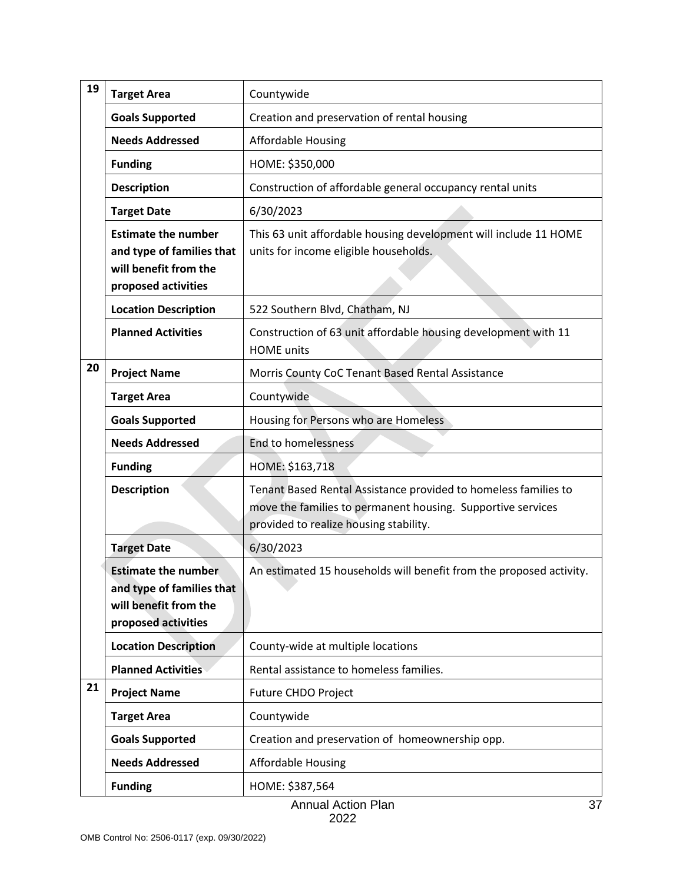| | | |
|---|---|---|
| 19 | **Target Area** | Countywide |
| | **Goals Supported** | Creation and preservation of rental housing |
| | **Needs Addressed** | Affordable Housing |
| | **Funding** | HOME: $350,000 |
| | **Description** | Construction of affordable general occupancy rental units |
| | **Target Date** | 6/30/2023 |
| | **Estimate the number and type of families that will benefit from the proposed activities** | This 63 unit affordable housing development will include 11 HOME units for income eligible households. |
| | **Location Description** | 522 Southern Blvd, Chatham, NJ |
| | **Planned Activities** | Construction of 63 unit affordable housing development with 11 HOME units |
| 20 | **Project Name** | Morris County CoC Tenant Based Rental Assistance |
| | **Target Area** | Countywide |
| | **Goals Supported** | Housing for Persons who are Homeless |
| | **Needs Addressed** | End to homelessness |
| | **Funding** | HOME: $163,718 |
| | **Description** | Tenant Based Rental Assistance provided to homeless families to move the families to permanent housing. Supportive services provided to realize housing stability. |
| | **Target Date** | 6/30/2023 |
| | **Estimate the number and type of families that will benefit from the proposed activities** | An estimated 15 households will benefit from the proposed activity. |
| | **Location Description** | County-wide at multiple locations |
| | **Planned Activities** | Rental assistance to homeless families. |
| 21 | **Project Name** | Future CHDO Project |
| | **Target Area** | Countywide |
| | **Goals Supported** | Creation and preservation of homeownership opp. |
| | **Needs Addressed** | Affordable Housing |
| | **Funding** | HOME: $387,564 |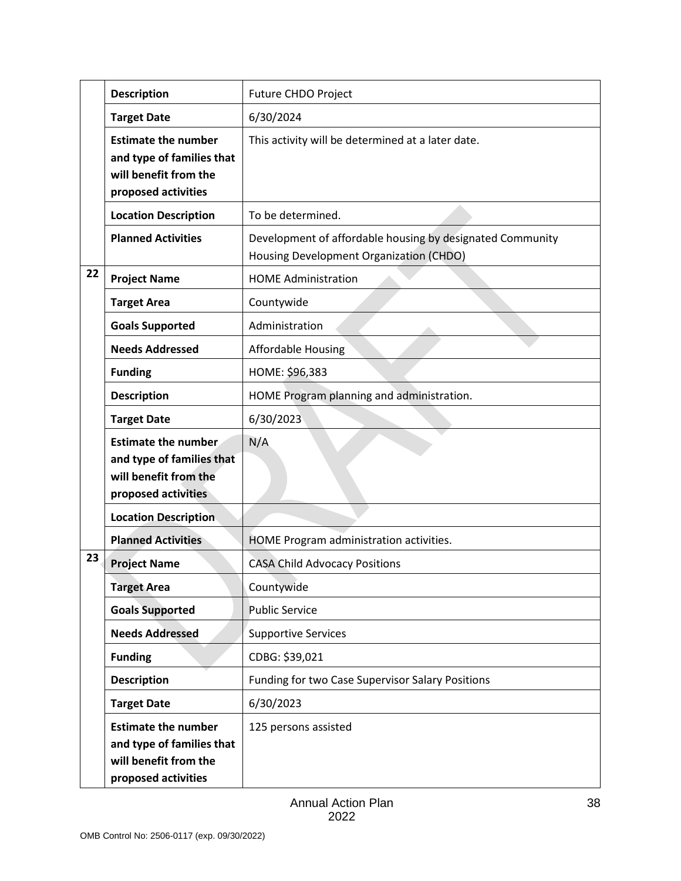| | | |
|---|---|---|
| | **Description** | Future CHDO Project |
| | **Target Date** | 6/30/2024 |
| | **Estimate the number and type of families that will benefit from the proposed activities** | This activity will be determined at a later date. |
| | **Location Description** | To be determined. |
| | **Planned Activities** | Development of affordable housing by designated Community Housing Development Organization (CHDO) |
| 22 | **Project Name** | HOME Administration |
| | **Target Area** | Countywide |
| | **Goals Supported** | Administration |
| | **Needs Addressed** | Affordable Housing |
| | **Funding** | HOME: $96,383 |
| | **Description** | HOME Program planning and administration. |
| | **Target Date** | 6/30/2023 |
| | **Estimate the number and type of families that will benefit from the proposed activities** | N/A |
| | **Location Description** | |
| | **Planned Activities** | HOME Program administration activities. |
| 23 | **Project Name** | CASA Child Advocacy Positions |
| | **Target Area** | Countywide |
| | **Goals Supported** | Public Service |
| | **Needs Addressed** | Supportive Services |
| | **Funding** | CDBG: $39,021 |
| | **Description** | Funding for two Case Supervisor Salary Positions |
| | **Target Date** | 6/30/2023 |
| | **Estimate the number and type of families that will benefit from the proposed activities** | 125 persons assisted |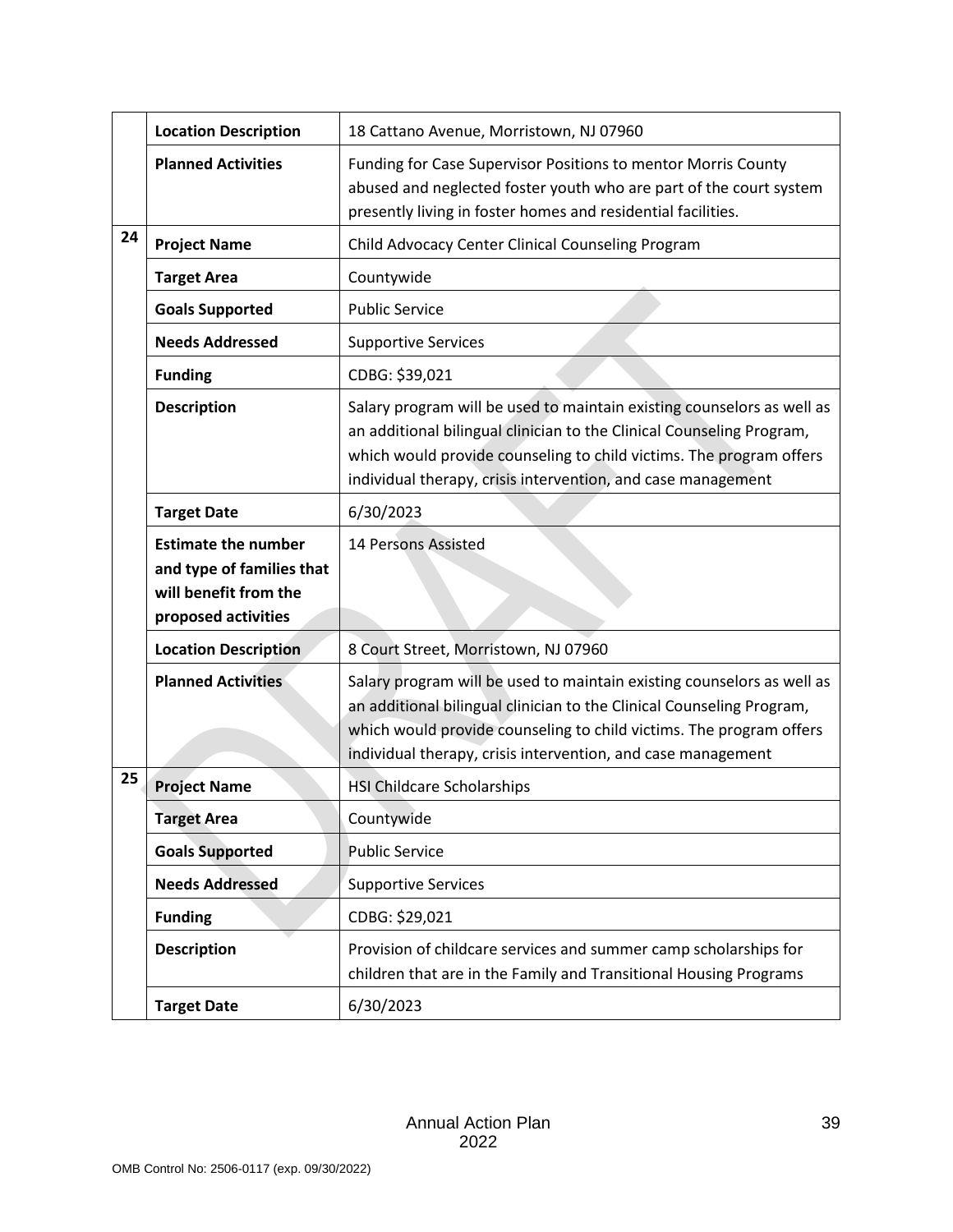| | | |
|---|---|---|
| | **Location Description** | 18 Cattano Avenue, Morristown, NJ 07960 |
| | **Planned Activities** | Funding for Case Supervisor Positions to mentor Morris County abused and neglected foster youth who are part of the court system presently living in foster homes and residential facilities. |
| 24 | **Project Name** | Child Advocacy Center Clinical Counseling Program |
| | **Target Area** | Countywide |
| | **Goals Supported** | Public Service |
| | **Needs Addressed** | Supportive Services |
| | **Funding** | CDBG: $39,021 |
| | **Description** | Salary program will be used to maintain existing counselors as well as an additional bilingual clinician to the Clinical Counseling Program, which would provide counseling to child victims. The program offers individual therapy, crisis intervention, and case management |
| | **Target Date** | 6/30/2023 |
| | **Estimate the number and type of families that will benefit from the proposed activities** | 14 Persons Assisted |
| | **Location Description** | 8 Court Street, Morristown, NJ 07960 |
| | **Planned Activities** | Salary program will be used to maintain existing counselors as well as an additional bilingual clinician to the Clinical Counseling Program, which would provide counseling to child victims. The program offers individual therapy, crisis intervention, and case management |
| 25 | **Project Name** | HSI Childcare Scholarships |
| | **Target Area** | Countywide |
| | **Goals Supported** | Public Service |
| | **Needs Addressed** | Supportive Services |
| | **Funding** | CDBG: $29,021 |
| | **Description** | Provision of childcare services and summer camp scholarships for children that are in the Family and Transitional Housing Programs |
| | **Target Date** | 6/30/2023 |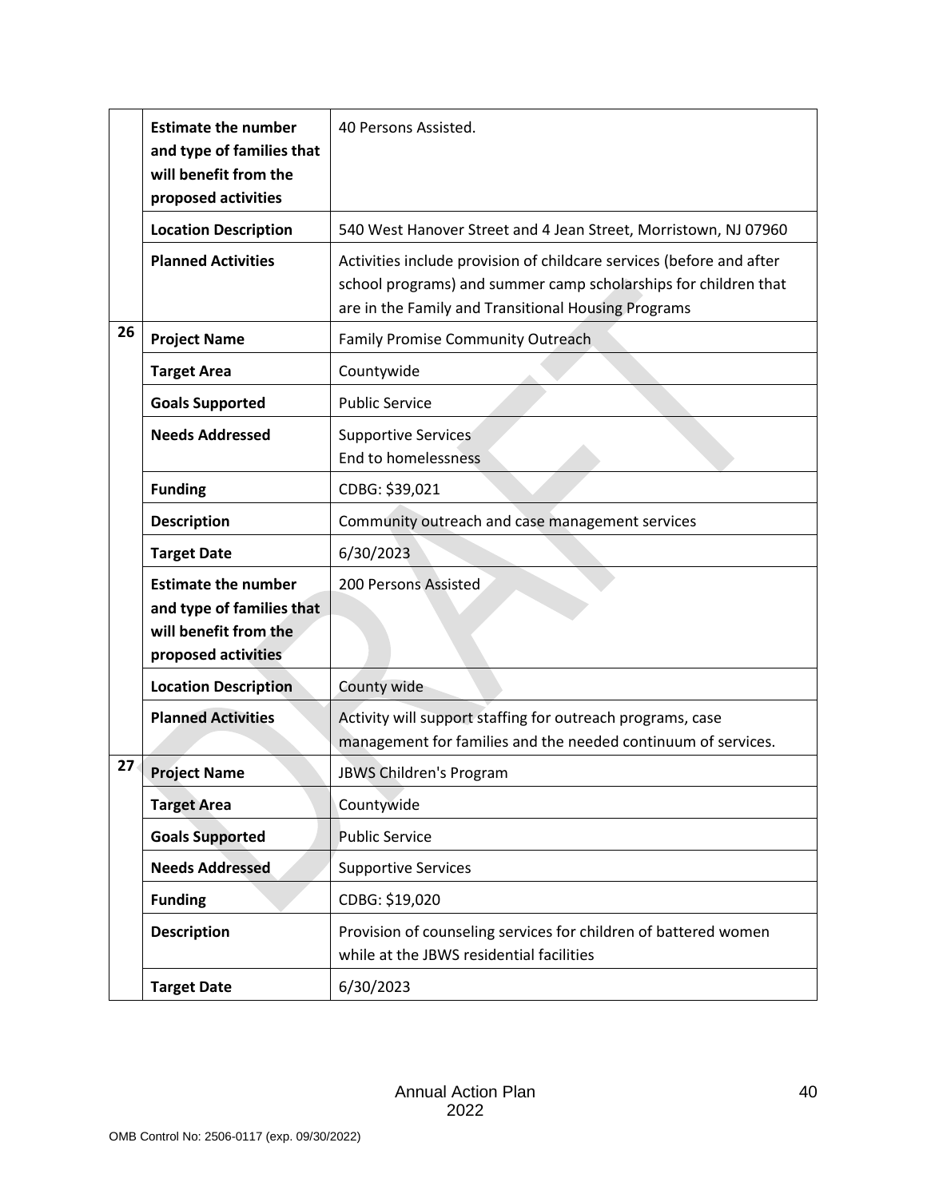| | | |
|---|---|---|
| | **Estimate the number and type of families that will benefit from the proposed activities** | 40 Persons Assisted. |
| | **Location Description** | 540 West Hanover Street and 4 Jean Street, Morristown, NJ 07960 |
| | **Planned Activities** | Activities include provision of childcare services (before and after school programs) and summer camp scholarships for children that are in the Family and Transitional Housing Programs |
| 26 | **Project Name** | Family Promise Community Outreach |
| | **Target Area** | Countywide |
| | **Goals Supported** | Public Service |
| | **Needs Addressed** | Supportive Services<br>End to homelessness |
| | **Funding** | CDBG: $39,021 |
| | **Description** | Community outreach and case management services |
| | **Target Date** | 6/30/2023 |
| | **Estimate the number and type of families that will benefit from the proposed activities** | 200 Persons Assisted |
| | **Location Description** | County wide |
| | **Planned Activities** | Activity will support staffing for outreach programs, case management for families and the needed continuum of services. |
| 27 | **Project Name** | JBWS Children's Program |
| | **Target Area** | Countywide |
| | **Goals Supported** | Public Service |
| | **Needs Addressed** | Supportive Services |
| | **Funding** | CDBG: $19,020 |
| | **Description** | Provision of counseling services for children of battered women while at the JBWS residential facilities |
| | **Target Date** | 6/30/2023 |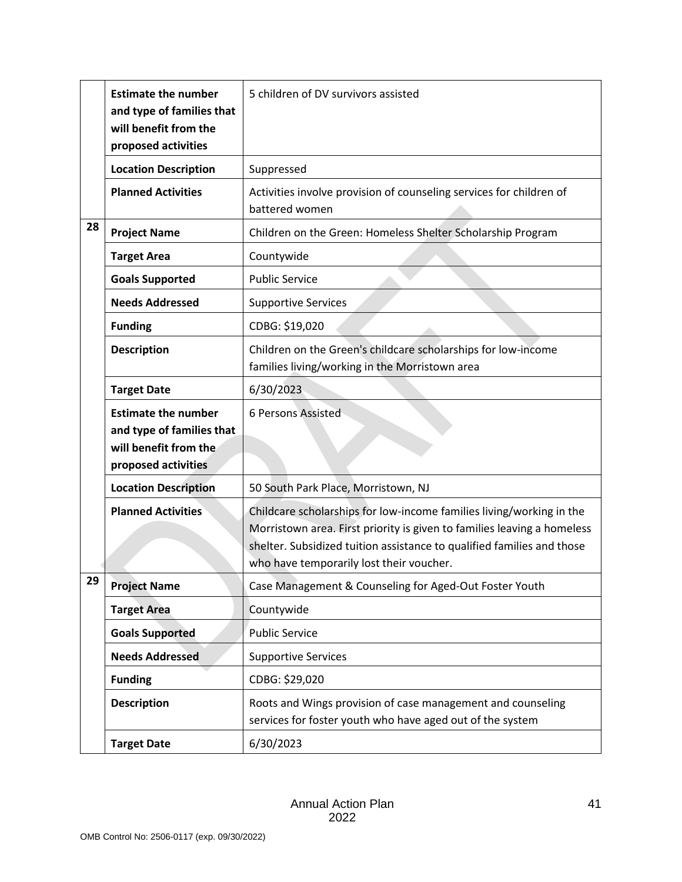| | | |
|---|---|---|
| | **Estimate the number and type of families that will benefit from the proposed activities** | 5 children of DV survivors assisted |
| | **Location Description** | Suppressed |
| | **Planned Activities** | Activities involve provision of counseling services for children of battered women |
| 28 | **Project Name** | Children on the Green: Homeless Shelter Scholarship Program |
| | **Target Area** | Countywide |
| | **Goals Supported** | Public Service |
| | **Needs Addressed** | Supportive Services |
| | **Funding** | CDBG: $19,020 |
| | **Description** | Children on the Green's childcare scholarships for low-income families living/working in the Morristown area |
| | **Target Date** | 6/30/2023 |
| | **Estimate the number and type of families that will benefit from the proposed activities** | 6 Persons Assisted |
| | **Location Description** | 50 South Park Place, Morristown, NJ |
| | **Planned Activities** | Childcare scholarships for low-income families living/working in the Morristown area. First priority is given to families leaving a homeless shelter. Subsidized tuition assistance to qualified families and those who have temporarily lost their voucher. |
| 29 | **Project Name** | Case Management & Counseling for Aged-Out Foster Youth |
| | **Target Area** | Countywide |
| | **Goals Supported** | Public Service |
| | **Needs Addressed** | Supportive Services |
| | **Funding** | CDBG: $29,020 |
| | **Description** | Roots and Wings provision of case management and counseling services for foster youth who have aged out of the system |
| | **Target Date** | 6/30/2023 |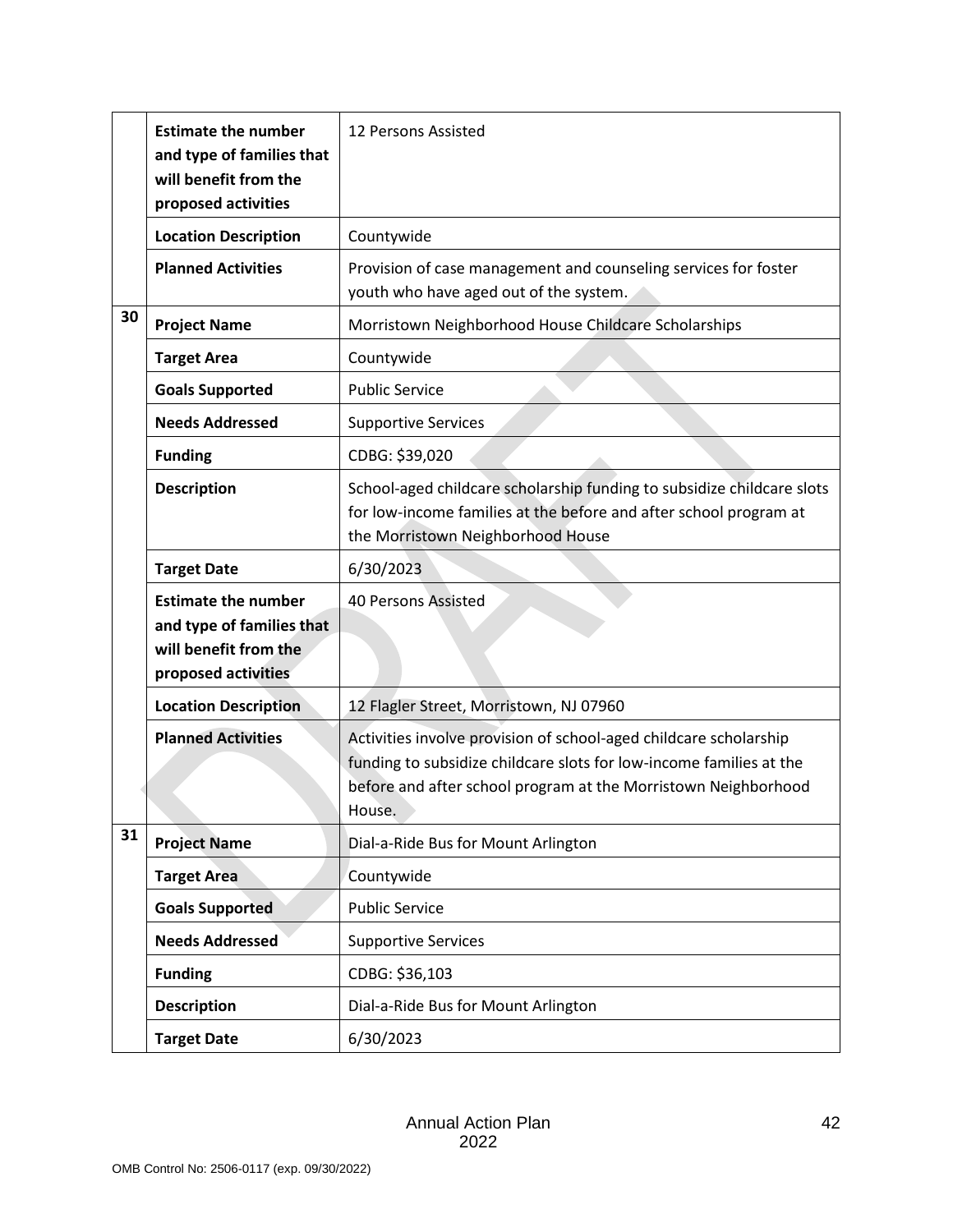| | | |
|---|---|---|
| | **Estimate the number and type of families that will benefit from the proposed activities** | 12 Persons Assisted |
| | **Location Description** | Countywide |
| | **Planned Activities** | Provision of case management and counseling services for foster youth who have aged out of the system. |
| 30 | **Project Name** | Morristown Neighborhood House Childcare Scholarships |
| | **Target Area** | Countywide |
| | **Goals Supported** | Public Service |
| | **Needs Addressed** | Supportive Services |
| | **Funding** | CDBG: $39,020 |
| | **Description** | School-aged childcare scholarship funding to subsidize childcare slots for low-income families at the before and after school program at the Morristown Neighborhood House |
| | **Target Date** | 6/30/2023 |
| | **Estimate the number and type of families that will benefit from the proposed activities** | 40 Persons Assisted |
| | **Location Description** | 12 Flagler Street, Morristown, NJ 07960 |
| | **Planned Activities** | Activities involve provision of school-aged childcare scholarship funding to subsidize childcare slots for low-income families at the before and after school program at the Morristown Neighborhood House. |
| 31 | **Project Name** | Dial-a-Ride Bus for Mount Arlington |
| | **Target Area** | Countywide |
| | **Goals Supported** | Public Service |
| | **Needs Addressed** | Supportive Services |
| | **Funding** | CDBG: $36,103 |
| | **Description** | Dial-a-Ride Bus for Mount Arlington |
| | **Target Date** | 6/30/2023 |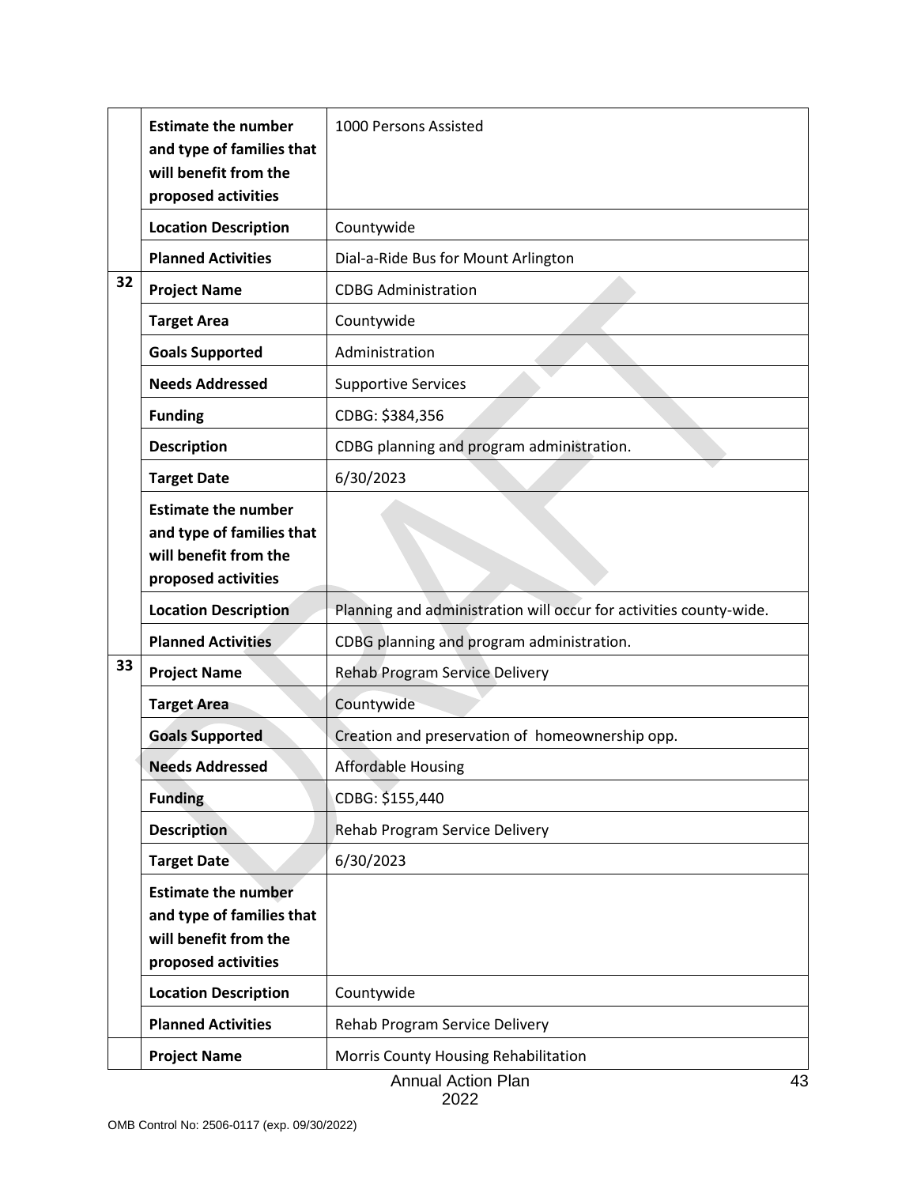| | | |
|---|---|---|
| | **Estimate the number and type of families that will benefit from the proposed activities** | 1000 Persons Assisted |
| | **Location Description** | Countywide |
| | **Planned Activities** | Dial-a-Ride Bus for Mount Arlington |
| 32 | **Project Name** | CDBG Administration |
| | **Target Area** | Countywide |
| | **Goals Supported** | Administration |
| | **Needs Addressed** | Supportive Services |
| | **Funding** | CDBG: $384,356 |
| | **Description** | CDBG planning and program administration. |
| | **Target Date** | 6/30/2023 |
| | **Estimate the number and type of families that will benefit from the proposed activities** | |
| | **Location Description** | Planning and administration will occur for activities county-wide. |
| | **Planned Activities** | CDBG planning and program administration. |
| 33 | **Project Name** | Rehab Program Service Delivery |
| | **Target Area** | Countywide |
| | **Goals Supported** | Creation and preservation of homeownership opp. |
| | **Needs Addressed** | Affordable Housing |
| | **Funding** | CDBG: $155,440 |
| | **Description** | Rehab Program Service Delivery |
| | **Target Date** | 6/30/2023 |
| | **Estimate the number and type of families that will benefit from the proposed activities** | |
| | **Location Description** | Countywide |
| | **Planned Activities** | Rehab Program Service Delivery |
| | **Project Name** | Morris County Housing Rehabilitation |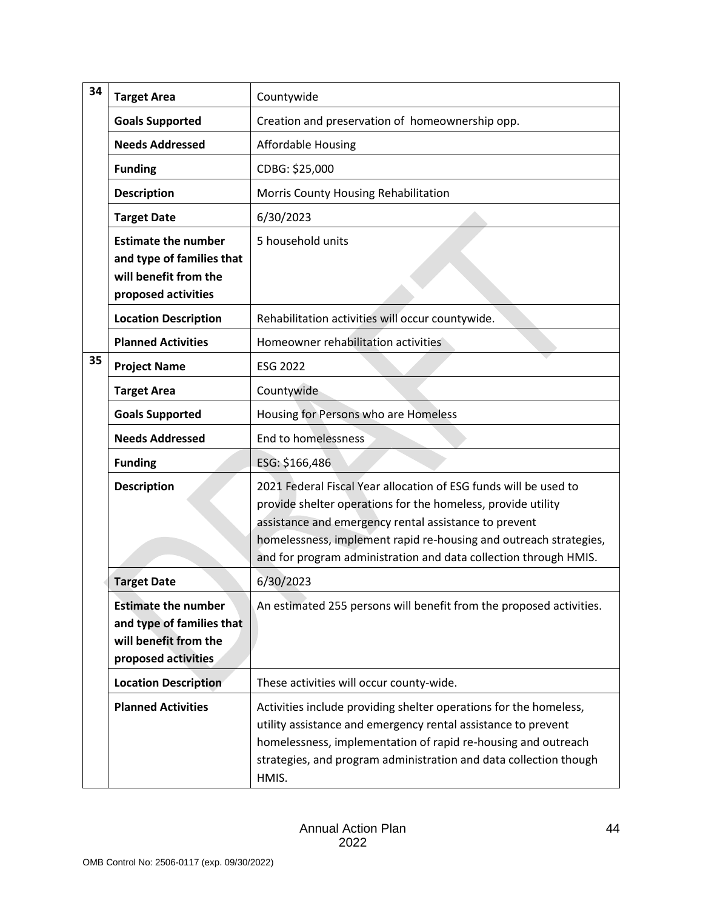| | | |
|---|---|---|
| 34 | **Target Area** | Countywide |
| | **Goals Supported** | Creation and preservation of homeownership opp. |
| | **Needs Addressed** | Affordable Housing |
| | **Funding** | CDBG: $25,000 |
| | **Description** | Morris County Housing Rehabilitation |
| | **Target Date** | 6/30/2023 |
| | **Estimate the number and type of families that will benefit from the proposed activities** | 5 household units |
| | **Location Description** | Rehabilitation activities will occur countywide. |
| | **Planned Activities** | Homeowner rehabilitation activities |
| 35 | **Project Name** | ESG 2022 |
| | **Target Area** | Countywide |
| | **Goals Supported** | Housing for Persons who are Homeless |
| | **Needs Addressed** | End to homelessness |
| | **Funding** | ESG: $166,486 |
| | **Description** | 2021 Federal Fiscal Year allocation of ESG funds will be used to provide shelter operations for the homeless, provide utility assistance and emergency rental assistance to prevent homelessness, implement rapid re-housing and outreach strategies, and for program administration and data collection through HMIS. |
| | **Target Date** | 6/30/2023 |
| | **Estimate the number and type of families that will benefit from the proposed activities** | An estimated 255 persons will benefit from the proposed activities. |
| | **Location Description** | These activities will occur county-wide. |
| | **Planned Activities** | Activities include providing shelter operations for the homeless, utility assistance and emergency rental assistance to prevent homelessness, implementation of rapid re-housing and outreach strategies, and program administration and data collection though HMIS. |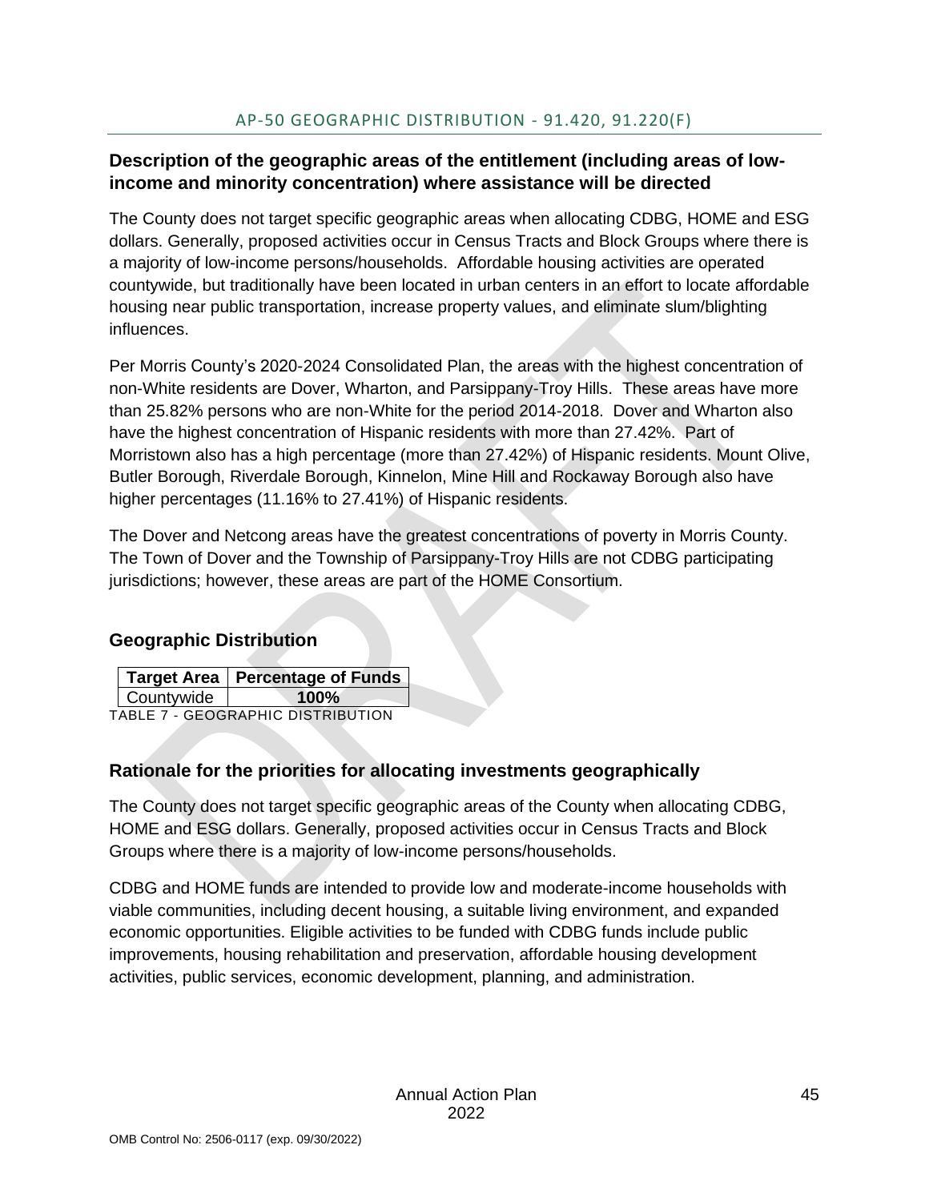## AP-50 GEOGRAPHIC DISTRIBUTION - 91.420, 91.220(F)

### Description of the geographic areas of the entitlement (including areas of low-income and minority concentration) where assistance will be directed

The County does not target specific geographic areas when allocating CDBG, HOME and ESG dollars. Generally, proposed activities occur in Census Tracts and Block Groups where there is a majority of low-income persons/households. Affordable housing activities are operated countywide, but traditionally have been located in urban centers in an effort to locate affordable housing near public transportation, increase property values, and eliminate slum/blighting influences.

Per Morris County's 2020-2024 Consolidated Plan, the areas with the highest concentration of non-White residents are Dover, Wharton, and Parsippany-Troy Hills. These areas have more than 25.82% persons who are non-White for the period 2014-2018. Dover and Wharton also have the highest concentration of Hispanic residents with more than 27.42%. Part of Morristown also has a high percentage (more than 27.42%) of Hispanic residents. Mount Olive, Butler Borough, Riverdale Borough, Kinnelon, Mine Hill and Rockaway Borough also have higher percentages (11.16% to 27.41%) of Hispanic residents.

The Dover and Netcong areas have the greatest concentrations of poverty in Morris County. The Town of Dover and the Township of Parsippany-Troy Hills are not CDBG participating jurisdictions; however, these areas are part of the HOME Consortium.

### Geographic Distribution

| Target Area | Percentage of Funds |
|---|---|
| Countywide | **100%** |

TABLE 7 - GEOGRAPHIC DISTRIBUTION

### Rationale for the priorities for allocating investments geographically

The County does not target specific geographic areas of the County when allocating CDBG, HOME and ESG dollars. Generally, proposed activities occur in Census Tracts and Block Groups where there is a majority of low-income persons/households.

CDBG and HOME funds are intended to provide low and moderate-income households with viable communities, including decent housing, a suitable living environment, and expanded economic opportunities. Eligible activities to be funded with CDBG funds include public improvements, housing rehabilitation and preservation, affordable housing development activities, public services, economic development, planning, and administration.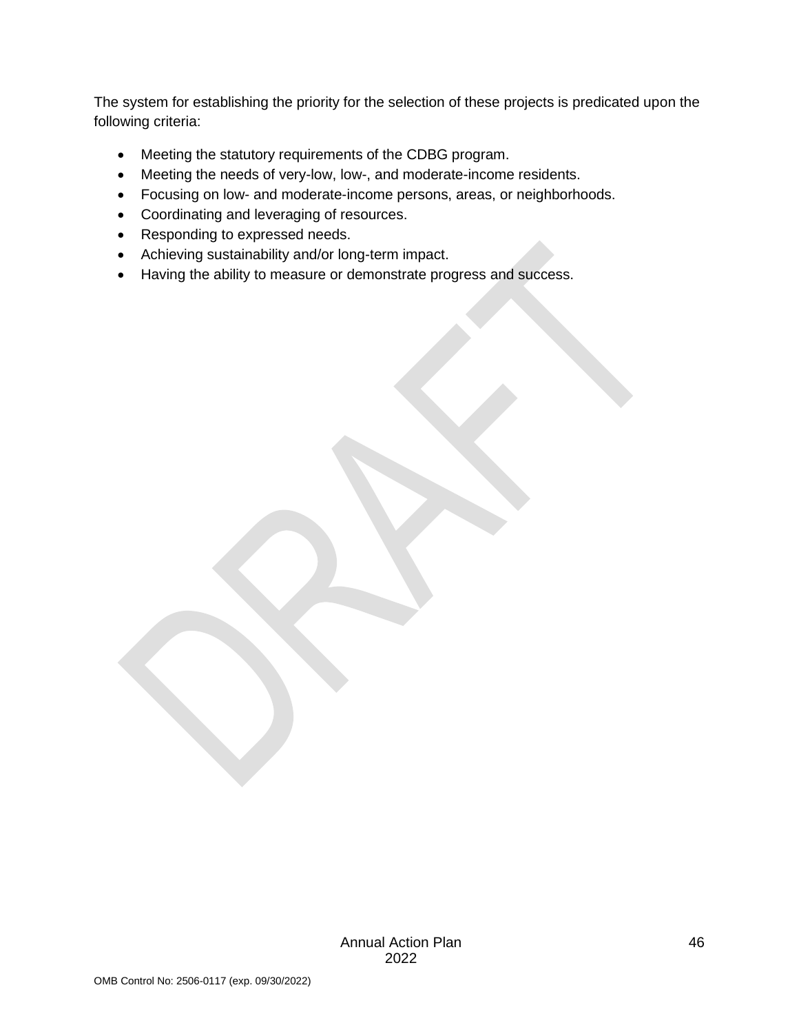The system for establishing the priority for the selection of these projects is predicated upon the following criteria:

- Meeting the statutory requirements of the CDBG program.
- Meeting the needs of very-low, low-, and moderate-income residents.
- Focusing on low- and moderate-income persons, areas, or neighborhoods.
- Coordinating and leveraging of resources.
- Responding to expressed needs.
- Achieving sustainability and/or long-term impact.
- Having the ability to measure or demonstrate progress and success.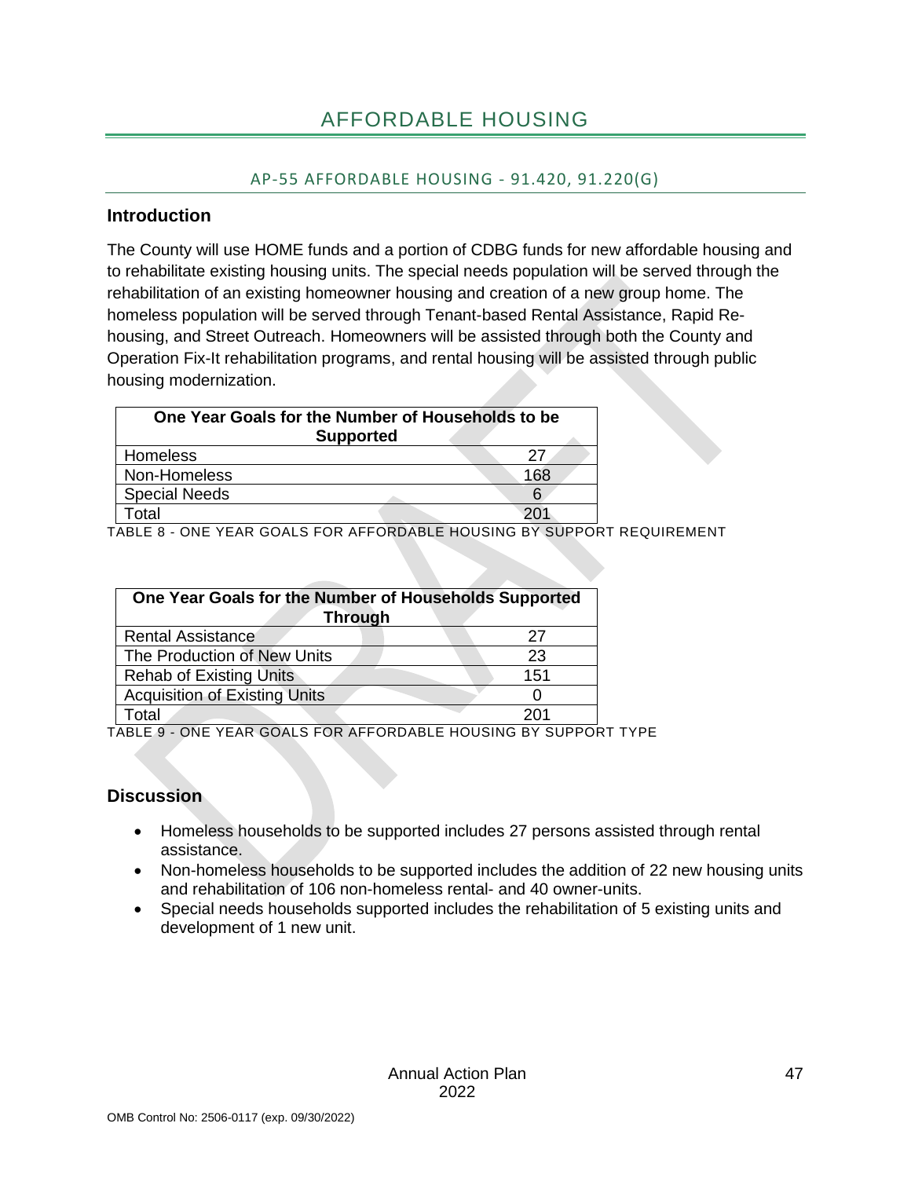# AFFORDABLE HOUSING

## AP-55 AFFORDABLE HOUSING - 91.420, 91.220(G)

### Introduction

The County will use HOME funds and a portion of CDBG funds for new affordable housing and to rehabilitate existing housing units. The special needs population will be served through the rehabilitation of an existing homeowner housing and creation of a new group home. The homeless population will be served through Tenant-based Rental Assistance, Rapid Re-housing, and Street Outreach. Homeowners will be assisted through both the County and Operation Fix-It rehabilitation programs, and rental housing will be assisted through public housing modernization.

| One Year Goals for the Number of Households to be Supported | |
|---|---|
| Homeless | 27 |
| Non-Homeless | 168 |
| Special Needs | 6 |
| Total | 201 |

TABLE 8 - ONE YEAR GOALS FOR AFFORDABLE HOUSING BY SUPPORT REQUIREMENT

| One Year Goals for the Number of Households Supported Through | |
|---|---|
| Rental Assistance | 27 |
| The Production of New Units | 23 |
| Rehab of Existing Units | 151 |
| Acquisition of Existing Units | 0 |
| Total | 201 |

TABLE 9 - ONE YEAR GOALS FOR AFFORDABLE HOUSING BY SUPPORT TYPE

### Discussion

- Homeless households to be supported includes 27 persons assisted through rental assistance.
- Non-homeless households to be supported includes the addition of 22 new housing units and rehabilitation of 106 non-homeless rental- and 40 owner-units.
- Special needs households supported includes the rehabilitation of 5 existing units and development of 1 new unit.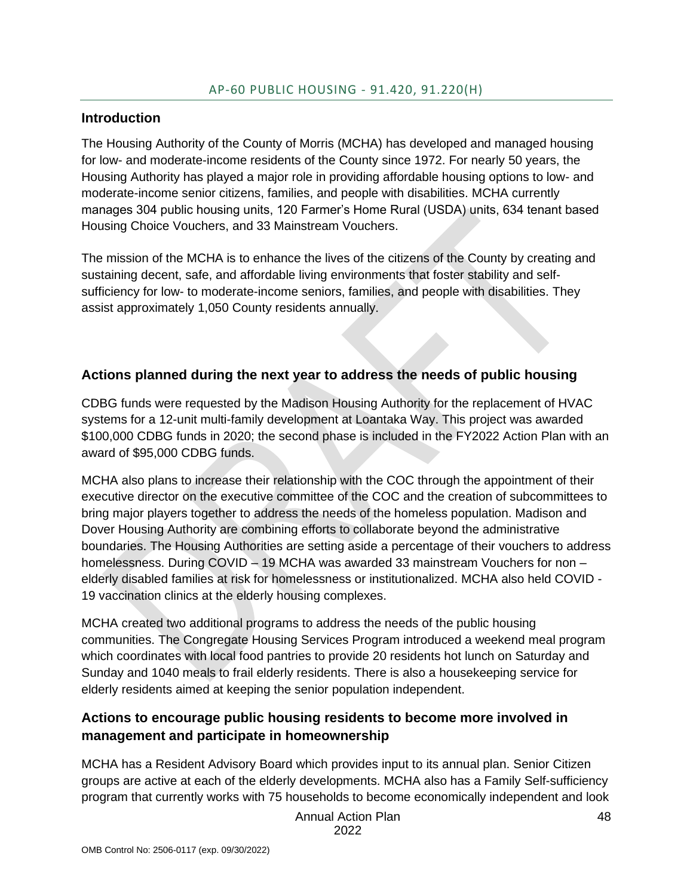## AP-60 PUBLIC HOUSING - 91.420, 91.220(H)

### Introduction

The Housing Authority of the County of Morris (MCHA) has developed and managed housing for low- and moderate-income residents of the County since 1972. For nearly 50 years, the Housing Authority has played a major role in providing affordable housing options to low- and moderate-income senior citizens, families, and people with disabilities. MCHA currently manages 304 public housing units, 120 Farmer's Home Rural (USDA) units, 634 tenant based Housing Choice Vouchers, and 33 Mainstream Vouchers.

The mission of the MCHA is to enhance the lives of the citizens of the County by creating and sustaining decent, safe, and affordable living environments that foster stability and self-sufficiency for low- to moderate-income seniors, families, and people with disabilities. They assist approximately 1,050 County residents annually.

### Actions planned during the next year to address the needs of public housing

CDBG funds were requested by the Madison Housing Authority for the replacement of HVAC systems for a 12-unit multi-family development at Loantaka Way. This project was awarded $100,000 CDBG funds in 2020; the second phase is included in the FY2022 Action Plan with an award of $95,000 CDBG funds.

MCHA also plans to increase their relationship with the COC through the appointment of their executive director on the executive committee of the COC and the creation of subcommittees to bring major players together to address the needs of the homeless population. Madison and Dover Housing Authority are combining efforts to collaborate beyond the administrative boundaries. The Housing Authorities are setting aside a percentage of their vouchers to address homelessness. During COVID – 19 MCHA was awarded 33 mainstream Vouchers for non – elderly disabled families at risk for homelessness or institutionalized. MCHA also held COVID - 19 vaccination clinics at the elderly housing complexes.

MCHA created two additional programs to address the needs of the public housing communities. The Congregate Housing Services Program introduced a weekend meal program which coordinates with local food pantries to provide 20 residents hot lunch on Saturday and Sunday and 1040 meals to frail elderly residents. There is also a housekeeping service for elderly residents aimed at keeping the senior population independent.

### Actions to encourage public housing residents to become more involved in management and participate in homeownership

MCHA has a Resident Advisory Board which provides input to its annual plan. Senior Citizen groups are active at each of the elderly developments. MCHA also has a Family Self-sufficiency program that currently works with 75 households to become economically independent and look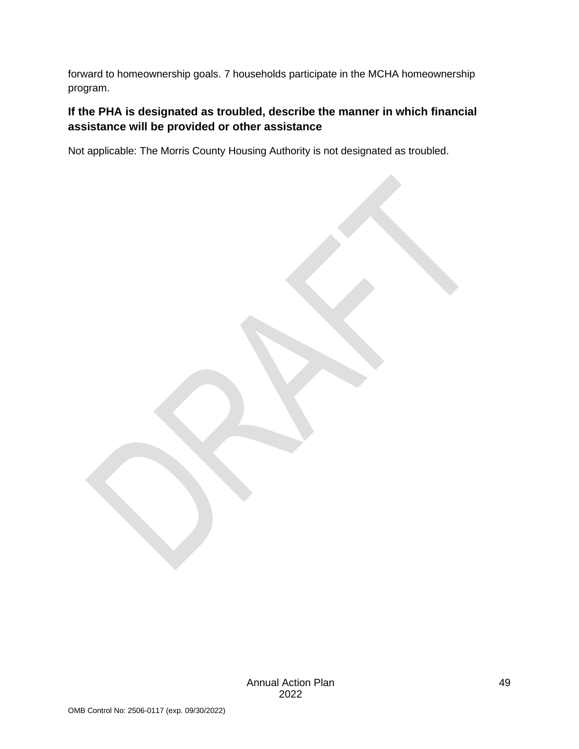forward to homeownership goals. 7 households participate in the MCHA homeownership program.

### If the PHA is designated as troubled, describe the manner in which financial assistance will be provided or other assistance

Not applicable: The Morris County Housing Authority is not designated as troubled.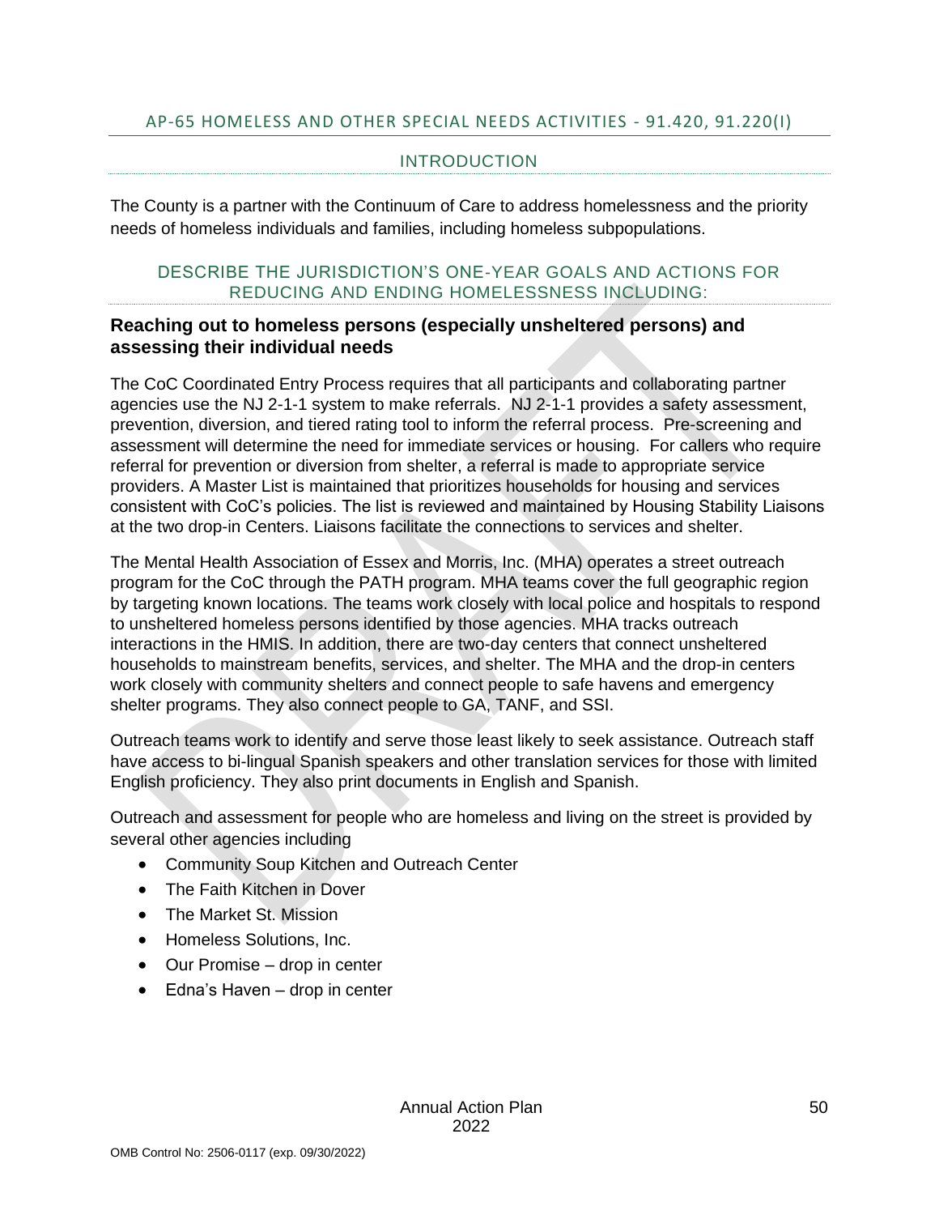## AP-65 HOMELESS AND OTHER SPECIAL NEEDS ACTIVITIES - 91.420, 91.220(I)

### INTRODUCTION

The County is a partner with the Continuum of Care to address homelessness and the priority needs of homeless individuals and families, including homeless subpopulations.

### DESCRIBE THE JURISDICTION'S ONE-YEAR GOALS AND ACTIONS FOR REDUCING AND ENDING HOMELESSNESS INCLUDING:

**Reaching out to homeless persons (especially unsheltered persons) and assessing their individual needs**

The CoC Coordinated Entry Process requires that all participants and collaborating partner agencies use the NJ 2-1-1 system to make referrals. NJ 2-1-1 provides a safety assessment, prevention, diversion, and tiered rating tool to inform the referral process. Pre-screening and assessment will determine the need for immediate services or housing. For callers who require referral for prevention or diversion from shelter, a referral is made to appropriate service providers. A Master List is maintained that prioritizes households for housing and services consistent with CoC's policies. The list is reviewed and maintained by Housing Stability Liaisons at the two drop-in Centers. Liaisons facilitate the connections to services and shelter.

The Mental Health Association of Essex and Morris, Inc. (MHA) operates a street outreach program for the CoC through the PATH program. MHA teams cover the full geographic region by targeting known locations. The teams work closely with local police and hospitals to respond to unsheltered homeless persons identified by those agencies. MHA tracks outreach interactions in the HMIS. In addition, there are two-day centers that connect unsheltered households to mainstream benefits, services, and shelter. The MHA and the drop-in centers work closely with community shelters and connect people to safe havens and emergency shelter programs. They also connect people to GA, TANF, and SSI.

Outreach teams work to identify and serve those least likely to seek assistance. Outreach staff have access to bi-lingual Spanish speakers and other translation services for those with limited English proficiency. They also print documents in English and Spanish.

Outreach and assessment for people who are homeless and living on the street is provided by several other agencies including

- Community Soup Kitchen and Outreach Center
- The Faith Kitchen in Dover
- The Market St. Mission
- Homeless Solutions, Inc.
- Our Promise – drop in center
- Edna's Haven – drop in center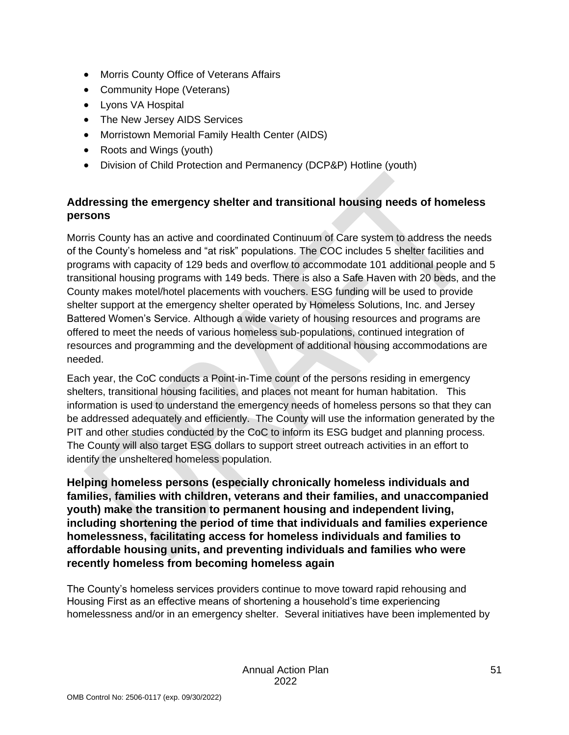- Morris County Office of Veterans Affairs
- Community Hope (Veterans)
- Lyons VA Hospital
- The New Jersey AIDS Services
- Morristown Memorial Family Health Center (AIDS)
- Roots and Wings (youth)
- Division of Child Protection and Permanency (DCP&P) Hotline (youth)

## Addressing the emergency shelter and transitional housing needs of homeless persons

Morris County has an active and coordinated Continuum of Care system to address the needs of the County's homeless and "at risk" populations. The COC includes 5 shelter facilities and programs with capacity of 129 beds and overflow to accommodate 101 additional people and 5 transitional housing programs with 149 beds. There is also a Safe Haven with 20 beds, and the County makes motel/hotel placements with vouchers. ESG funding will be used to provide shelter support at the emergency shelter operated by Homeless Solutions, Inc. and Jersey Battered Women's Service. Although a wide variety of housing resources and programs are offered to meet the needs of various homeless sub-populations, continued integration of resources and programming and the development of additional housing accommodations are needed.

Each year, the CoC conducts a Point-in-Time count of the persons residing in emergency shelters, transitional housing facilities, and places not meant for human habitation. This information is used to understand the emergency needs of homeless persons so that they can be addressed adequately and efficiently. The County will use the information generated by the PIT and other studies conducted by the CoC to inform its ESG budget and planning process. The County will also target ESG dollars to support street outreach activities in an effort to identify the unsheltered homeless population.

## Helping homeless persons (especially chronically homeless individuals and families, families with children, veterans and their families, and unaccompanied youth) make the transition to permanent housing and independent living, including shortening the period of time that individuals and families experience homelessness, facilitating access for homeless individuals and families to affordable housing units, and preventing individuals and families who were recently homeless from becoming homeless again

The County's homeless services providers continue to move toward rapid rehousing and Housing First as an effective means of shortening a household's time experiencing homelessness and/or in an emergency shelter. Several initiatives have been implemented by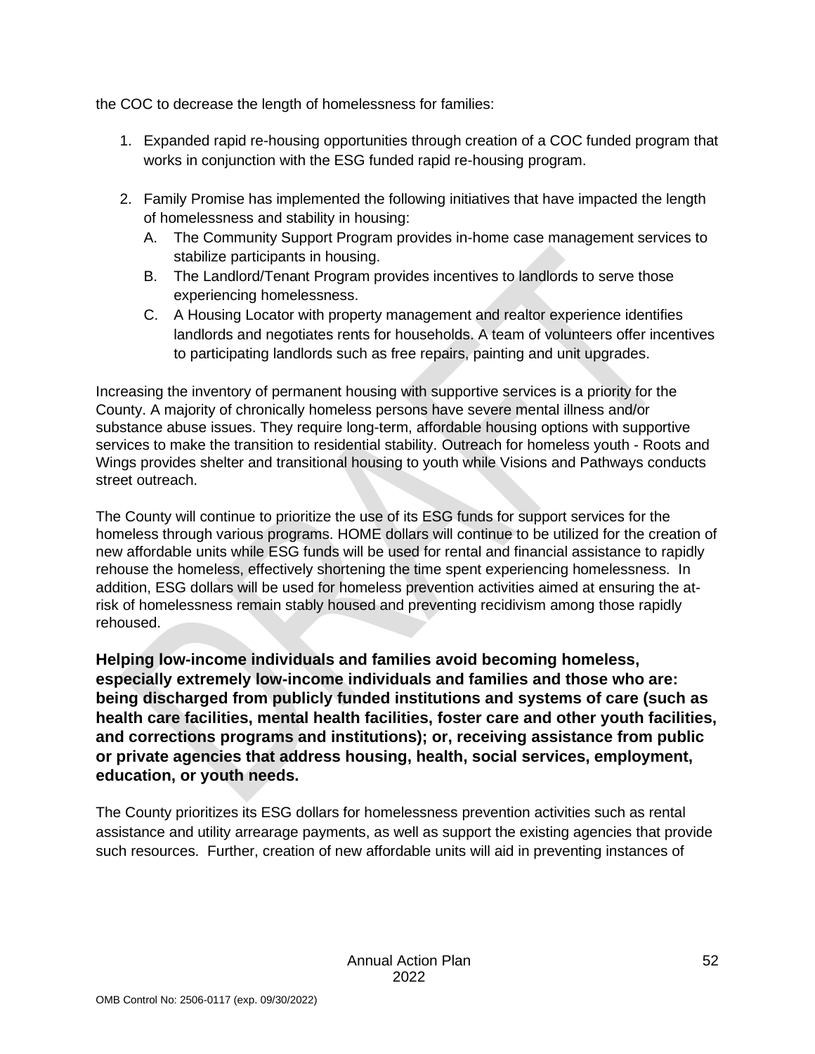the COC to decrease the length of homelessness for families:

1. Expanded rapid re-housing opportunities through creation of a COC funded program that works in conjunction with the ESG funded rapid re-housing program.

2. Family Promise has implemented the following initiatives that have impacted the length of homelessness and stability in housing:
   A. The Community Support Program provides in-home case management services to stabilize participants in housing.
   B. The Landlord/Tenant Program provides incentives to landlords to serve those experiencing homelessness.
   C. A Housing Locator with property management and realtor experience identifies landlords and negotiates rents for households. A team of volunteers offer incentives to participating landlords such as free repairs, painting and unit upgrades.

Increasing the inventory of permanent housing with supportive services is a priority for the County. A majority of chronically homeless persons have severe mental illness and/or substance abuse issues. They require long-term, affordable housing options with supportive services to make the transition to residential stability. Outreach for homeless youth - Roots and Wings provides shelter and transitional housing to youth while Visions and Pathways conducts street outreach.

The County will continue to prioritize the use of its ESG funds for support services for the homeless through various programs. HOME dollars will continue to be utilized for the creation of new affordable units while ESG funds will be used for rental and financial assistance to rapidly rehouse the homeless, effectively shortening the time spent experiencing homelessness. In addition, ESG dollars will be used for homeless prevention activities aimed at ensuring the at-risk of homelessness remain stably housed and preventing recidivism among those rapidly rehoused.

**Helping low-income individuals and families avoid becoming homeless, especially extremely low-income individuals and families and those who are: being discharged from publicly funded institutions and systems of care (such as health care facilities, mental health facilities, foster care and other youth facilities, and corrections programs and institutions); or, receiving assistance from public or private agencies that address housing, health, social services, employment, education, or youth needs.**

The County prioritizes its ESG dollars for homelessness prevention activities such as rental assistance and utility arrearage payments, as well as support the existing agencies that provide such resources. Further, creation of new affordable units will aid in preventing instances of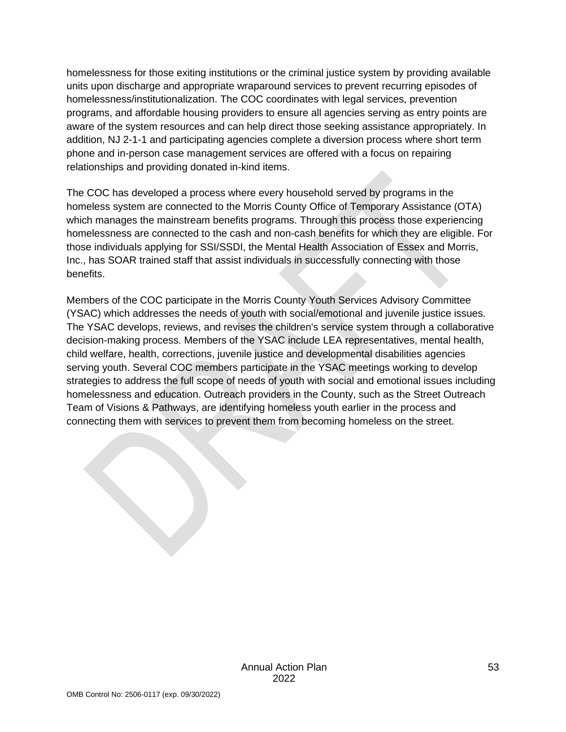homelessness for those exiting institutions or the criminal justice system by providing available units upon discharge and appropriate wraparound services to prevent recurring episodes of homelessness/institutionalization. The COC coordinates with legal services, prevention programs, and affordable housing providers to ensure all agencies serving as entry points are aware of the system resources and can help direct those seeking assistance appropriately. In addition, NJ 2-1-1 and participating agencies complete a diversion process where short term phone and in-person case management services are offered with a focus on repairing relationships and providing donated in-kind items.

The COC has developed a process where every household served by programs in the homeless system are connected to the Morris County Office of Temporary Assistance (OTA) which manages the mainstream benefits programs. Through this process those experiencing homelessness are connected to the cash and non-cash benefits for which they are eligible. For those individuals applying for SSI/SSDI, the Mental Health Association of Essex and Morris, Inc., has SOAR trained staff that assist individuals in successfully connecting with those benefits.

Members of the COC participate in the Morris County Youth Services Advisory Committee (YSAC) which addresses the needs of youth with social/emotional and juvenile justice issues. The YSAC develops, reviews, and revises the children's service system through a collaborative decision-making process. Members of the YSAC include LEA representatives, mental health, child welfare, health, corrections, juvenile justice and developmental disabilities agencies serving youth. Several COC members participate in the YSAC meetings working to develop strategies to address the full scope of needs of youth with social and emotional issues including homelessness and education. Outreach providers in the County, such as the Street Outreach Team of Visions & Pathways, are identifying homeless youth earlier in the process and connecting them with services to prevent them from becoming homeless on the street.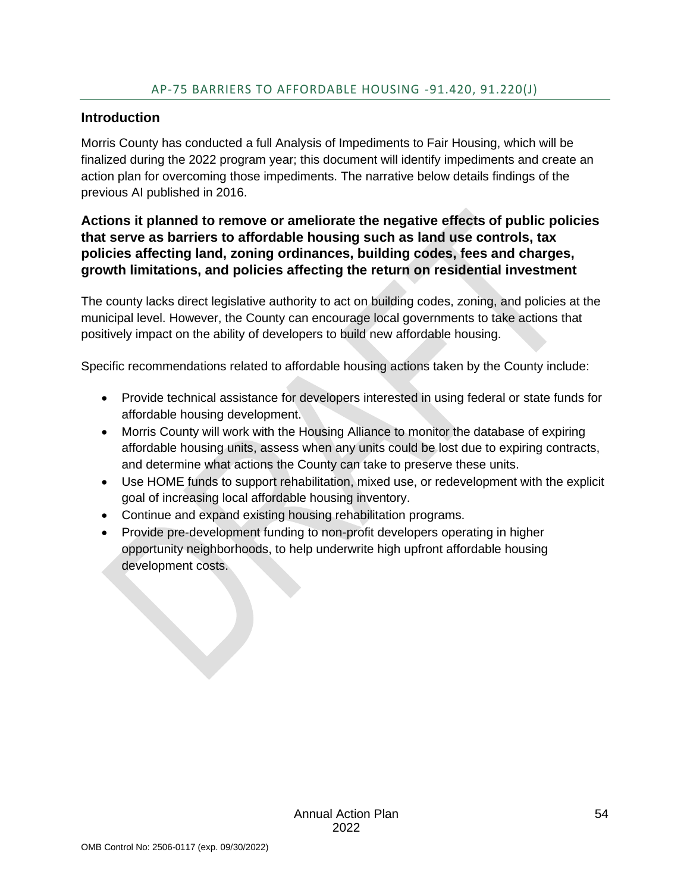## AP-75 Barriers to affordable housing -91.420, 91.220(j)

### Introduction

Morris County has conducted a full Analysis of Impediments to Fair Housing, which will be finalized during the 2022 program year; this document will identify impediments and create an action plan for overcoming those impediments. The narrative below details findings of the previous AI published in 2016.

### Actions it planned to remove or ameliorate the negative effects of public policies that serve as barriers to affordable housing such as land use controls, tax policies affecting land, zoning ordinances, building codes, fees and charges, growth limitations, and policies affecting the return on residential investment

The county lacks direct legislative authority to act on building codes, zoning, and policies at the municipal level. However, the County can encourage local governments to take actions that positively impact on the ability of developers to build new affordable housing.

Specific recommendations related to affordable housing actions taken by the County include:

- Provide technical assistance for developers interested in using federal or state funds for affordable housing development.
- Morris County will work with the Housing Alliance to monitor the database of expiring affordable housing units, assess when any units could be lost due to expiring contracts, and determine what actions the County can take to preserve these units.
- Use HOME funds to support rehabilitation, mixed use, or redevelopment with the explicit goal of increasing local affordable housing inventory.
- Continue and expand existing housing rehabilitation programs.
- Provide pre-development funding to non-profit developers operating in higher opportunity neighborhoods, to help underwrite high upfront affordable housing development costs.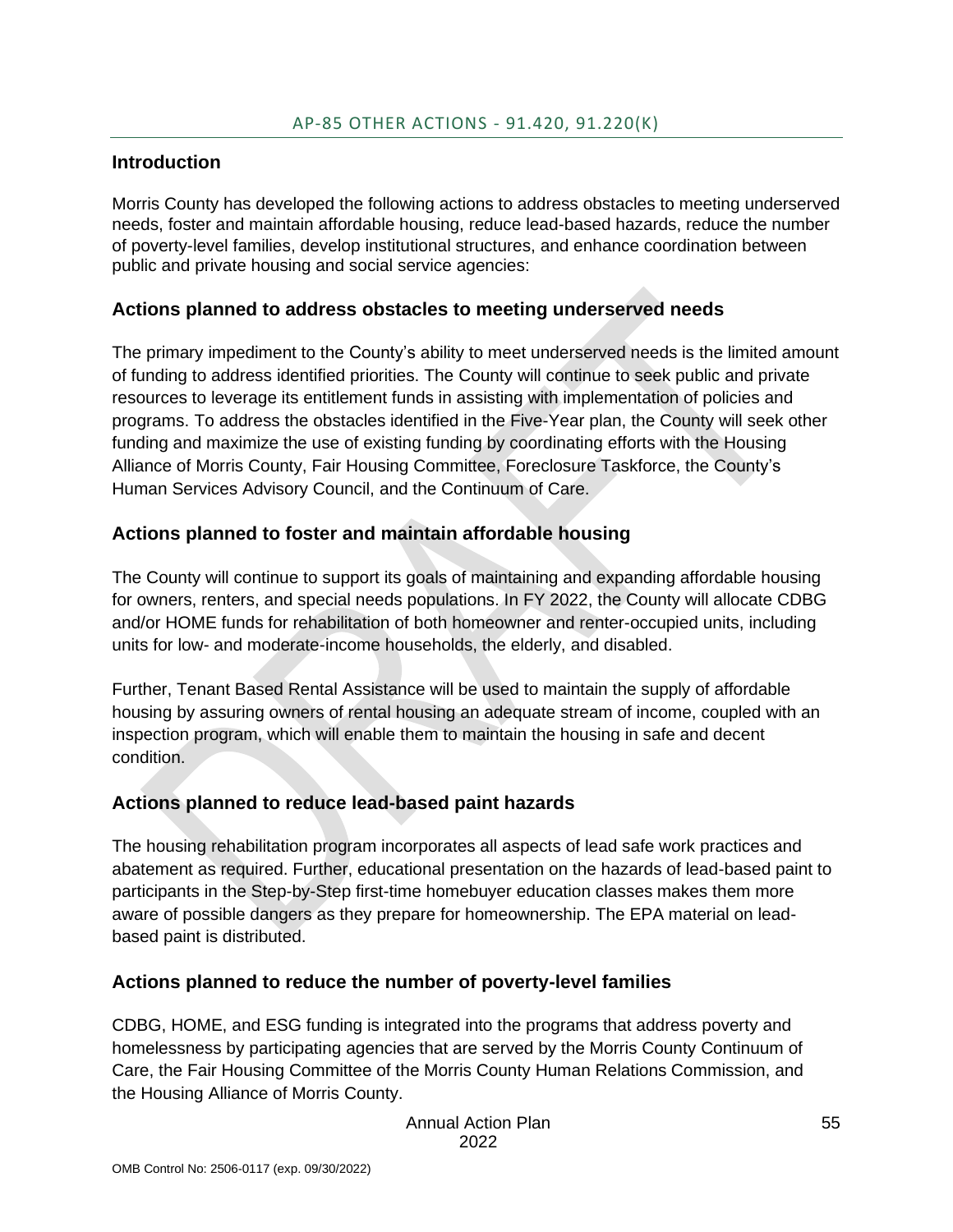## AP-85 OTHER ACTIONS - 91.420, 91.220(K)

### Introduction

Morris County has developed the following actions to address obstacles to meeting underserved needs, foster and maintain affordable housing, reduce lead-based hazards, reduce the number of poverty-level families, develop institutional structures, and enhance coordination between public and private housing and social service agencies:

### Actions planned to address obstacles to meeting underserved needs

The primary impediment to the County's ability to meet underserved needs is the limited amount of funding to address identified priorities. The County will continue to seek public and private resources to leverage its entitlement funds in assisting with implementation of policies and programs. To address the obstacles identified in the Five-Year plan, the County will seek other funding and maximize the use of existing funding by coordinating efforts with the Housing Alliance of Morris County, Fair Housing Committee, Foreclosure Taskforce, the County's Human Services Advisory Council, and the Continuum of Care.

### Actions planned to foster and maintain affordable housing

The County will continue to support its goals of maintaining and expanding affordable housing for owners, renters, and special needs populations. In FY 2022, the County will allocate CDBG and/or HOME funds for rehabilitation of both homeowner and renter-occupied units, including units for low- and moderate-income households, the elderly, and disabled.

Further, Tenant Based Rental Assistance will be used to maintain the supply of affordable housing by assuring owners of rental housing an adequate stream of income, coupled with an inspection program, which will enable them to maintain the housing in safe and decent condition.

### Actions planned to reduce lead-based paint hazards

The housing rehabilitation program incorporates all aspects of lead safe work practices and abatement as required. Further, educational presentation on the hazards of lead-based paint to participants in the Step-by-Step first-time homebuyer education classes makes them more aware of possible dangers as they prepare for homeownership. The EPA material on lead-based paint is distributed.

### Actions planned to reduce the number of poverty-level families

CDBG, HOME, and ESG funding is integrated into the programs that address poverty and homelessness by participating agencies that are served by the Morris County Continuum of Care, the Fair Housing Committee of the Morris County Human Relations Commission, and the Housing Alliance of Morris County.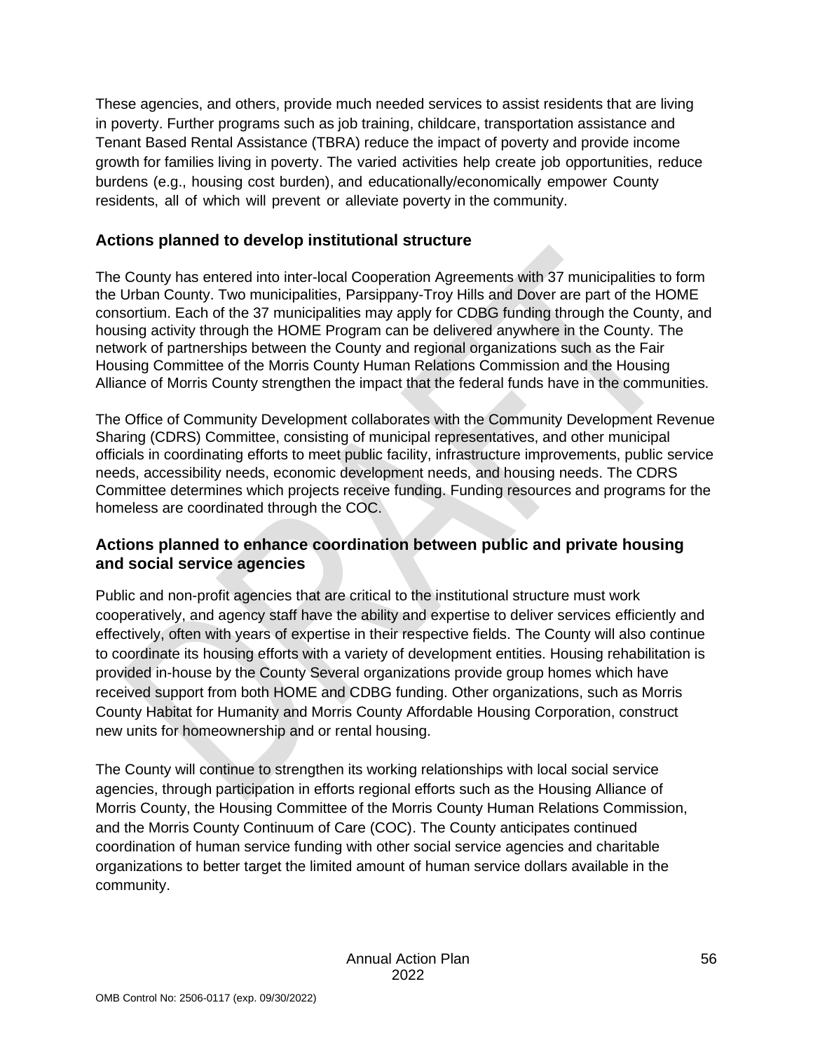These agencies, and others, provide much needed services to assist residents that are living in poverty. Further programs such as job training, childcare, transportation assistance and Tenant Based Rental Assistance (TBRA) reduce the impact of poverty and provide income growth for families living in poverty. The varied activities help create job opportunities, reduce burdens (e.g., housing cost burden), and educationally/economically empower County residents, all of which will prevent or alleviate poverty in the community.

## Actions planned to develop institutional structure

The County has entered into inter-local Cooperation Agreements with 37 municipalities to form the Urban County. Two municipalities, Parsippany-Troy Hills and Dover are part of the HOME consortium. Each of the 37 municipalities may apply for CDBG funding through the County, and housing activity through the HOME Program can be delivered anywhere in the County. The network of partnerships between the County and regional organizations such as the Fair Housing Committee of the Morris County Human Relations Commission and the Housing Alliance of Morris County strengthen the impact that the federal funds have in the communities.

The Office of Community Development collaborates with the Community Development Revenue Sharing (CDRS) Committee, consisting of municipal representatives, and other municipal officials in coordinating efforts to meet public facility, infrastructure improvements, public service needs, accessibility needs, economic development needs, and housing needs. The CDRS Committee determines which projects receive funding. Funding resources and programs for the homeless are coordinated through the COC.

## Actions planned to enhance coordination between public and private housing and social service agencies

Public and non-profit agencies that are critical to the institutional structure must work cooperatively, and agency staff have the ability and expertise to deliver services efficiently and effectively, often with years of expertise in their respective fields. The County will also continue to coordinate its housing efforts with a variety of development entities. Housing rehabilitation is provided in-house by the County Several organizations provide group homes which have received support from both HOME and CDBG funding. Other organizations, such as Morris County Habitat for Humanity and Morris County Affordable Housing Corporation, construct new units for homeownership and or rental housing.

The County will continue to strengthen its working relationships with local social service agencies, through participation in efforts regional efforts such as the Housing Alliance of Morris County, the Housing Committee of the Morris County Human Relations Commission, and the Morris County Continuum of Care (COC). The County anticipates continued coordination of human service funding with other social service agencies and charitable organizations to better target the limited amount of human service dollars available in the community.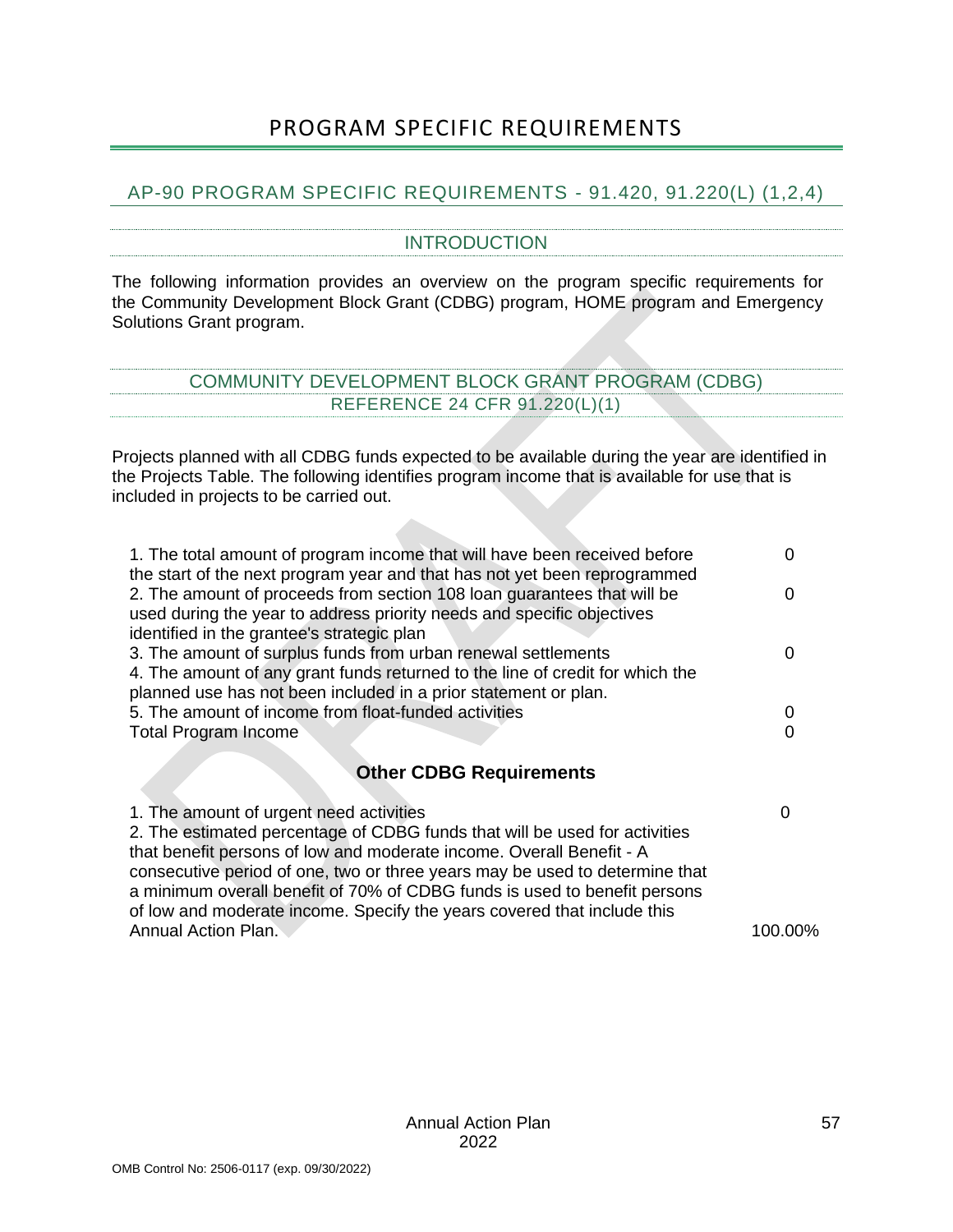# PROGRAM SPECIFIC REQUIREMENTS

## AP-90 PROGRAM SPECIFIC REQUIREMENTS - 91.420, 91.220(L) (1,2,4)

### INTRODUCTION

The following information provides an overview on the program specific requirements for the Community Development Block Grant (CDBG) program, HOME program and Emergency Solutions Grant program.

### COMMUNITY DEVELOPMENT BLOCK GRANT PROGRAM (CDBG)
### REFERENCE 24 CFR 91.220(L)(1)

Projects planned with all CDBG funds expected to be available during the year are identified in the Projects Table. The following identifies program income that is available for use that is included in projects to be carried out.

| | |
|---|---|
| 1. The total amount of program income that will have been received before the start of the next program year and that has not yet been reprogrammed | 0 |
| 2. The amount of proceeds from section 108 loan guarantees that will be used during the year to address priority needs and specific objectives identified in the grantee's strategic plan | 0 |
| 3. The amount of surplus funds from urban renewal settlements | 0 |
| 4. The amount of any grant funds returned to the line of credit for which the planned use has not been included in a prior statement or plan. | |
| 5. The amount of income from float-funded activities | 0 |
| Total Program Income | 0 |

**Other CDBG Requirements**

| | |
|---|---|
| 1. The amount of urgent need activities | 0 |
| 2. The estimated percentage of CDBG funds that will be used for activities that benefit persons of low and moderate income. Overall Benefit - A consecutive period of one, two or three years may be used to determine that a minimum overall benefit of 70% of CDBG funds is used to benefit persons of low and moderate income. Specify the years covered that include this Annual Action Plan. | 100.00% |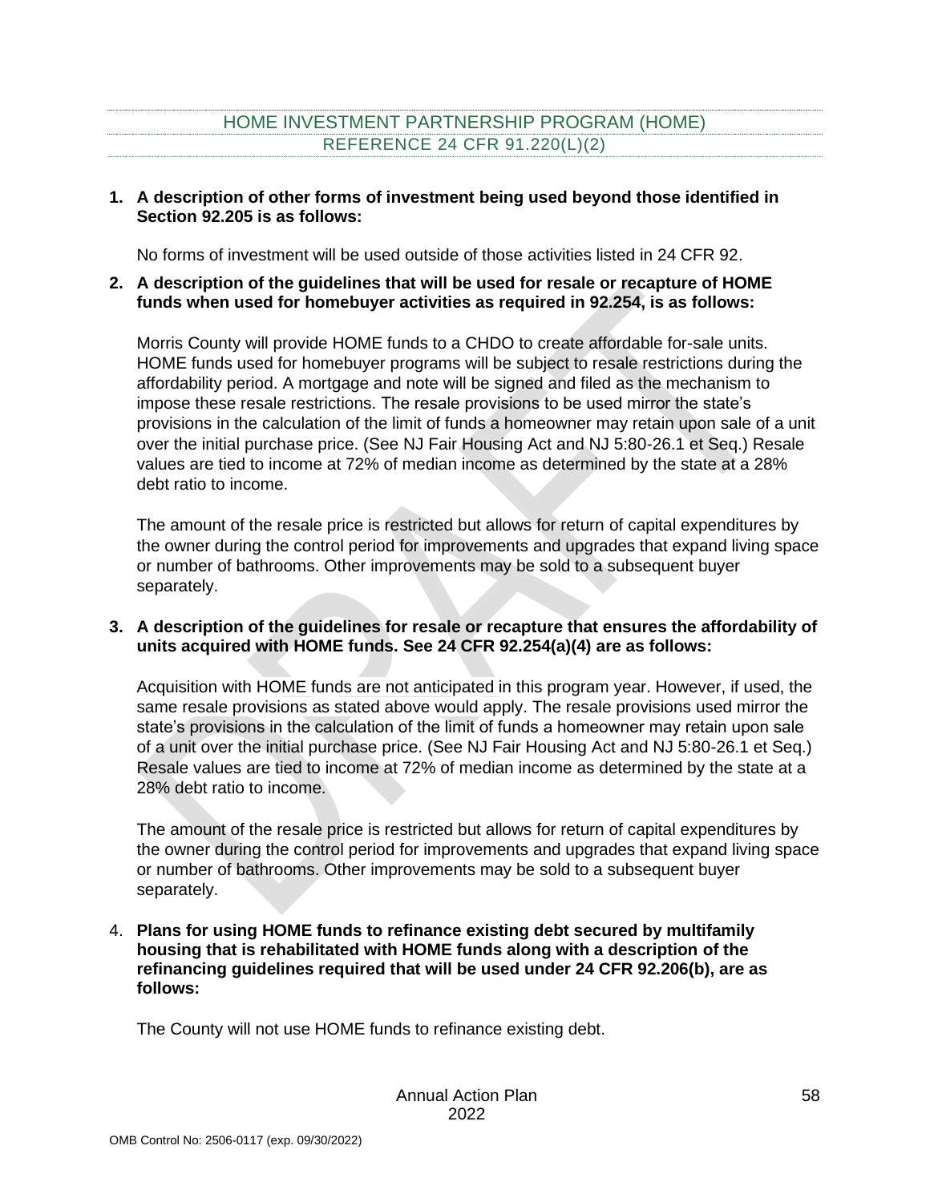## HOME INVESTMENT PARTNERSHIP PROGRAM (HOME)
### REFERENCE 24 CFR 91.220(L)(2)

1. **A description of other forms of investment being used beyond those identified in Section 92.205 is as follows:**

   No forms of investment will be used outside of those activities listed in 24 CFR 92.

2. **A description of the guidelines that will be used for resale or recapture of HOME funds when used for homebuyer activities as required in 92.254, is as follows:**

   Morris County will provide HOME funds to a CHDO to create affordable for-sale units. HOME funds used for homebuyer programs will be subject to resale restrictions during the affordability period. A mortgage and note will be signed and filed as the mechanism to impose these resale restrictions. The resale provisions to be used mirror the state's provisions in the calculation of the limit of funds a homeowner may retain upon sale of a unit over the initial purchase price. (See NJ Fair Housing Act and NJ 5:80-26.1 et Seq.) Resale values are tied to income at 72% of median income as determined by the state at a 28% debt ratio to income.

   The amount of the resale price is restricted but allows for return of capital expenditures by the owner during the control period for improvements and upgrades that expand living space or number of bathrooms. Other improvements may be sold to a subsequent buyer separately.

3. **A description of the guidelines for resale or recapture that ensures the affordability of units acquired with HOME funds. See 24 CFR 92.254(a)(4) are as follows:**

   Acquisition with HOME funds are not anticipated in this program year. However, if used, the same resale provisions as stated above would apply. The resale provisions used mirror the state's provisions in the calculation of the limit of funds a homeowner may retain upon sale of a unit over the initial purchase price. (See NJ Fair Housing Act and NJ 5:80-26.1 et Seq.) Resale values are tied to income at 72% of median income as determined by the state at a 28% debt ratio to income.

   The amount of the resale price is restricted but allows for return of capital expenditures by the owner during the control period for improvements and upgrades that expand living space or number of bathrooms. Other improvements may be sold to a subsequent buyer separately.

4. **Plans for using HOME funds to refinance existing debt secured by multifamily housing that is rehabilitated with HOME funds along with a description of the refinancing guidelines required that will be used under 24 CFR 92.206(b), are as follows:**

   The County will not use HOME funds to refinance existing debt.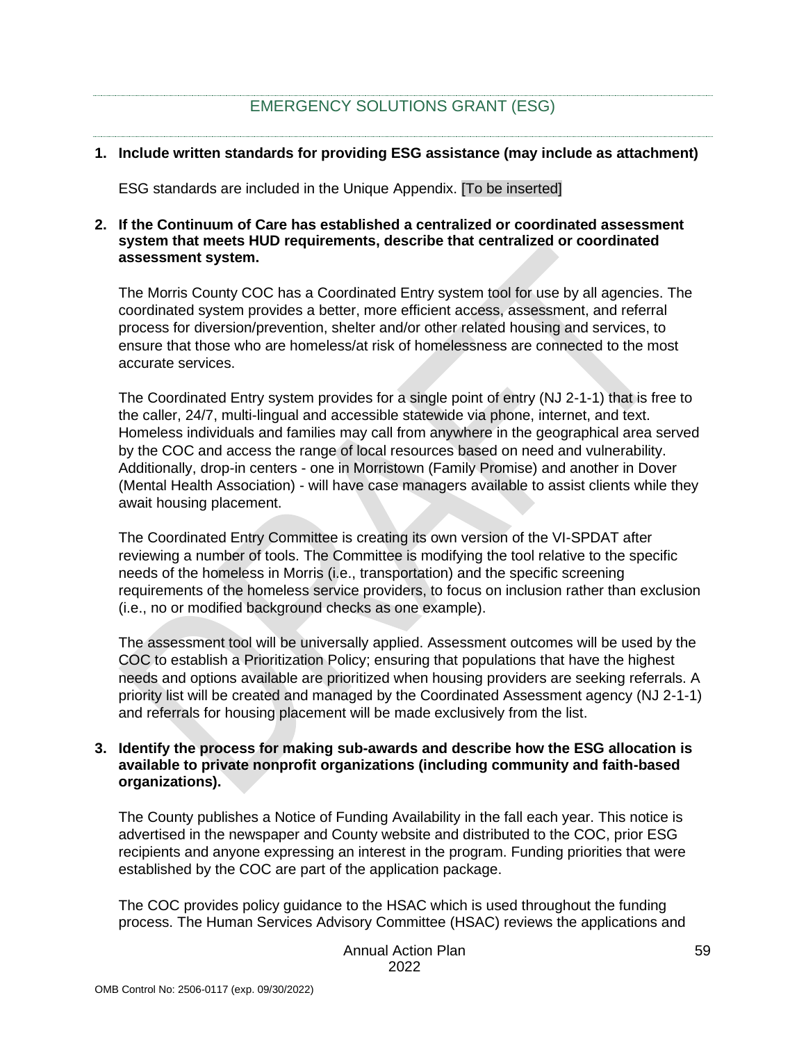## EMERGENCY SOLUTIONS GRANT (ESG)

**1. Include written standards for providing ESG assistance (may include as attachment)**

ESG standards are included in the Unique Appendix. [To be inserted]

**2. If the Continuum of Care has established a centralized or coordinated assessment system that meets HUD requirements, describe that centralized or coordinated assessment system.**

The Morris County COC has a Coordinated Entry system tool for use by all agencies. The coordinated system provides a better, more efficient access, assessment, and referral process for diversion/prevention, shelter and/or other related housing and services, to ensure that those who are homeless/at risk of homelessness are connected to the most accurate services.

The Coordinated Entry system provides for a single point of entry (NJ 2-1-1) that is free to the caller, 24/7, multi-lingual and accessible statewide via phone, internet, and text. Homeless individuals and families may call from anywhere in the geographical area served by the COC and access the range of local resources based on need and vulnerability. Additionally, drop-in centers - one in Morristown (Family Promise) and another in Dover (Mental Health Association) - will have case managers available to assist clients while they await housing placement.

The Coordinated Entry Committee is creating its own version of the VI-SPDAT after reviewing a number of tools. The Committee is modifying the tool relative to the specific needs of the homeless in Morris (i.e., transportation) and the specific screening requirements of the homeless service providers, to focus on inclusion rather than exclusion (i.e., no or modified background checks as one example).

The assessment tool will be universally applied. Assessment outcomes will be used by the COC to establish a Prioritization Policy; ensuring that populations that have the highest needs and options available are prioritized when housing providers are seeking referrals. A priority list will be created and managed by the Coordinated Assessment agency (NJ 2-1-1) and referrals for housing placement will be made exclusively from the list.

**3. Identify the process for making sub-awards and describe how the ESG allocation is available to private nonprofit organizations (including community and faith-based organizations).**

The County publishes a Notice of Funding Availability in the fall each year. This notice is advertised in the newspaper and County website and distributed to the COC, prior ESG recipients and anyone expressing an interest in the program. Funding priorities that were established by the COC are part of the application package.

The COC provides policy guidance to the HSAC which is used throughout the funding process. The Human Services Advisory Committee (HSAC) reviews the applications and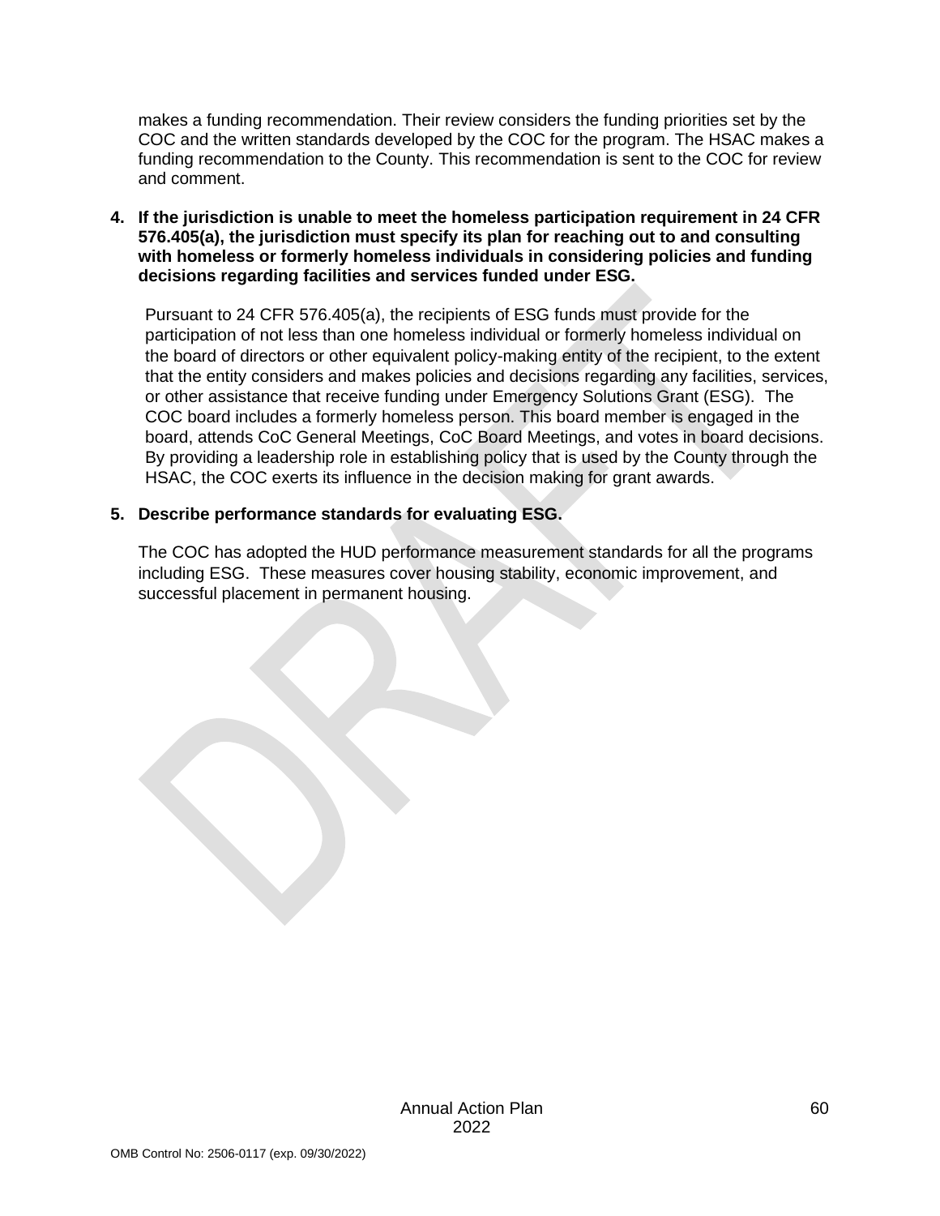makes a funding recommendation. Their review considers the funding priorities set by the COC and the written standards developed by the COC for the program. The HSAC makes a funding recommendation to the County. This recommendation is sent to the COC for review and comment.

4. **If the jurisdiction is unable to meet the homeless participation requirement in 24 CFR 576.405(a), the jurisdiction must specify its plan for reaching out to and consulting with homeless or formerly homeless individuals in considering policies and funding decisions regarding facilities and services funded under ESG.**

   Pursuant to 24 CFR 576.405(a), the recipients of ESG funds must provide for the participation of not less than one homeless individual or formerly homeless individual on the board of directors or other equivalent policy-making entity of the recipient, to the extent that the entity considers and makes policies and decisions regarding any facilities, services, or other assistance that receive funding under Emergency Solutions Grant (ESG). The COC board includes a formerly homeless person. This board member is engaged in the board, attends CoC General Meetings, CoC Board Meetings, and votes in board decisions. By providing a leadership role in establishing policy that is used by the County through the HSAC, the COC exerts its influence in the decision making for grant awards.

5. **Describe performance standards for evaluating ESG.**

   The COC has adopted the HUD performance measurement standards for all the programs including ESG. These measures cover housing stability, economic improvement, and successful placement in permanent housing.